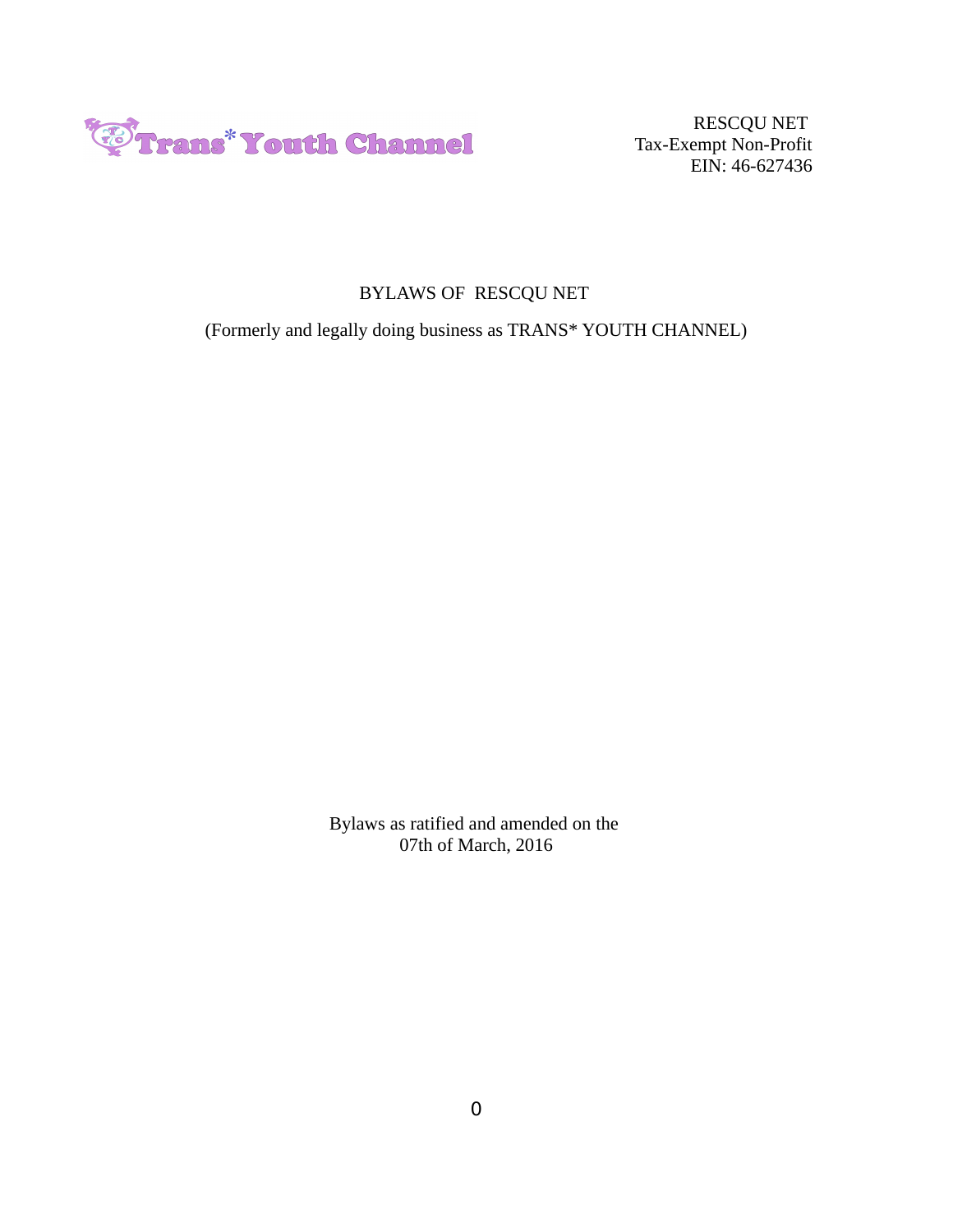Trans* Youth Channel

RESCQU NET
Tax-Exempt Non-Profit
EIN: 46-627436

# BYLAWS OF RESCQU NET

(Formerly and legally doing business as TRANS* YOUTH CHANNEL)

Bylaws as ratified and amended on the
07th of March, 2016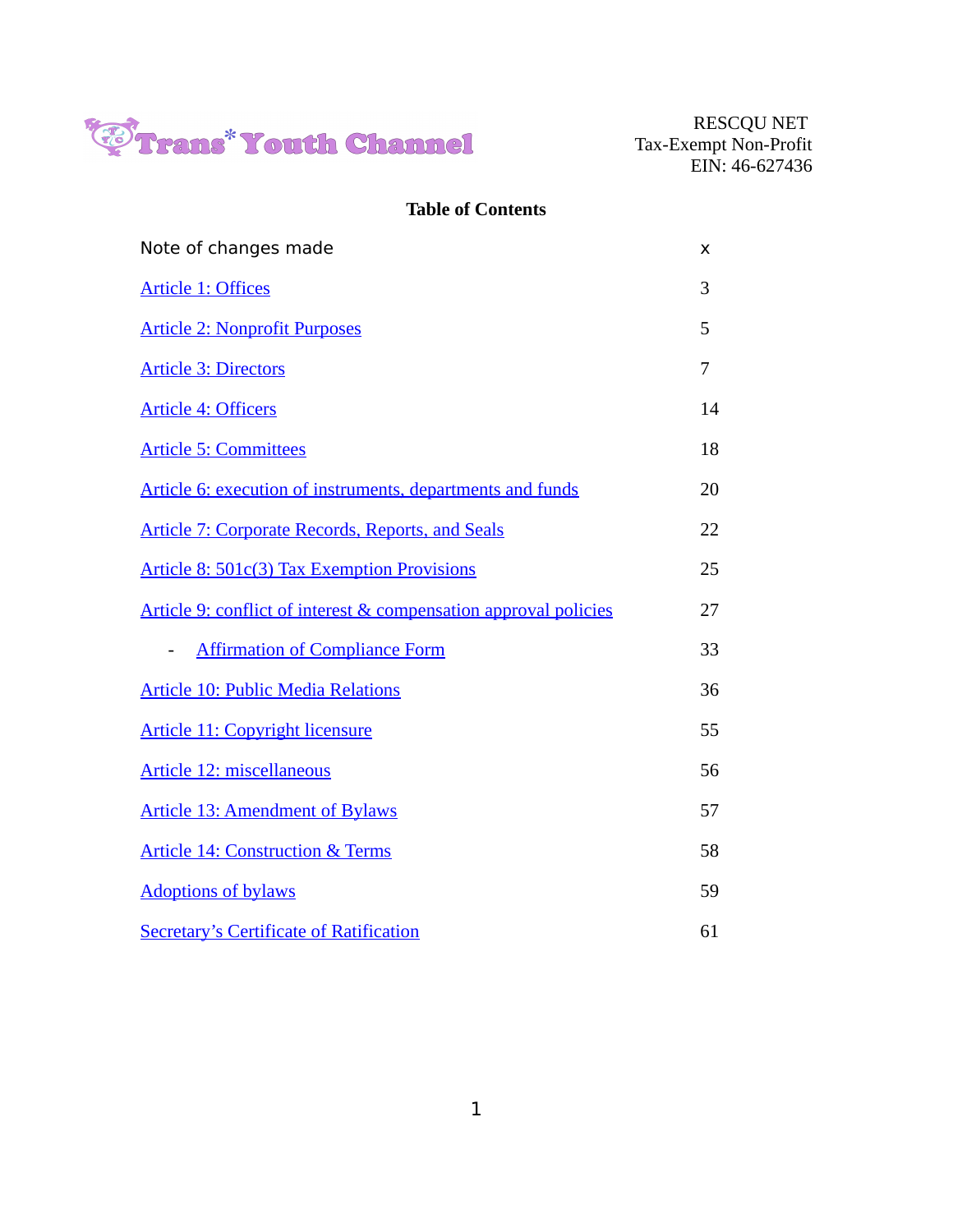Trans* Youth Channel

RESCQU NET
Tax-Exempt Non-Profit
EIN: 46-627436

**Table of Contents**

| | |
|---|---|
| Note of changes made | x |
| Article 1: Offices | 3 |
| Article 2: Nonprofit Purposes | 5 |
| Article 3: Directors | 7 |
| Article 4: Officers | 14 |
| Article 5: Committees | 18 |
| Article 6: execution of instruments, departments and funds | 20 |
| Article 7: Corporate Records, Reports, and Seals | 22 |
| Article 8: 501c(3) Tax Exemption Provisions | 25 |
| Article 9: conflict of interest & compensation approval policies | 27 |
| - Affirmation of Compliance Form | 33 |
| Article 10: Public Media Relations | 36 |
| Article 11: Copyright licensure | 55 |
| Article 12: miscellaneous | 56 |
| Article 13: Amendment of Bylaws | 57 |
| Article 14: Construction & Terms | 58 |
| Adoptions of bylaws | 59 |
| Secretary's Certificate of Ratification | 61 |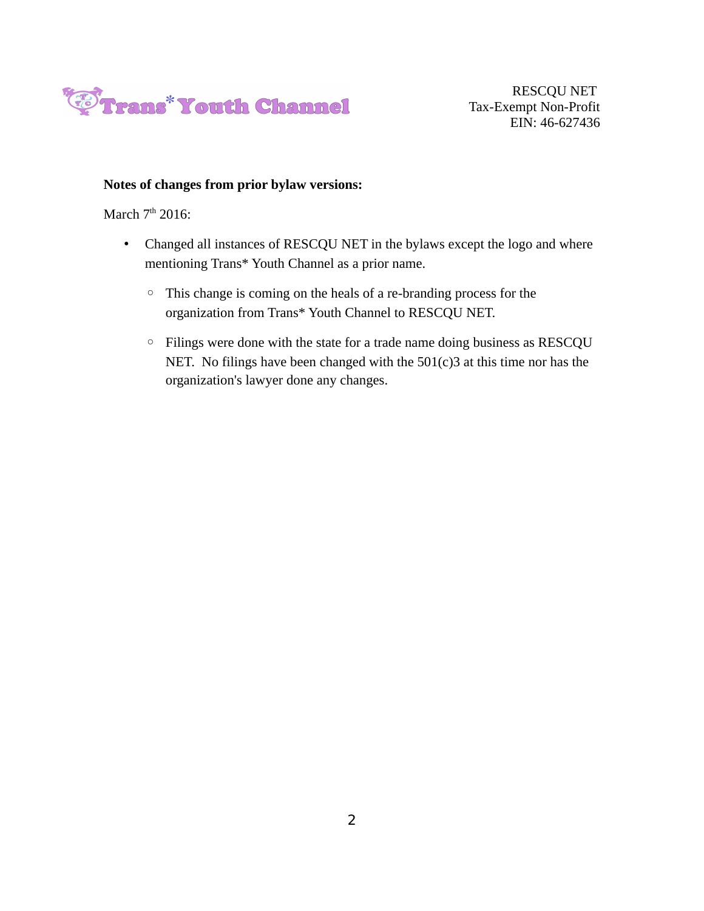**Notes of changes from prior bylaw versions:**

March 7th 2016:

- Changed all instances of RESCQU NET in the bylaws except the logo and where mentioning Trans* Youth Channel as a prior name.
    - This change is coming on the heals of a re-branding process for the organization from Trans* Youth Channel to RESCQU NET.
    - Filings were done with the state for a trade name doing business as RESCQU NET. No filings have been changed with the 501(c)3 at this time nor has the organization's lawyer done any changes.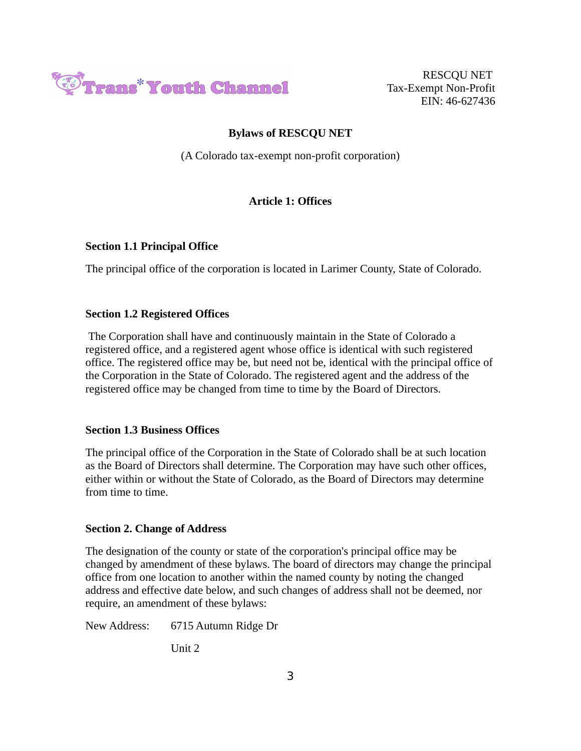Trans* Youth Channel

RESCQU NET
Tax-Exempt Non-Profit
EIN: 46-627436

## Bylaws of RESCQU NET

(A Colorado tax-exempt non-profit corporation)

### Article 1: Offices

**Section 1.1 Principal Office**

The principal office of the corporation is located in Larimer County, State of Colorado.

**Section 1.2 Registered Offices**

The Corporation shall have and continuously maintain in the State of Colorado a registered office, and a registered agent whose office is identical with such registered office. The registered office may be, but need not be, identical with the principal office of the Corporation in the State of Colorado. The registered agent and the address of the registered office may be changed from time to time by the Board of Directors.

**Section 1.3 Business Offices**

The principal office of the Corporation in the State of Colorado shall be at such location as the Board of Directors shall determine. The Corporation may have such other offices, either within or without the State of Colorado, as the Board of Directors may determine from time to time.

**Section 2. Change of Address**

The designation of the county or state of the corporation's principal office may be changed by amendment of these bylaws. The board of directors may change the principal office from one location to another within the named county by noting the changed address and effective date below, and such changes of address shall not be deemed, nor require, an amendment of these bylaws:

New Address: 6715 Autumn Ridge Dr

Unit 2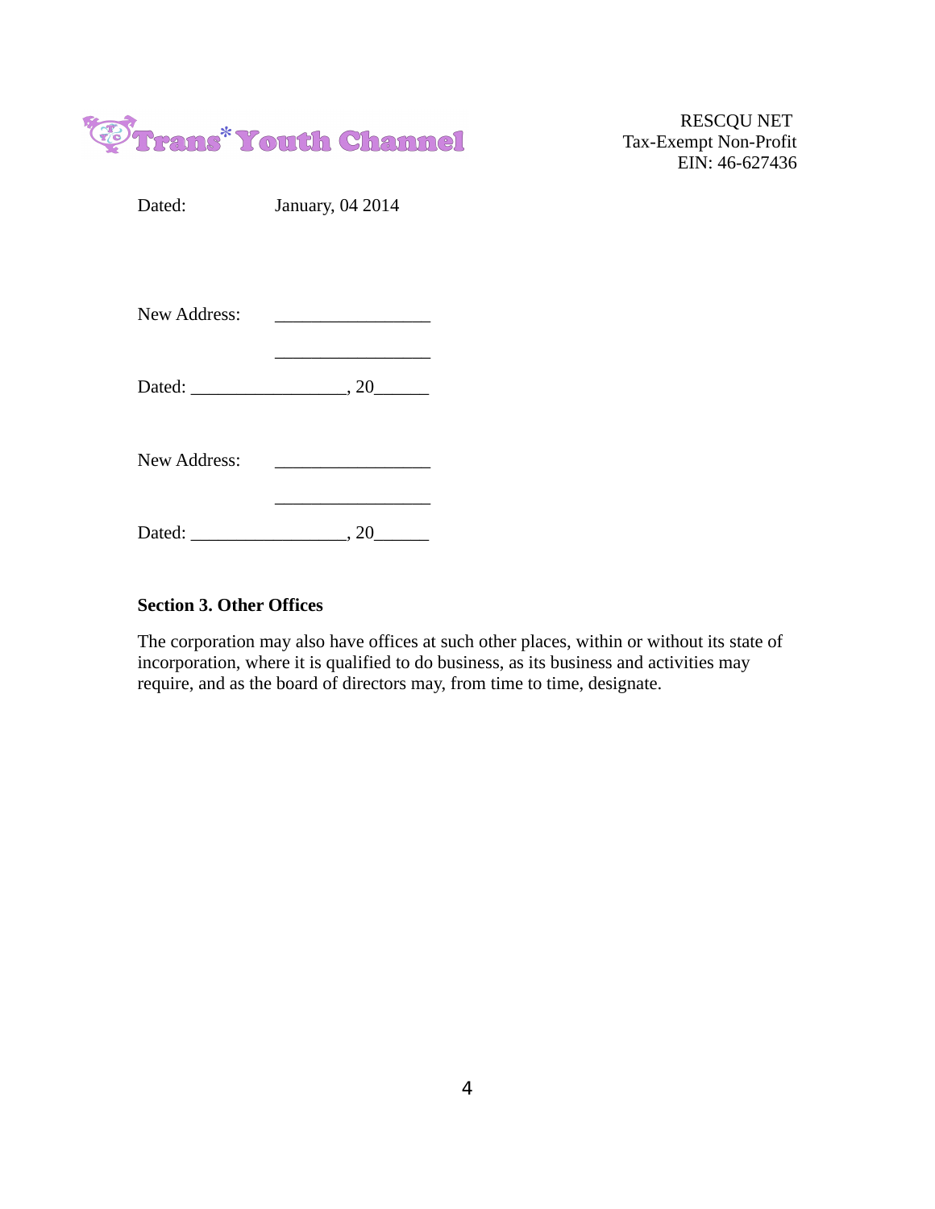RESCQU NET
Tax-Exempt Non-Profit
EIN: 46-627436

Dated: January, 04 2014

New Address: _________________

_________________

Dated: _________________, 20______

New Address: _________________

_________________

Dated: _________________, 20______

**Section 3. Other Offices**

The corporation may also have offices at such other places, within or without its state of incorporation, where it is qualified to do business, as its business and activities may require, and as the board of directors may, from time to time, designate.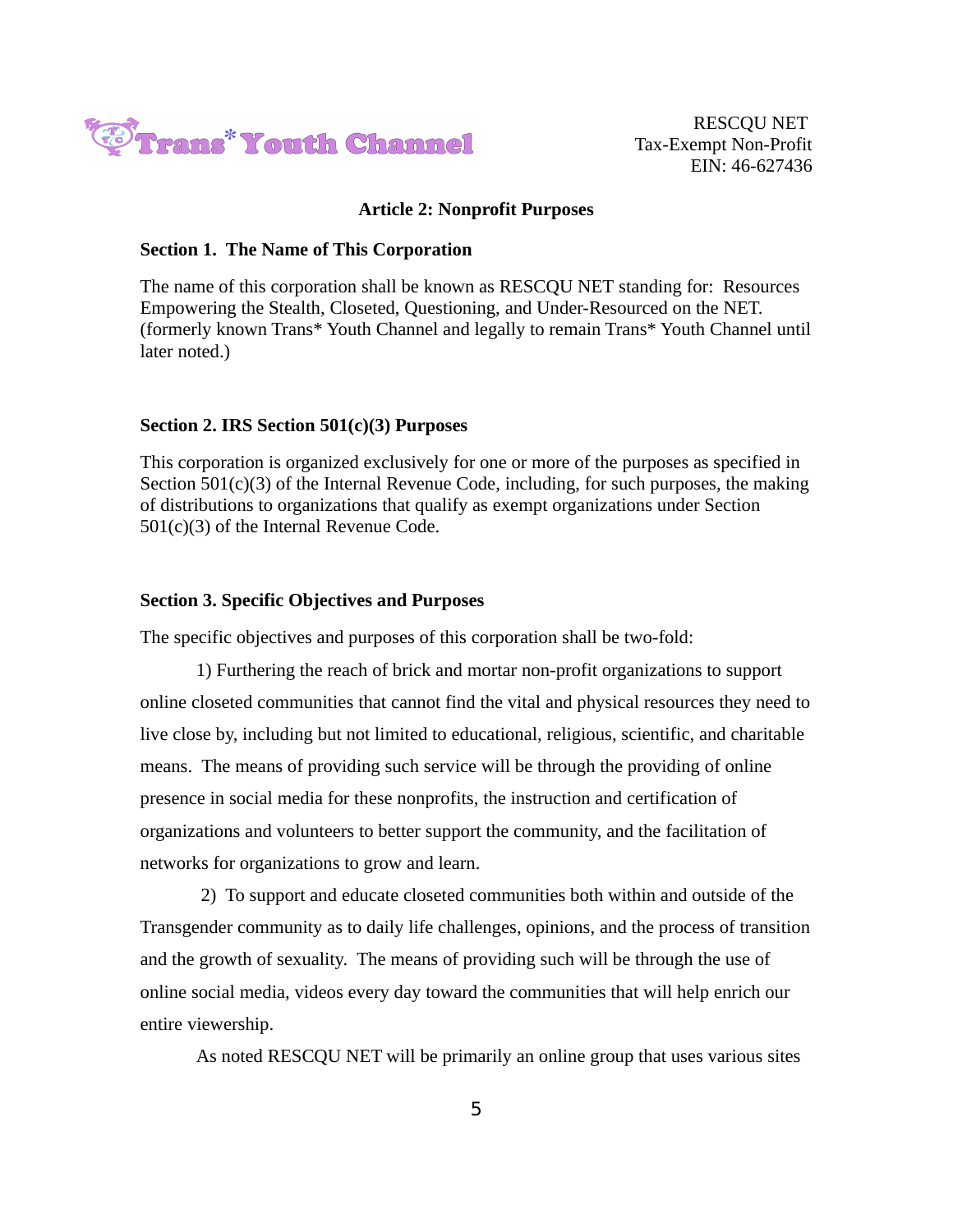## Article 2: Nonprofit Purposes

### Section 1. The Name of This Corporation

The name of this corporation shall be known as RESCQU NET standing for: Resources Empowering the Stealth, Closeted, Questioning, and Under-Resourced on the NET. (formerly known Trans* Youth Channel and legally to remain Trans* Youth Channel until later noted.)

### Section 2. IRS Section 501(c)(3) Purposes

This corporation is organized exclusively for one or more of the purposes as specified in Section 501(c)(3) of the Internal Revenue Code, including, for such purposes, the making of distributions to organizations that qualify as exempt organizations under Section 501(c)(3) of the Internal Revenue Code.

### Section 3. Specific Objectives and Purposes

The specific objectives and purposes of this corporation shall be two-fold:

1) Furthering the reach of brick and mortar non-profit organizations to support online closeted communities that cannot find the vital and physical resources they need to live close by, including but not limited to educational, religious, scientific, and charitable means. The means of providing such service will be through the providing of online presence in social media for these nonprofits, the instruction and certification of organizations and volunteers to better support the community, and the facilitation of networks for organizations to grow and learn.

2) To support and educate closeted communities both within and outside of the Transgender community as to daily life challenges, opinions, and the process of transition and the growth of sexuality. The means of providing such will be through the use of online social media, videos every day toward the communities that will help enrich our entire viewership.

As noted RESCQU NET will be primarily an online group that uses various sites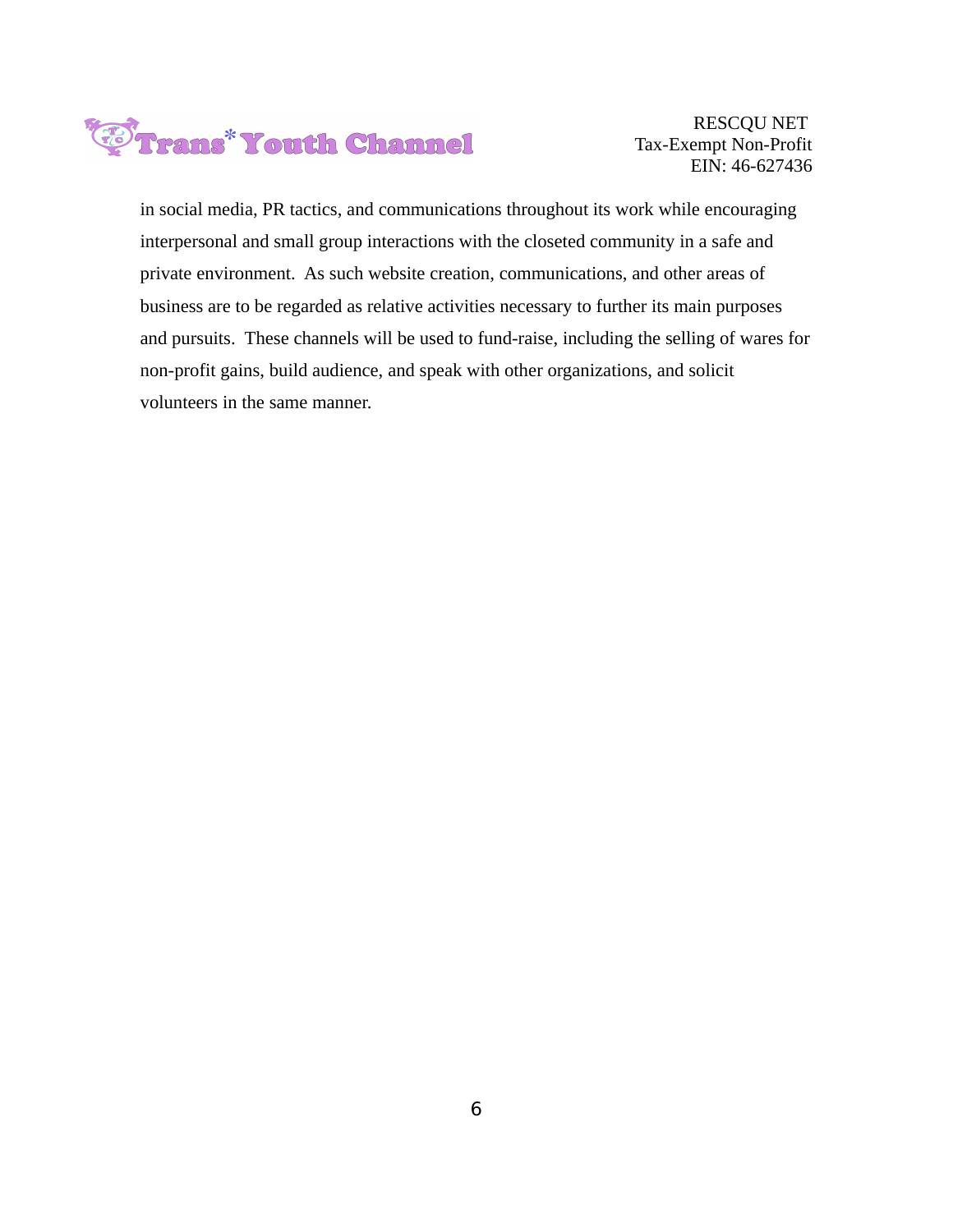in social media, PR tactics, and communications throughout its work while encouraging interpersonal and small group interactions with the closeted community in a safe and private environment. As such website creation, communications, and other areas of business are to be regarded as relative activities necessary to further its main purposes and pursuits. These channels will be used to fund-raise, including the selling of wares for non-profit gains, build audience, and speak with other organizations, and solicit volunteers in the same manner.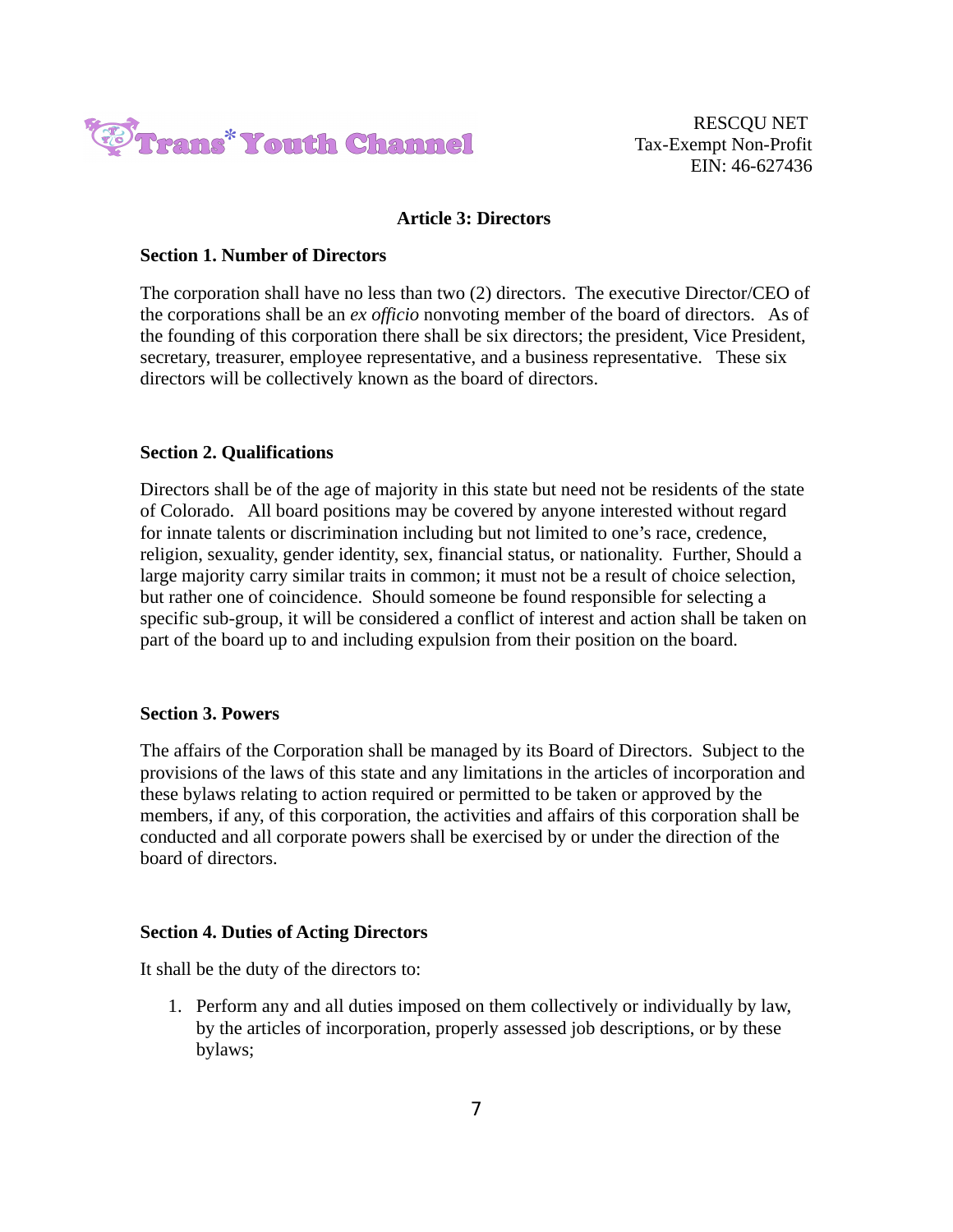## Article 3: Directors

### Section 1. Number of Directors

The corporation shall have no less than two (2) directors. The executive Director/CEO of the corporations shall be an *ex officio* nonvoting member of the board of directors. As of the founding of this corporation there shall be six directors; the president, Vice President, secretary, treasurer, employee representative, and a business representative. These six directors will be collectively known as the board of directors.

### Section 2. Qualifications

Directors shall be of the age of majority in this state but need not be residents of the state of Colorado. All board positions may be covered by anyone interested without regard for innate talents or discrimination including but not limited to one's race, credence, religion, sexuality, gender identity, sex, financial status, or nationality. Further, Should a large majority carry similar traits in common; it must not be a result of choice selection, but rather one of coincidence. Should someone be found responsible for selecting a specific sub-group, it will be considered a conflict of interest and action shall be taken on part of the board up to and including expulsion from their position on the board.

### Section 3. Powers

The affairs of the Corporation shall be managed by its Board of Directors. Subject to the provisions of the laws of this state and any limitations in the articles of incorporation and these bylaws relating to action required or permitted to be taken or approved by the members, if any, of this corporation, the activities and affairs of this corporation shall be conducted and all corporate powers shall be exercised by or under the direction of the board of directors.

### Section 4. Duties of Acting Directors

It shall be the duty of the directors to:

1. Perform any and all duties imposed on them collectively or individually by law, by the articles of incorporation, properly assessed job descriptions, or by these bylaws;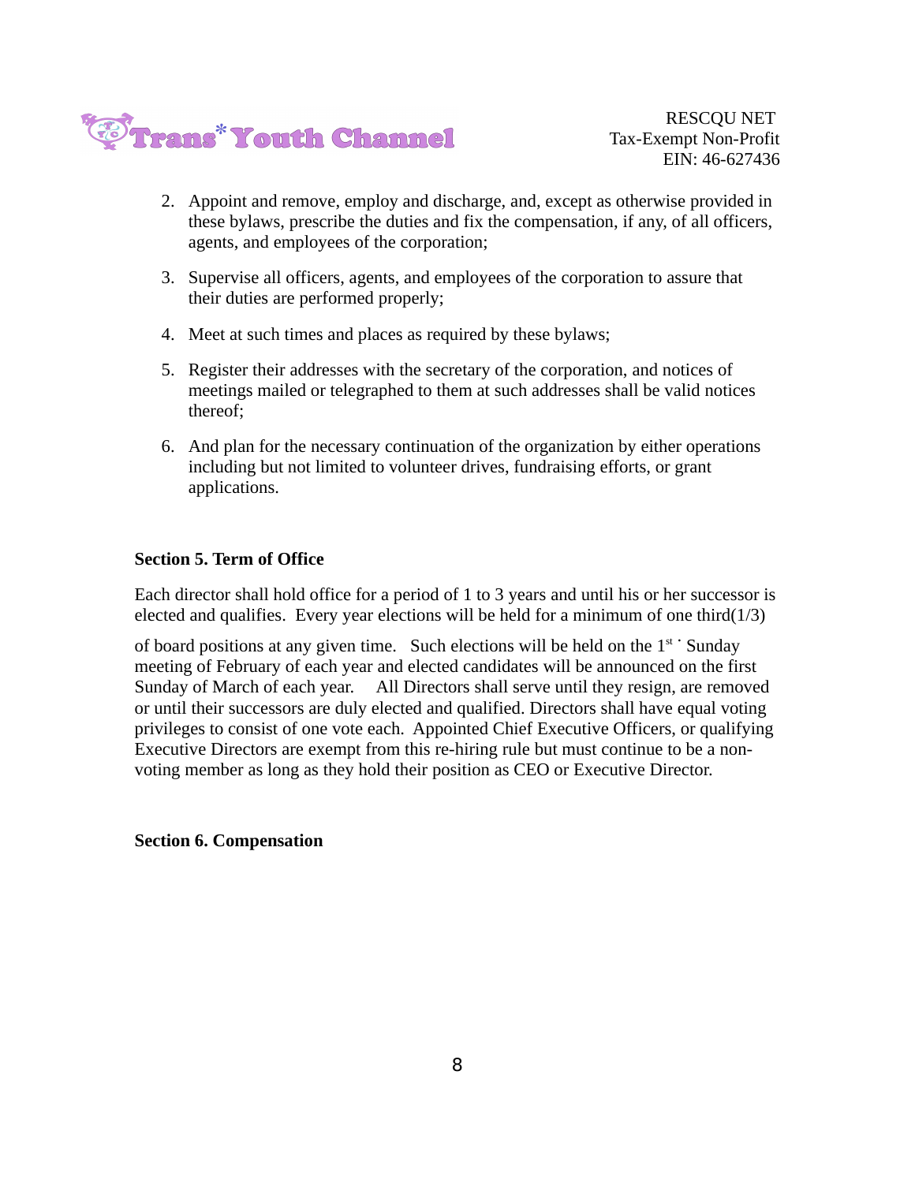2. Appoint and remove, employ and discharge, and, except as otherwise provided in these bylaws, prescribe the duties and fix the compensation, if any, of all officers, agents, and employees of the corporation;

3. Supervise all officers, agents, and employees of the corporation to assure that their duties are performed properly;

4. Meet at such times and places as required by these bylaws;

5. Register their addresses with the secretary of the corporation, and notices of meetings mailed or telegraphed to them at such addresses shall be valid notices thereof;

6. And plan for the necessary continuation of the organization by either operations including but not limited to volunteer drives, fundraising efforts, or grant applications.

**Section 5. Term of Office**

Each director shall hold office for a period of 1 to 3 years and until his or her successor is elected and qualifies. Every year elections will be held for a minimum of one third(1/3) of board positions at any given time. Such elections will be held on the 1st Sunday meeting of February of each year and elected candidates will be announced on the first Sunday of March of each year. All Directors shall serve until they resign, are removed or until their successors are duly elected and qualified. Directors shall have equal voting privileges to consist of one vote each. Appointed Chief Executive Officers, or qualifying Executive Directors are exempt from this re-hiring rule but must continue to be a non-voting member as long as they hold their position as CEO or Executive Director.

**Section 6. Compensation**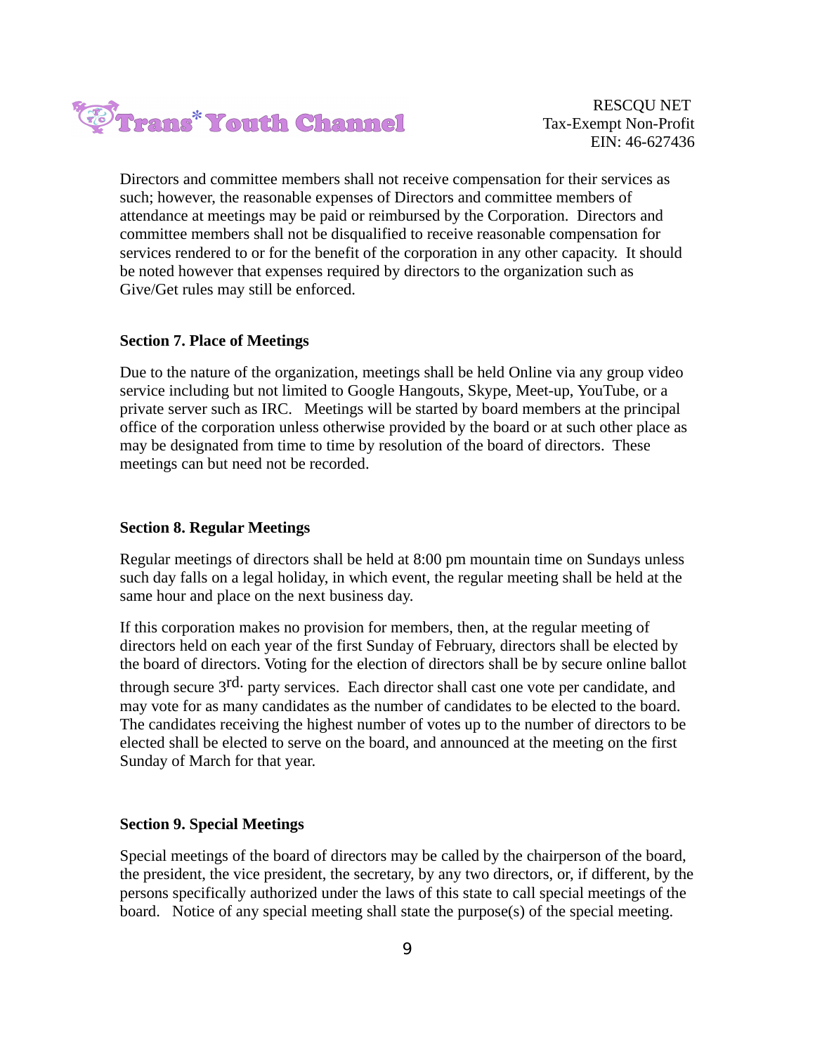Directors and committee members shall not receive compensation for their services as such; however, the reasonable expenses of Directors and committee members of attendance at meetings may be paid or reimbursed by the Corporation. Directors and committee members shall not be disqualified to receive reasonable compensation for services rendered to or for the benefit of the corporation in any other capacity. It should be noted however that expenses required by directors to the organization such as Give/Get rules may still be enforced.

**Section 7. Place of Meetings**

Due to the nature of the organization, meetings shall be held Online via any group video service including but not limited to Google Hangouts, Skype, Meet-up, YouTube, or a private server such as IRC. Meetings will be started by board members at the principal office of the corporation unless otherwise provided by the board or at such other place as may be designated from time to time by resolution of the board of directors. These meetings can but need not be recorded.

**Section 8. Regular Meetings**

Regular meetings of directors shall be held at 8:00 pm mountain time on Sundays unless such day falls on a legal holiday, in which event, the regular meeting shall be held at the same hour and place on the next business day.

If this corporation makes no provision for members, then, at the regular meeting of directors held on each year of the first Sunday of February, directors shall be elected by the board of directors. Voting for the election of directors shall be by secure online ballot through secure 3rd. party services. Each director shall cast one vote per candidate, and may vote for as many candidates as the number of candidates to be elected to the board. The candidates receiving the highest number of votes up to the number of directors to be elected shall be elected to serve on the board, and announced at the meeting on the first Sunday of March for that year.

**Section 9. Special Meetings**

Special meetings of the board of directors may be called by the chairperson of the board, the president, the vice president, the secretary, by any two directors, or, if different, by the persons specifically authorized under the laws of this state to call special meetings of the board. Notice of any special meeting shall state the purpose(s) of the special meeting.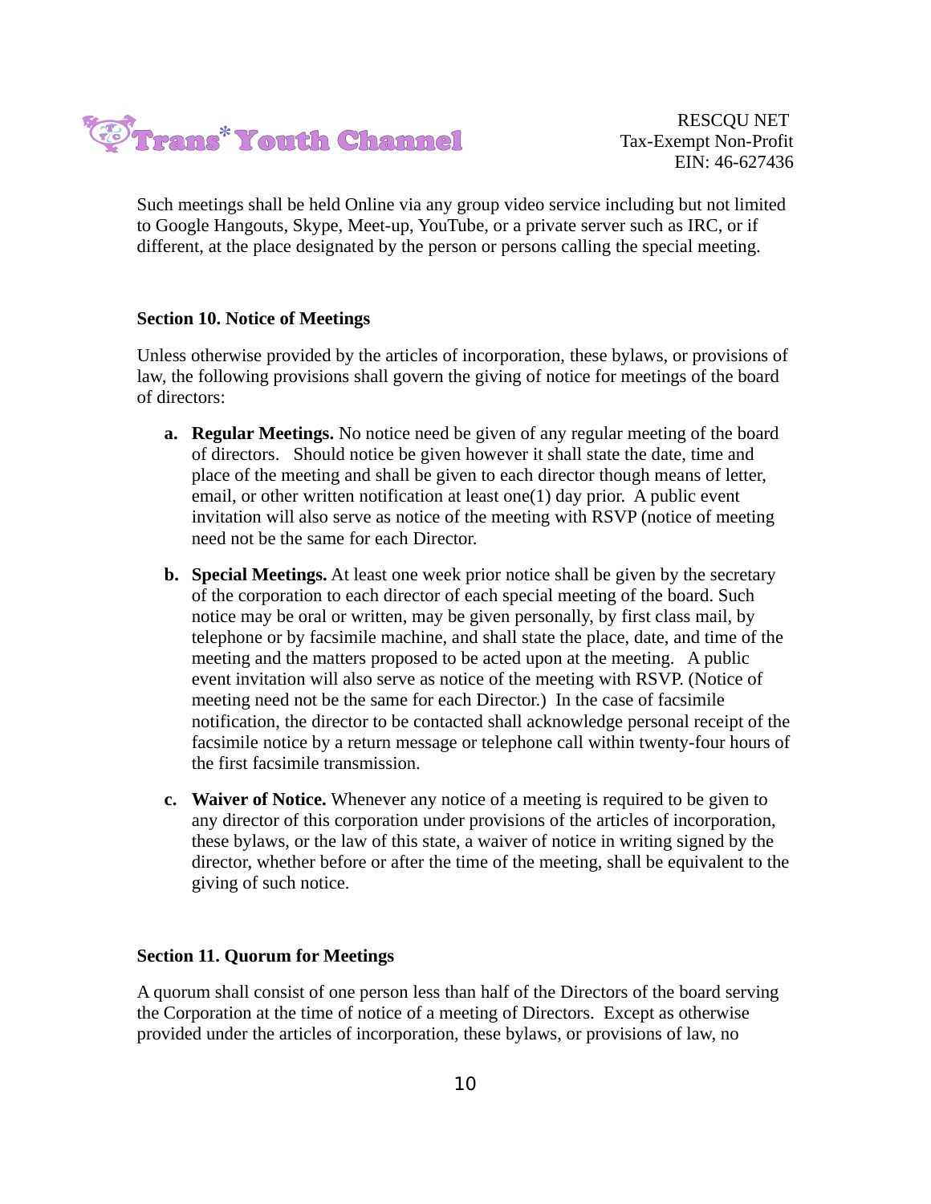Such meetings shall be held Online via any group video service including but not limited to Google Hangouts, Skype, Meet-up, YouTube, or a private server such as IRC, or if different, at the place designated by the person or persons calling the special meeting.

**Section 10. Notice of Meetings**

Unless otherwise provided by the articles of incorporation, these bylaws, or provisions of law, the following provisions shall govern the giving of notice for meetings of the board of directors:

a. **Regular Meetings.** No notice need be given of any regular meeting of the board of directors. Should notice be given however it shall state the date, time and place of the meeting and shall be given to each director though means of letter, email, or other written notification at least one(1) day prior. A public event invitation will also serve as notice of the meeting with RSVP (notice of meeting need not be the same for each Director.

b. **Special Meetings.** At least one week prior notice shall be given by the secretary of the corporation to each director of each special meeting of the board. Such notice may be oral or written, may be given personally, by first class mail, by telephone or by facsimile machine, and shall state the place, date, and time of the meeting and the matters proposed to be acted upon at the meeting. A public event invitation will also serve as notice of the meeting with RSVP. (Notice of meeting need not be the same for each Director.) In the case of facsimile notification, the director to be contacted shall acknowledge personal receipt of the facsimile notice by a return message or telephone call within twenty-four hours of the first facsimile transmission.

c. **Waiver of Notice.** Whenever any notice of a meeting is required to be given to any director of this corporation under provisions of the articles of incorporation, these bylaws, or the law of this state, a waiver of notice in writing signed by the director, whether before or after the time of the meeting, shall be equivalent to the giving of such notice.

**Section 11. Quorum for Meetings**

A quorum shall consist of one person less than half of the Directors of the board serving the Corporation at the time of notice of a meeting of Directors. Except as otherwise provided under the articles of incorporation, these bylaws, or provisions of law, no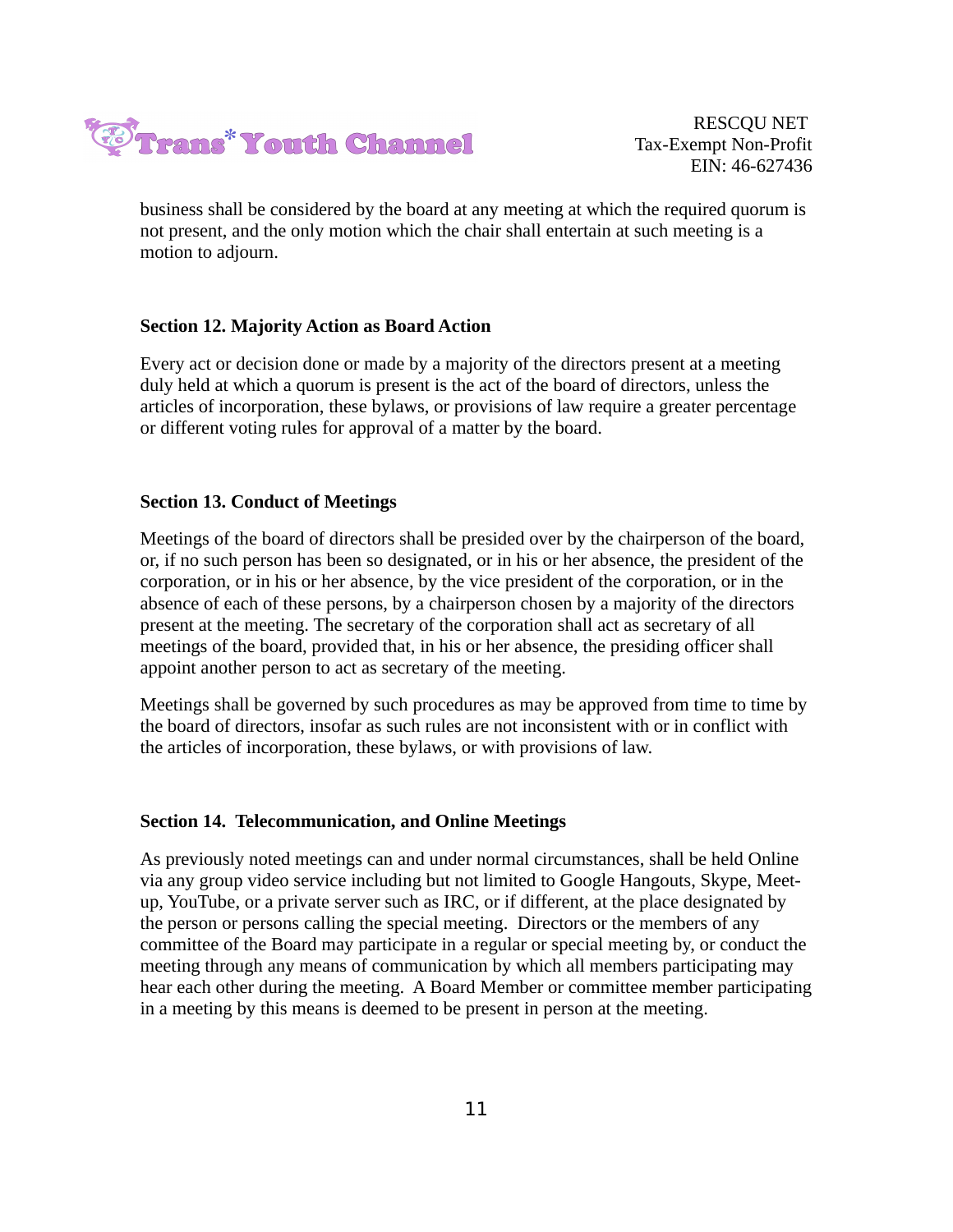business shall be considered by the board at any meeting at which the required quorum is not present, and the only motion which the chair shall entertain at such meeting is a motion to adjourn.

**Section 12. Majority Action as Board Action**

Every act or decision done or made by a majority of the directors present at a meeting duly held at which a quorum is present is the act of the board of directors, unless the articles of incorporation, these bylaws, or provisions of law require a greater percentage or different voting rules for approval of a matter by the board.

**Section 13. Conduct of Meetings**

Meetings of the board of directors shall be presided over by the chairperson of the board, or, if no such person has been so designated, or in his or her absence, the president of the corporation, or in his or her absence, by the vice president of the corporation, or in the absence of each of these persons, by a chairperson chosen by a majority of the directors present at the meeting. The secretary of the corporation shall act as secretary of all meetings of the board, provided that, in his or her absence, the presiding officer shall appoint another person to act as secretary of the meeting.

Meetings shall be governed by such procedures as may be approved from time to time by the board of directors, insofar as such rules are not inconsistent with or in conflict with the articles of incorporation, these bylaws, or with provisions of law.

**Section 14. Telecommunication, and Online Meetings**

As previously noted meetings can and under normal circumstances, shall be held Online via any group video service including but not limited to Google Hangouts, Skype, Meet-up, YouTube, or a private server such as IRC, or if different, at the place designated by the person or persons calling the special meeting. Directors or the members of any committee of the Board may participate in a regular or special meeting by, or conduct the meeting through any means of communication by which all members participating may hear each other during the meeting. A Board Member or committee member participating in a meeting by this means is deemed to be present in person at the meeting.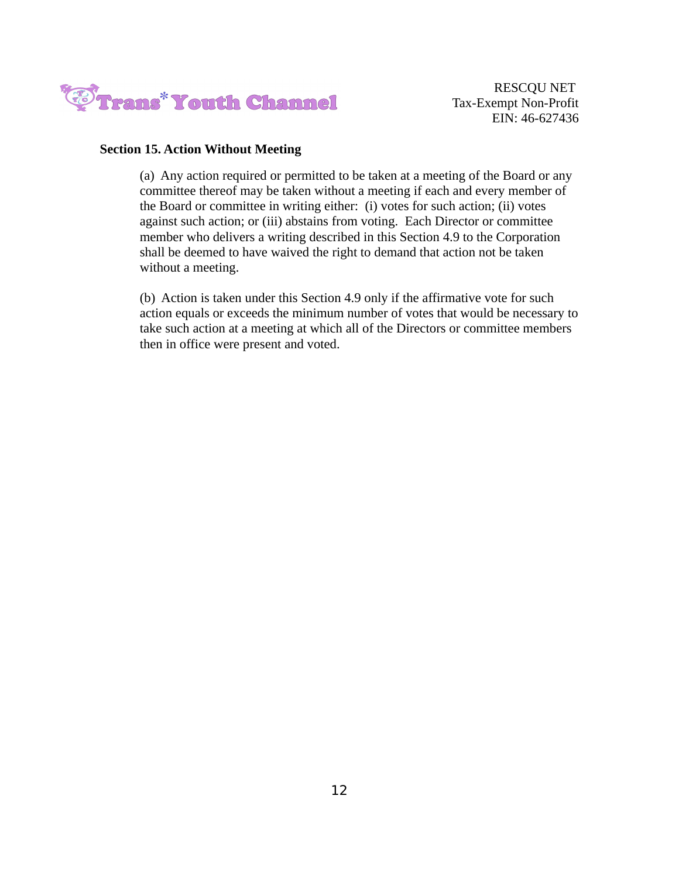**Section 15. Action Without Meeting**

(a) Any action required or permitted to be taken at a meeting of the Board or any committee thereof may be taken without a meeting if each and every member of the Board or committee in writing either: (i) votes for such action; (ii) votes against such action; or (iii) abstains from voting. Each Director or committee member who delivers a writing described in this Section 4.9 to the Corporation shall be deemed to have waived the right to demand that action not be taken without a meeting.

(b) Action is taken under this Section 4.9 only if the affirmative vote for such action equals or exceeds the minimum number of votes that would be necessary to take such action at a meeting at which all of the Directors or committee members then in office were present and voted.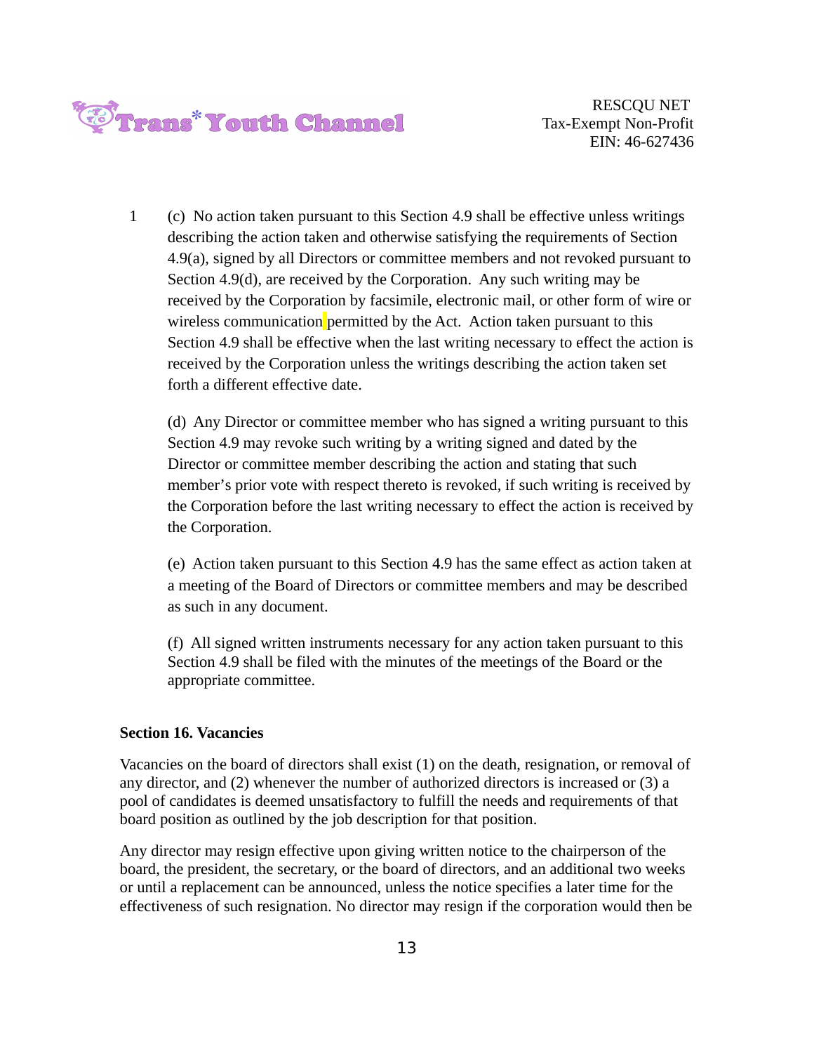1 (c) No action taken pursuant to this Section 4.9 shall be effective unless writings describing the action taken and otherwise satisfying the requirements of Section 4.9(a), signed by all Directors or committee members and not revoked pursuant to Section 4.9(d), are received by the Corporation. Any such writing may be received by the Corporation by facsimile, electronic mail, or other form of wire or wireless communication permitted by the Act. Action taken pursuant to this Section 4.9 shall be effective when the last writing necessary to effect the action is received by the Corporation unless the writings describing the action taken set forth a different effective date.

(d) Any Director or committee member who has signed a writing pursuant to this Section 4.9 may revoke such writing by a writing signed and dated by the Director or committee member describing the action and stating that such member's prior vote with respect thereto is revoked, if such writing is received by the Corporation before the last writing necessary to effect the action is received by the Corporation.

(e) Action taken pursuant to this Section 4.9 has the same effect as action taken at a meeting of the Board of Directors or committee members and may be described as such in any document.

(f) All signed written instruments necessary for any action taken pursuant to this Section 4.9 shall be filed with the minutes of the meetings of the Board or the appropriate committee.

**Section 16. Vacancies**

Vacancies on the board of directors shall exist (1) on the death, resignation, or removal of any director, and (2) whenever the number of authorized directors is increased or (3) a pool of candidates is deemed unsatisfactory to fulfill the needs and requirements of that board position as outlined by the job description for that position.

Any director may resign effective upon giving written notice to the chairperson of the board, the president, the secretary, or the board of directors, and an additional two weeks or until a replacement can be announced, unless the notice specifies a later time for the effectiveness of such resignation. No director may resign if the corporation would then be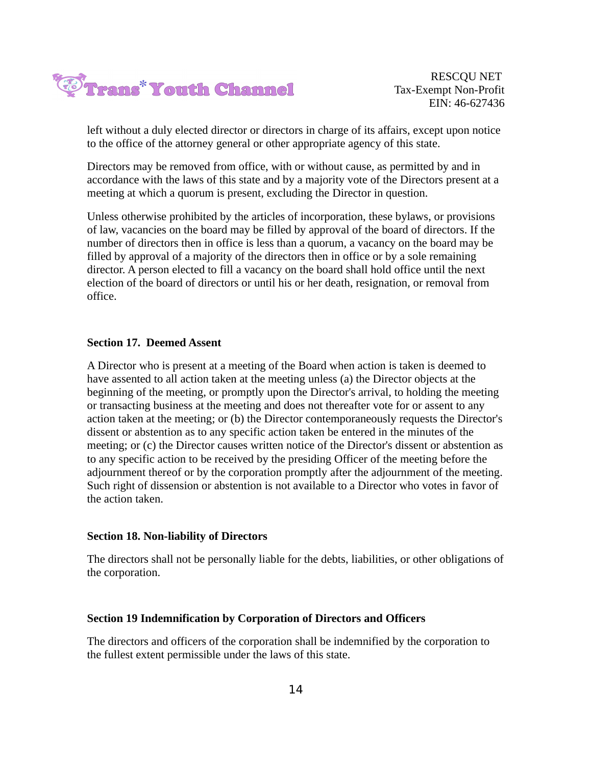left without a duly elected director or directors in charge of its affairs, except upon notice to the office of the attorney general or other appropriate agency of this state.

Directors may be removed from office, with or without cause, as permitted by and in accordance with the laws of this state and by a majority vote of the Directors present at a meeting at which a quorum is present, excluding the Director in question.

Unless otherwise prohibited by the articles of incorporation, these bylaws, or provisions of law, vacancies on the board may be filled by approval of the board of directors. If the number of directors then in office is less than a quorum, a vacancy on the board may be filled by approval of a majority of the directors then in office or by a sole remaining director. A person elected to fill a vacancy on the board shall hold office until the next election of the board of directors or until his or her death, resignation, or removal from office.

**Section 17. Deemed Assent**

A Director who is present at a meeting of the Board when action is taken is deemed to have assented to all action taken at the meeting unless (a) the Director objects at the beginning of the meeting, or promptly upon the Director's arrival, to holding the meeting or transacting business at the meeting and does not thereafter vote for or assent to any action taken at the meeting; or (b) the Director contemporaneously requests the Director's dissent or abstention as to any specific action taken be entered in the minutes of the meeting; or (c) the Director causes written notice of the Director's dissent or abstention as to any specific action to be received by the presiding Officer of the meeting before the adjournment thereof or by the corporation promptly after the adjournment of the meeting. Such right of dissension or abstention is not available to a Director who votes in favor of the action taken.

**Section 18. Non-liability of Directors**

The directors shall not be personally liable for the debts, liabilities, or other obligations of the corporation.

**Section 19 Indemnification by Corporation of Directors and Officers**

The directors and officers of the corporation shall be indemnified by the corporation to the fullest extent permissible under the laws of this state.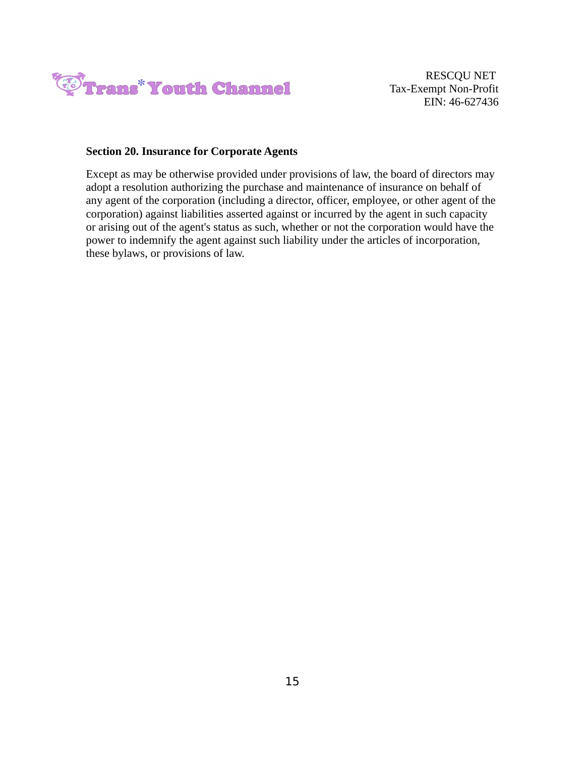**Section 20. Insurance for Corporate Agents**

Except as may be otherwise provided under provisions of law, the board of directors may adopt a resolution authorizing the purchase and maintenance of insurance on behalf of any agent of the corporation (including a director, officer, employee, or other agent of the corporation) against liabilities asserted against or incurred by the agent in such capacity or arising out of the agent's status as such, whether or not the corporation would have the power to indemnify the agent against such liability under the articles of incorporation, these bylaws, or provisions of law.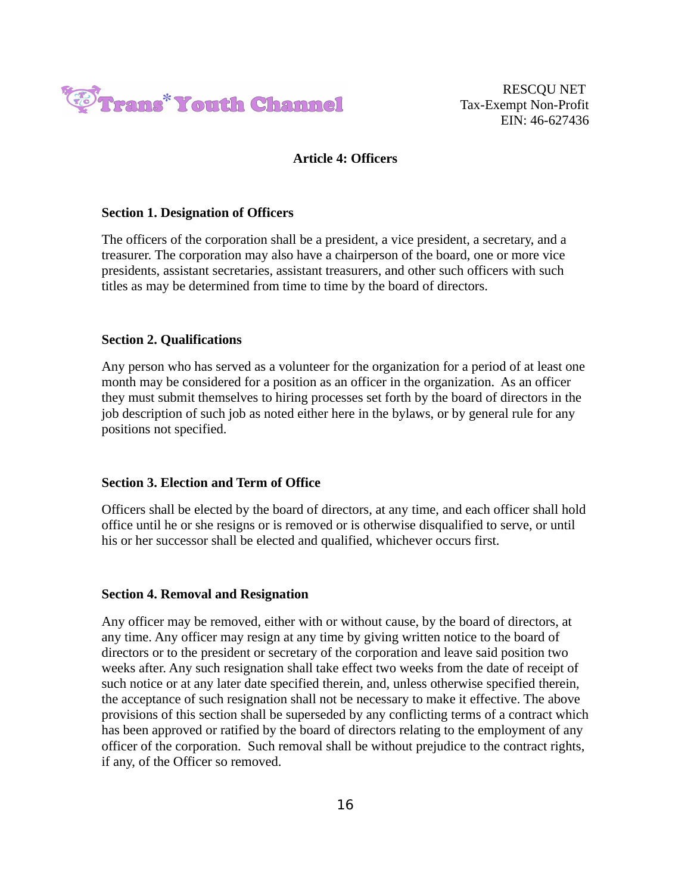## Article 4: Officers

### Section 1. Designation of Officers

The officers of the corporation shall be a president, a vice president, a secretary, and a treasurer. The corporation may also have a chairperson of the board, one or more vice presidents, assistant secretaries, assistant treasurers, and other such officers with such titles as may be determined from time to time by the board of directors.

### Section 2. Qualifications

Any person who has served as a volunteer for the organization for a period of at least one month may be considered for a position as an officer in the organization. As an officer they must submit themselves to hiring processes set forth by the board of directors in the job description of such job as noted either here in the bylaws, or by general rule for any positions not specified.

### Section 3. Election and Term of Office

Officers shall be elected by the board of directors, at any time, and each officer shall hold office until he or she resigns or is removed or is otherwise disqualified to serve, or until his or her successor shall be elected and qualified, whichever occurs first.

### Section 4. Removal and Resignation

Any officer may be removed, either with or without cause, by the board of directors, at any time. Any officer may resign at any time by giving written notice to the board of directors or to the president or secretary of the corporation and leave said position two weeks after. Any such resignation shall take effect two weeks from the date of receipt of such notice or at any later date specified therein, and, unless otherwise specified therein, the acceptance of such resignation shall not be necessary to make it effective. The above provisions of this section shall be superseded by any conflicting terms of a contract which has been approved or ratified by the board of directors relating to the employment of any officer of the corporation. Such removal shall be without prejudice to the contract rights, if any, of the Officer so removed.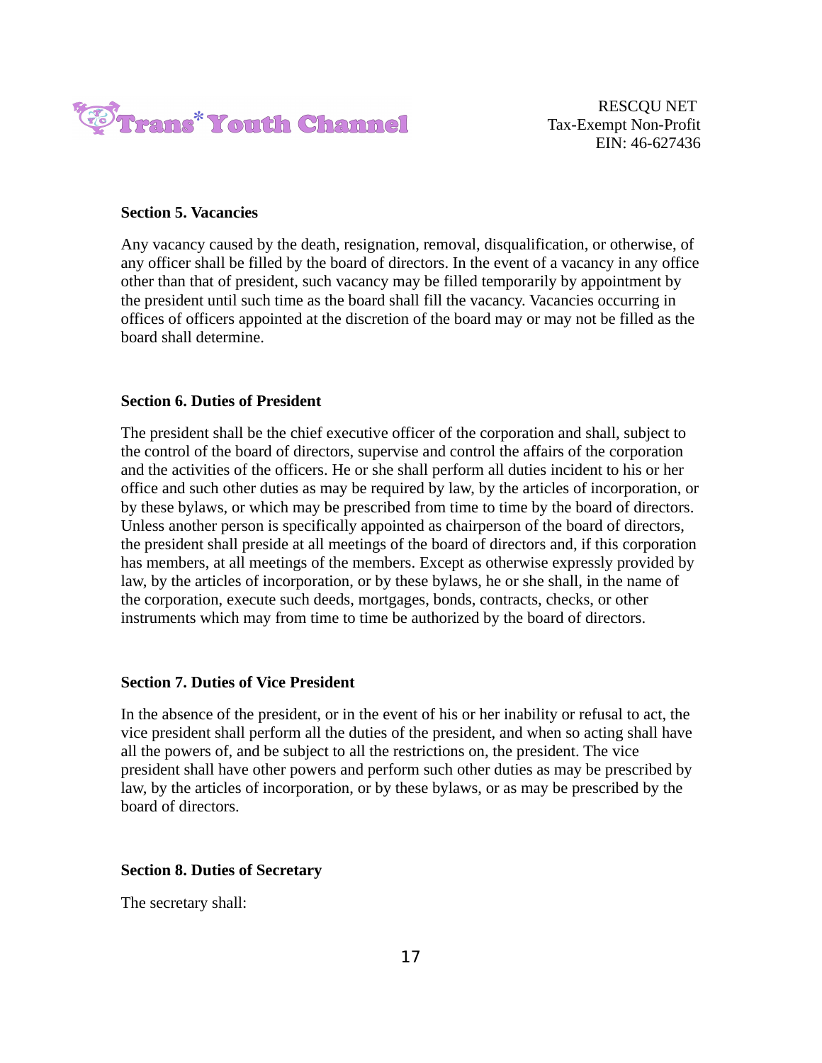**Section 5. Vacancies**

Any vacancy caused by the death, resignation, removal, disqualification, or otherwise, of any officer shall be filled by the board of directors. In the event of a vacancy in any office other than that of president, such vacancy may be filled temporarily by appointment by the president until such time as the board shall fill the vacancy. Vacancies occurring in offices of officers appointed at the discretion of the board may or may not be filled as the board shall determine.

**Section 6. Duties of President**

The president shall be the chief executive officer of the corporation and shall, subject to the control of the board of directors, supervise and control the affairs of the corporation and the activities of the officers. He or she shall perform all duties incident to his or her office and such other duties as may be required by law, by the articles of incorporation, or by these bylaws, or which may be prescribed from time to time by the board of directors. Unless another person is specifically appointed as chairperson of the board of directors, the president shall preside at all meetings of the board of directors and, if this corporation has members, at all meetings of the members. Except as otherwise expressly provided by law, by the articles of incorporation, or by these bylaws, he or she shall, in the name of the corporation, execute such deeds, mortgages, bonds, contracts, checks, or other instruments which may from time to time be authorized by the board of directors.

**Section 7. Duties of Vice President**

In the absence of the president, or in the event of his or her inability or refusal to act, the vice president shall perform all the duties of the president, and when so acting shall have all the powers of, and be subject to all the restrictions on, the president. The vice president shall have other powers and perform such other duties as may be prescribed by law, by the articles of incorporation, or by these bylaws, or as may be prescribed by the board of directors.

**Section 8. Duties of Secretary**

The secretary shall: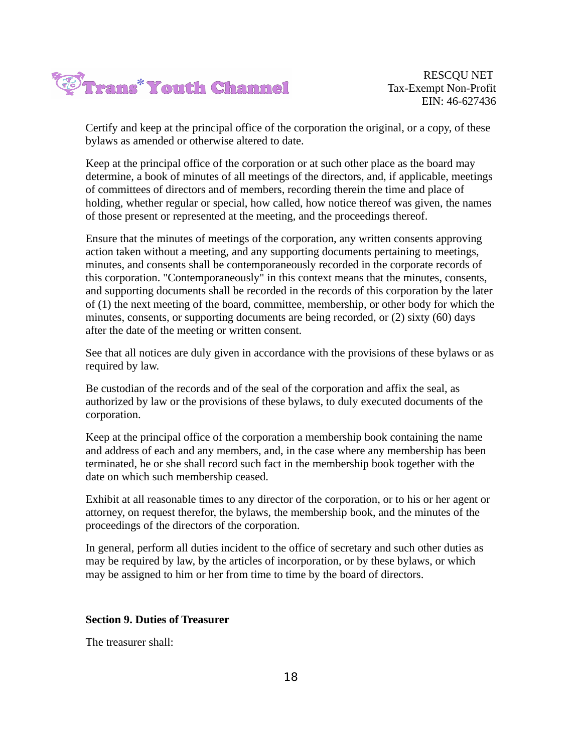Certify and keep at the principal office of the corporation the original, or a copy, of these bylaws as amended or otherwise altered to date.

Keep at the principal office of the corporation or at such other place as the board may determine, a book of minutes of all meetings of the directors, and, if applicable, meetings of committees of directors and of members, recording therein the time and place of holding, whether regular or special, how called, how notice thereof was given, the names of those present or represented at the meeting, and the proceedings thereof.

Ensure that the minutes of meetings of the corporation, any written consents approving action taken without a meeting, and any supporting documents pertaining to meetings, minutes, and consents shall be contemporaneously recorded in the corporate records of this corporation. "Contemporaneously" in this context means that the minutes, consents, and supporting documents shall be recorded in the records of this corporation by the later of (1) the next meeting of the board, committee, membership, or other body for which the minutes, consents, or supporting documents are being recorded, or (2) sixty (60) days after the date of the meeting or written consent.

See that all notices are duly given in accordance with the provisions of these bylaws or as required by law.

Be custodian of the records and of the seal of the corporation and affix the seal, as authorized by law or the provisions of these bylaws, to duly executed documents of the corporation.

Keep at the principal office of the corporation a membership book containing the name and address of each and any members, and, in the case where any membership has been terminated, he or she shall record such fact in the membership book together with the date on which such membership ceased.

Exhibit at all reasonable times to any director of the corporation, or to his or her agent or attorney, on request therefor, the bylaws, the membership book, and the minutes of the proceedings of the directors of the corporation.

In general, perform all duties incident to the office of secretary and such other duties as may be required by law, by the articles of incorporation, or by these bylaws, or which may be assigned to him or her from time to time by the board of directors.

**Section 9. Duties of Treasurer**

The treasurer shall: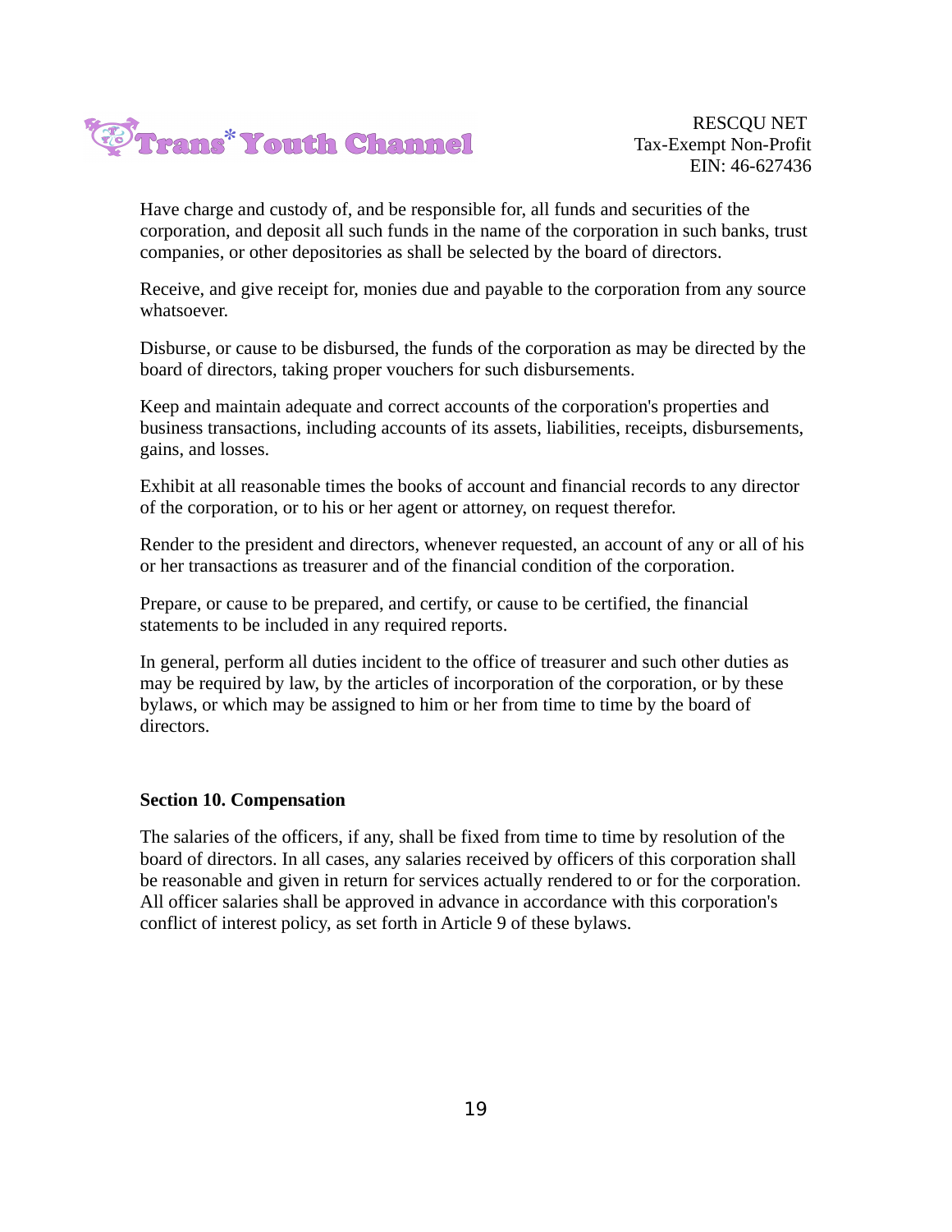Have charge and custody of, and be responsible for, all funds and securities of the corporation, and deposit all such funds in the name of the corporation in such banks, trust companies, or other depositories as shall be selected by the board of directors.

Receive, and give receipt for, monies due and payable to the corporation from any source whatsoever.

Disburse, or cause to be disbursed, the funds of the corporation as may be directed by the board of directors, taking proper vouchers for such disbursements.

Keep and maintain adequate and correct accounts of the corporation's properties and business transactions, including accounts of its assets, liabilities, receipts, disbursements, gains, and losses.

Exhibit at all reasonable times the books of account and financial records to any director of the corporation, or to his or her agent or attorney, on request therefor.

Render to the president and directors, whenever requested, an account of any or all of his or her transactions as treasurer and of the financial condition of the corporation.

Prepare, or cause to be prepared, and certify, or cause to be certified, the financial statements to be included in any required reports.

In general, perform all duties incident to the office of treasurer and such other duties as may be required by law, by the articles of incorporation of the corporation, or by these bylaws, or which may be assigned to him or her from time to time by the board of directors.

**Section 10. Compensation**

The salaries of the officers, if any, shall be fixed from time to time by resolution of the board of directors. In all cases, any salaries received by officers of this corporation shall be reasonable and given in return for services actually rendered to or for the corporation. All officer salaries shall be approved in advance in accordance with this corporation's conflict of interest policy, as set forth in Article 9 of these bylaws.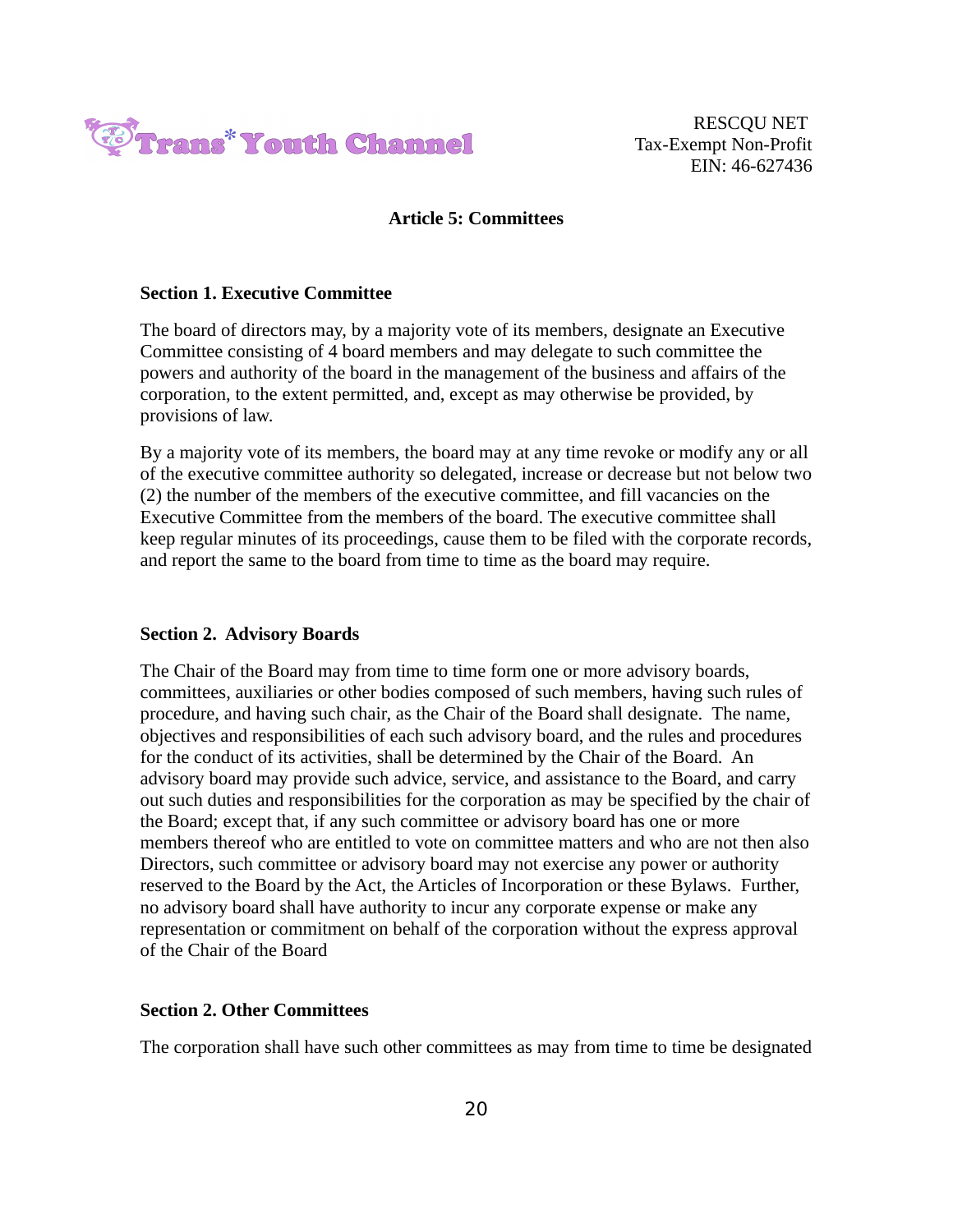## Article 5: Committees

### Section 1. Executive Committee

The board of directors may, by a majority vote of its members, designate an Executive Committee consisting of 4 board members and may delegate to such committee the powers and authority of the board in the management of the business and affairs of the corporation, to the extent permitted, and, except as may otherwise be provided, by provisions of law.

By a majority vote of its members, the board may at any time revoke or modify any or all of the executive committee authority so delegated, increase or decrease but not below two (2) the number of the members of the executive committee, and fill vacancies on the Executive Committee from the members of the board. The executive committee shall keep regular minutes of its proceedings, cause them to be filed with the corporate records, and report the same to the board from time to time as the board may require.

### Section 2. Advisory Boards

The Chair of the Board may from time to time form one or more advisory boards, committees, auxiliaries or other bodies composed of such members, having such rules of procedure, and having such chair, as the Chair of the Board shall designate. The name, objectives and responsibilities of each such advisory board, and the rules and procedures for the conduct of its activities, shall be determined by the Chair of the Board. An advisory board may provide such advice, service, and assistance to the Board, and carry out such duties and responsibilities for the corporation as may be specified by the chair of the Board; except that, if any such committee or advisory board has one or more members thereof who are entitled to vote on committee matters and who are not then also Directors, such committee or advisory board may not exercise any power or authority reserved to the Board by the Act, the Articles of Incorporation or these Bylaws. Further, no advisory board shall have authority to incur any corporate expense or make any representation or commitment on behalf of the corporation without the express approval of the Chair of the Board

### Section 2. Other Committees

The corporation shall have such other committees as may from time to time be designated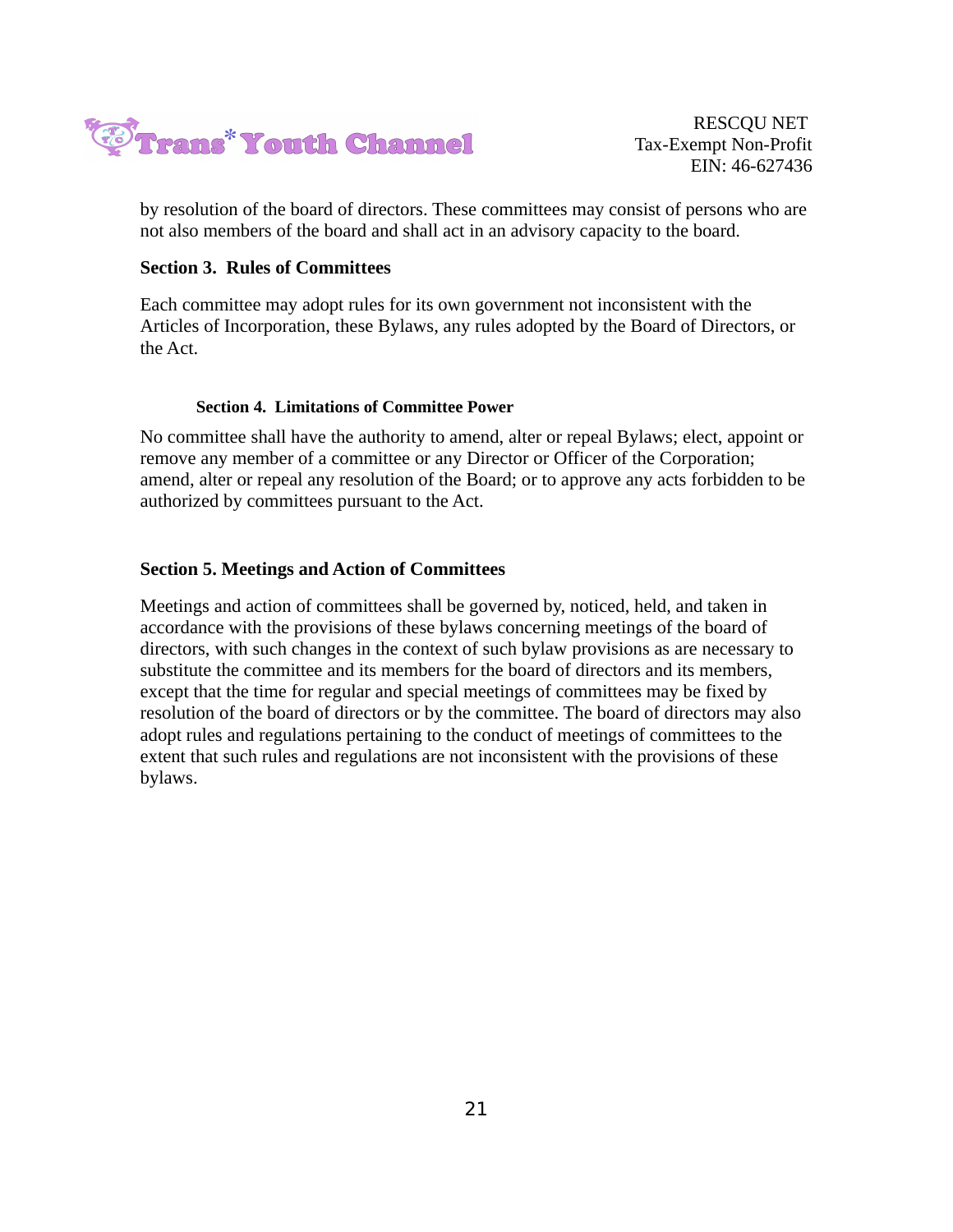by resolution of the board of directors. These committees may consist of persons who are not also members of the board and shall act in an advisory capacity to the board.

**Section 3. Rules of Committees**

Each committee may adopt rules for its own government not inconsistent with the Articles of Incorporation, these Bylaws, any rules adopted by the Board of Directors, or the Act.

**Section 4. Limitations of Committee Power**

No committee shall have the authority to amend, alter or repeal Bylaws; elect, appoint or remove any member of a committee or any Director or Officer of the Corporation; amend, alter or repeal any resolution of the Board; or to approve any acts forbidden to be authorized by committees pursuant to the Act.

**Section 5. Meetings and Action of Committees**

Meetings and action of committees shall be governed by, noticed, held, and taken in accordance with the provisions of these bylaws concerning meetings of the board of directors, with such changes in the context of such bylaw provisions as are necessary to substitute the committee and its members for the board of directors and its members, except that the time for regular and special meetings of committees may be fixed by resolution of the board of directors or by the committee. The board of directors may also adopt rules and regulations pertaining to the conduct of meetings of committees to the extent that such rules and regulations are not inconsistent with the provisions of these bylaws.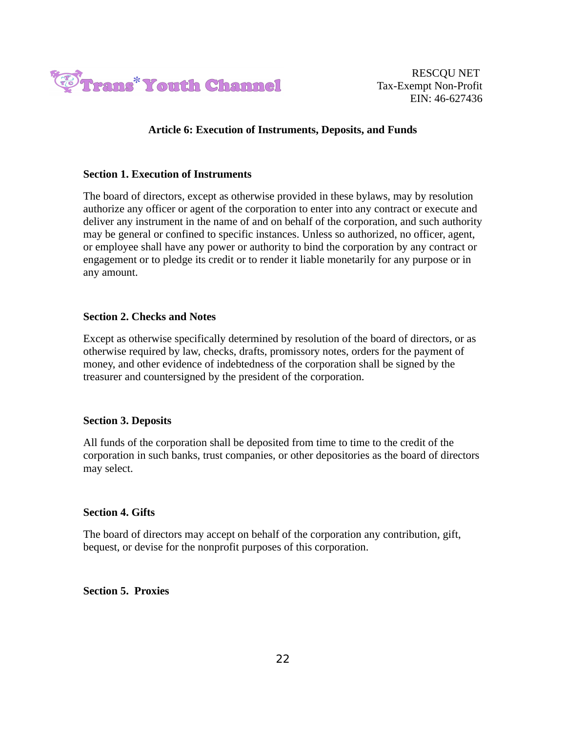## Article 6: Execution of Instruments, Deposits, and Funds

### Section 1. Execution of Instruments

The board of directors, except as otherwise provided in these bylaws, may by resolution authorize any officer or agent of the corporation to enter into any contract or execute and deliver any instrument in the name of and on behalf of the corporation, and such authority may be general or confined to specific instances. Unless so authorized, no officer, agent, or employee shall have any power or authority to bind the corporation by any contract or engagement or to pledge its credit or to render it liable monetarily for any purpose or in any amount.

### Section 2. Checks and Notes

Except as otherwise specifically determined by resolution of the board of directors, or as otherwise required by law, checks, drafts, promissory notes, orders for the payment of money, and other evidence of indebtedness of the corporation shall be signed by the treasurer and countersigned by the president of the corporation.

### Section 3. Deposits

All funds of the corporation shall be deposited from time to time to the credit of the corporation in such banks, trust companies, or other depositories as the board of directors may select.

### Section 4. Gifts

The board of directors may accept on behalf of the corporation any contribution, gift, bequest, or devise for the nonprofit purposes of this corporation.

### Section 5. Proxies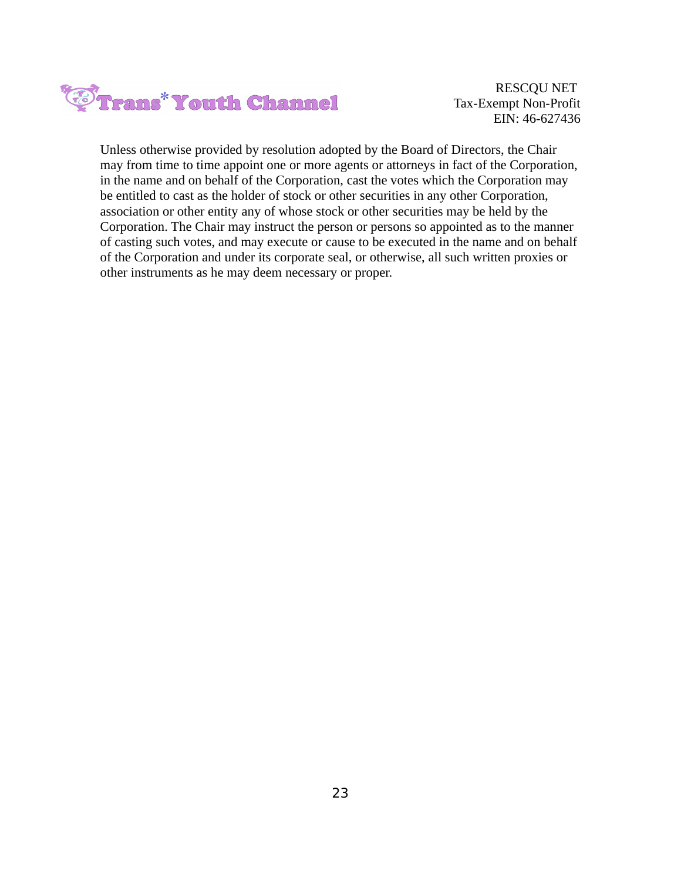Unless otherwise provided by resolution adopted by the Board of Directors, the Chair may from time to time appoint one or more agents or attorneys in fact of the Corporation, in the name and on behalf of the Corporation, cast the votes which the Corporation may be entitled to cast as the holder of stock or other securities in any other Corporation, association or other entity any of whose stock or other securities may be held by the Corporation. The Chair may instruct the person or persons so appointed as to the manner of casting such votes, and may execute or cause to be executed in the name and on behalf of the Corporation and under its corporate seal, or otherwise, all such written proxies or other instruments as he may deem necessary or proper.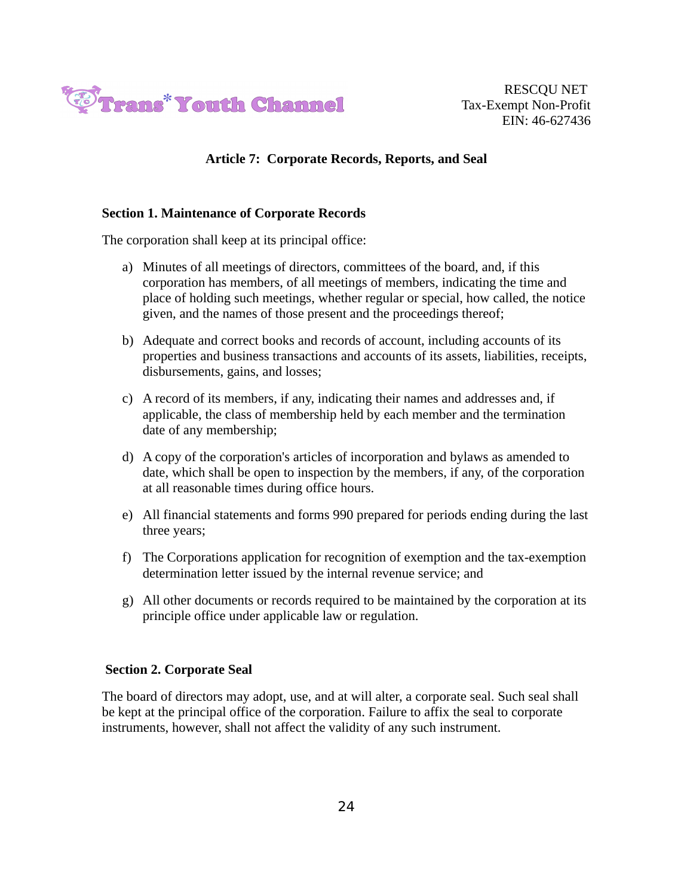## Article 7: Corporate Records, Reports, and Seal

### Section 1. Maintenance of Corporate Records

The corporation shall keep at its principal office:

a) Minutes of all meetings of directors, committees of the board, and, if this corporation has members, of all meetings of members, indicating the time and place of holding such meetings, whether regular or special, how called, the notice given, and the names of those present and the proceedings thereof;

b) Adequate and correct books and records of account, including accounts of its properties and business transactions and accounts of its assets, liabilities, receipts, disbursements, gains, and losses;

c) A record of its members, if any, indicating their names and addresses and, if applicable, the class of membership held by each member and the termination date of any membership;

d) A copy of the corporation's articles of incorporation and bylaws as amended to date, which shall be open to inspection by the members, if any, of the corporation at all reasonable times during office hours.

e) All financial statements and forms 990 prepared for periods ending during the last three years;

f) The Corporations application for recognition of exemption and the tax-exemption determination letter issued by the internal revenue service; and

g) All other documents or records required to be maintained by the corporation at its principle office under applicable law or regulation.

### Section 2. Corporate Seal

The board of directors may adopt, use, and at will alter, a corporate seal. Such seal shall be kept at the principal office of the corporation. Failure to affix the seal to corporate instruments, however, shall not affect the validity of any such instrument.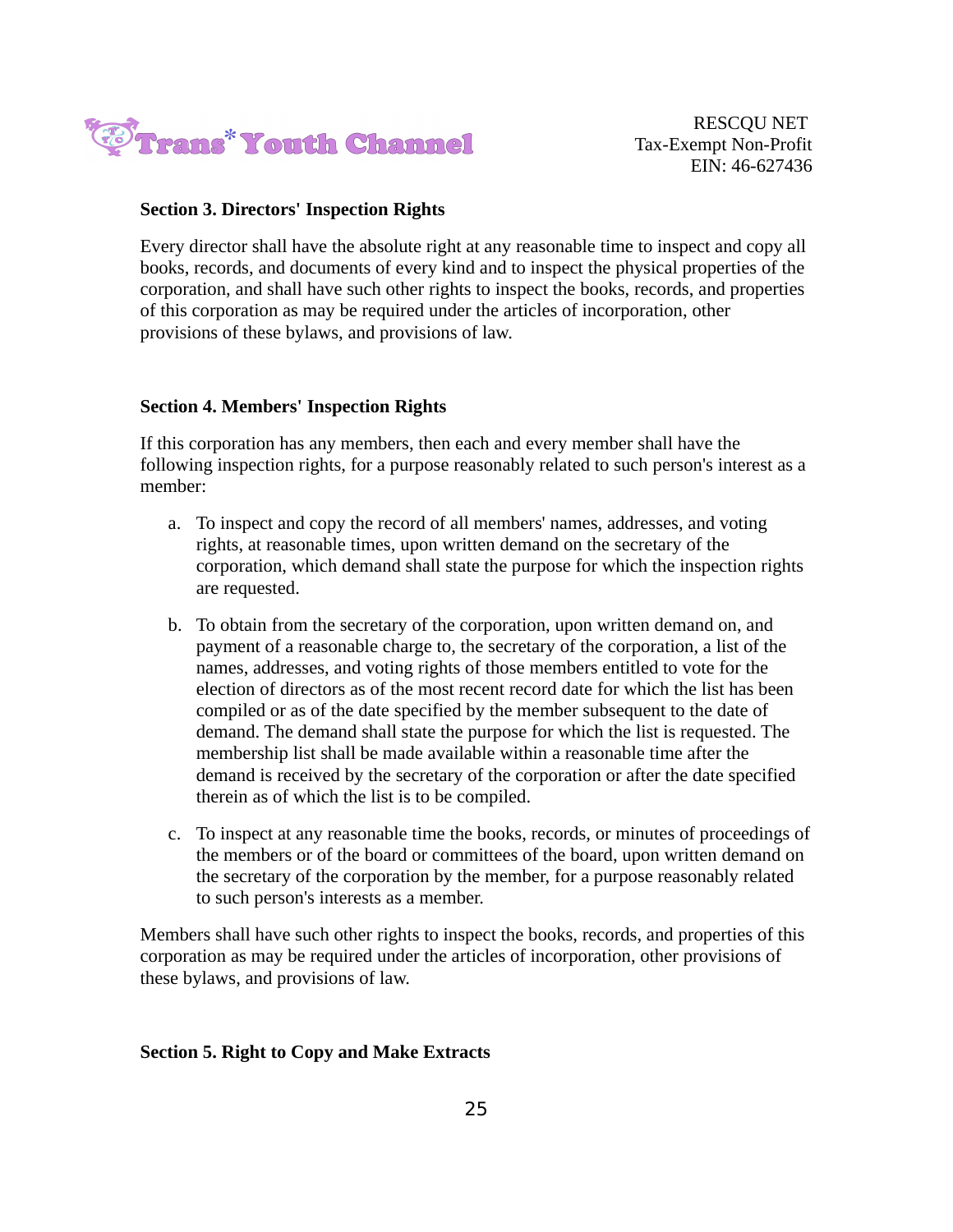### Section 3. Directors' Inspection Rights

Every director shall have the absolute right at any reasonable time to inspect and copy all books, records, and documents of every kind and to inspect the physical properties of the corporation, and shall have such other rights to inspect the books, records, and properties of this corporation as may be required under the articles of incorporation, other provisions of these bylaws, and provisions of law.

### Section 4. Members' Inspection Rights

If this corporation has any members, then each and every member shall have the following inspection rights, for a purpose reasonably related to such person's interest as a member:

a. To inspect and copy the record of all members' names, addresses, and voting rights, at reasonable times, upon written demand on the secretary of the corporation, which demand shall state the purpose for which the inspection rights are requested.

b. To obtain from the secretary of the corporation, upon written demand on, and payment of a reasonable charge to, the secretary of the corporation, a list of the names, addresses, and voting rights of those members entitled to vote for the election of directors as of the most recent record date for which the list has been compiled or as of the date specified by the member subsequent to the date of demand. The demand shall state the purpose for which the list is requested. The membership list shall be made available within a reasonable time after the demand is received by the secretary of the corporation or after the date specified therein as of which the list is to be compiled.

c. To inspect at any reasonable time the books, records, or minutes of proceedings of the members or of the board or committees of the board, upon written demand on the secretary of the corporation by the member, for a purpose reasonably related to such person's interests as a member.

Members shall have such other rights to inspect the books, records, and properties of this corporation as may be required under the articles of incorporation, other provisions of these bylaws, and provisions of law.

### Section 5. Right to Copy and Make Extracts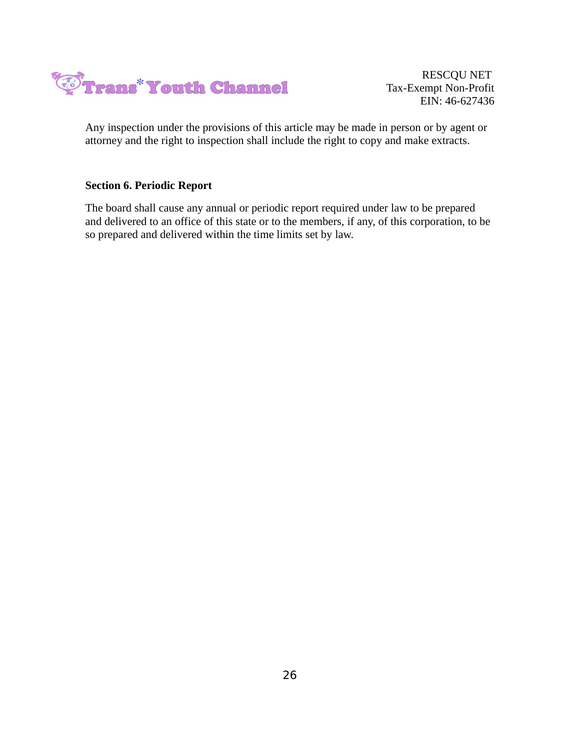Any inspection under the provisions of this article may be made in person or by agent or attorney and the right to inspection shall include the right to copy and make extracts.

**Section 6. Periodic Report**

The board shall cause any annual or periodic report required under law to be prepared and delivered to an office of this state or to the members, if any, of this corporation, to be so prepared and delivered within the time limits set by law.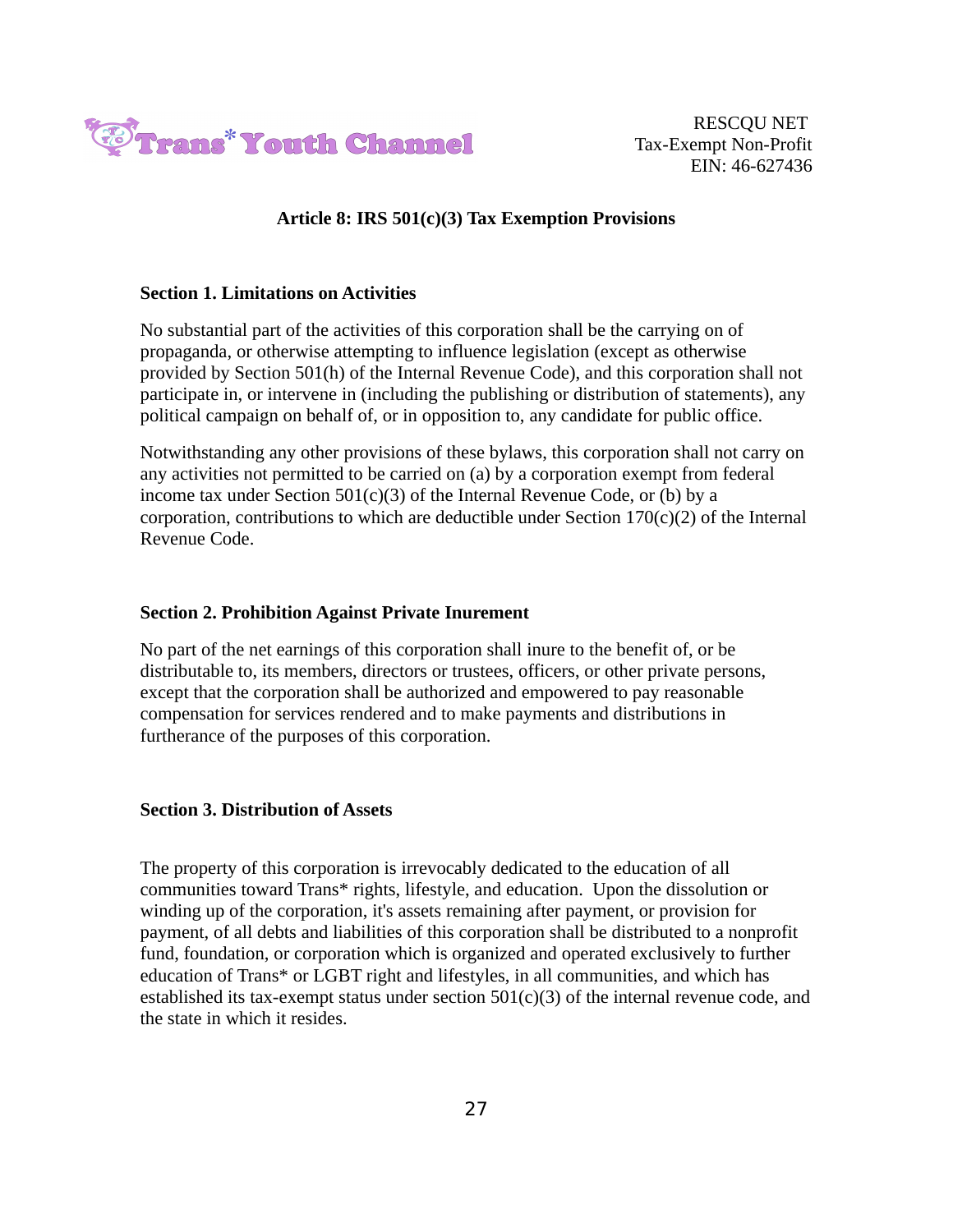## Article 8: IRS 501(c)(3) Tax Exemption Provisions

### Section 1. Limitations on Activities

No substantial part of the activities of this corporation shall be the carrying on of propaganda, or otherwise attempting to influence legislation (except as otherwise provided by Section 501(h) of the Internal Revenue Code), and this corporation shall not participate in, or intervene in (including the publishing or distribution of statements), any political campaign on behalf of, or in opposition to, any candidate for public office.

Notwithstanding any other provisions of these bylaws, this corporation shall not carry on any activities not permitted to be carried on (a) by a corporation exempt from federal income tax under Section 501(c)(3) of the Internal Revenue Code, or (b) by a corporation, contributions to which are deductible under Section 170(c)(2) of the Internal Revenue Code.

### Section 2. Prohibition Against Private Inurement

No part of the net earnings of this corporation shall inure to the benefit of, or be distributable to, its members, directors or trustees, officers, or other private persons, except that the corporation shall be authorized and empowered to pay reasonable compensation for services rendered and to make payments and distributions in furtherance of the purposes of this corporation.

### Section 3. Distribution of Assets

The property of this corporation is irrevocably dedicated to the education of all communities toward Trans* rights, lifestyle, and education. Upon the dissolution or winding up of the corporation, it's assets remaining after payment, or provision for payment, of all debts and liabilities of this corporation shall be distributed to a nonprofit fund, foundation, or corporation which is organized and operated exclusively to further education of Trans* or LGBT right and lifestyles, in all communities, and which has established its tax-exempt status under section 501(c)(3) of the internal revenue code, and the state in which it resides.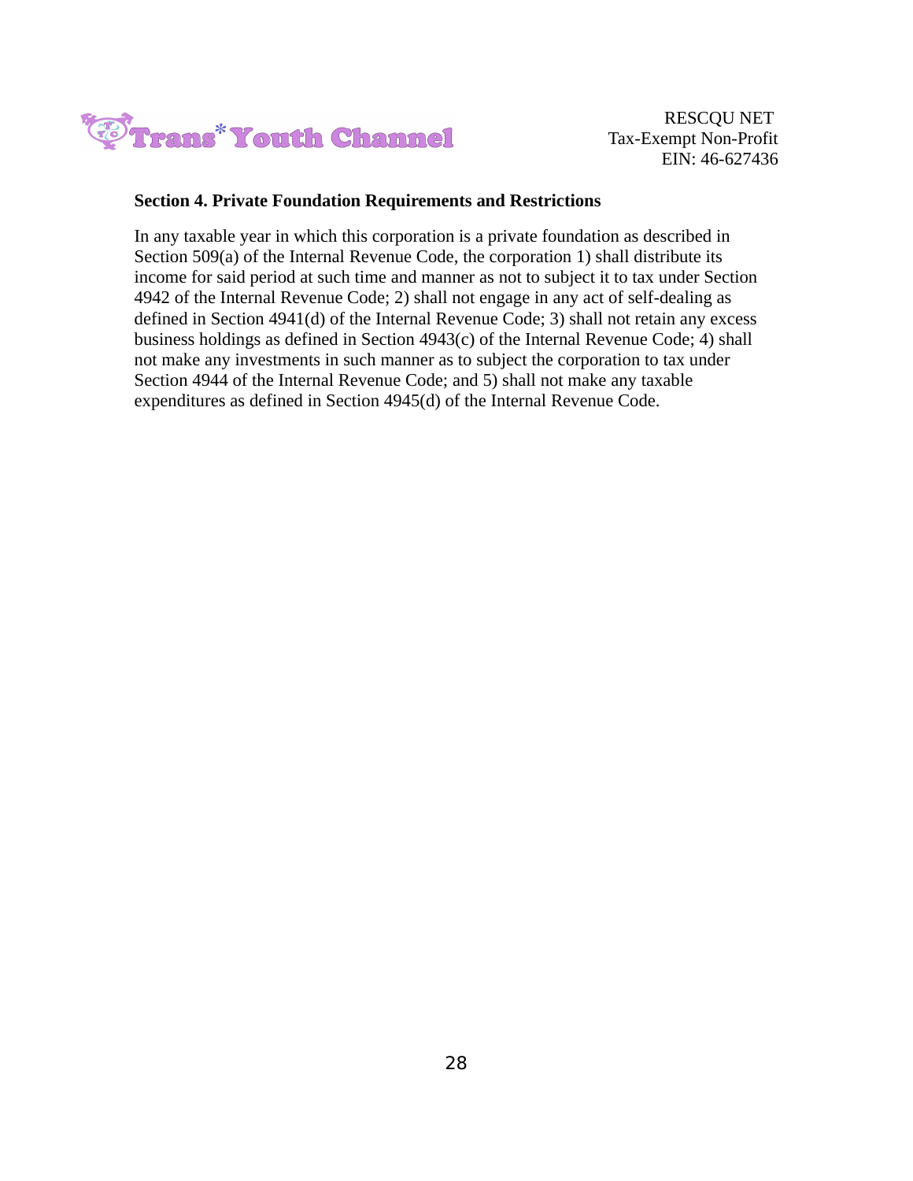### Section 4. Private Foundation Requirements and Restrictions

In any taxable year in which this corporation is a private foundation as described in Section 509(a) of the Internal Revenue Code, the corporation 1) shall distribute its income for said period at such time and manner as not to subject it to tax under Section 4942 of the Internal Revenue Code; 2) shall not engage in any act of self-dealing as defined in Section 4941(d) of the Internal Revenue Code; 3) shall not retain any excess business holdings as defined in Section 4943(c) of the Internal Revenue Code; 4) shall not make any investments in such manner as to subject the corporation to tax under Section 4944 of the Internal Revenue Code; and 5) shall not make any taxable expenditures as defined in Section 4945(d) of the Internal Revenue Code.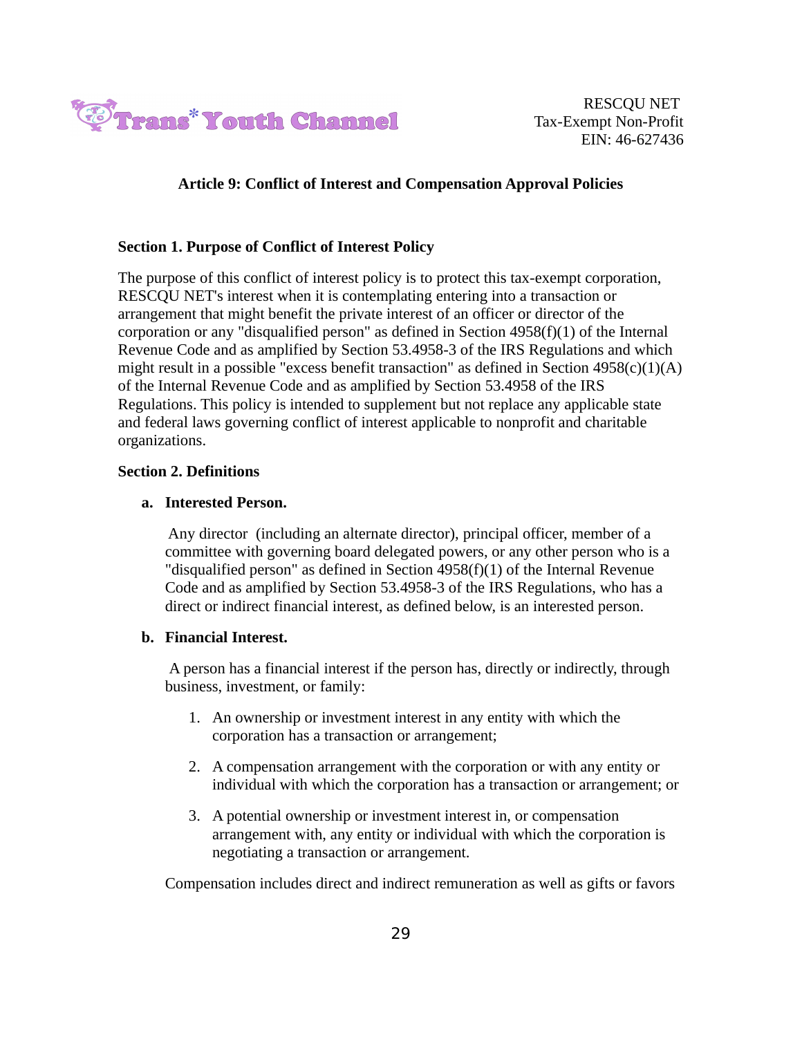RESCQU NET
Tax-Exempt Non-Profit
EIN: 46-627436

## Article 9: Conflict of Interest and Compensation Approval Policies

### Section 1. Purpose of Conflict of Interest Policy

The purpose of this conflict of interest policy is to protect this tax-exempt corporation, RESCQU NET's interest when it is contemplating entering into a transaction or arrangement that might benefit the private interest of an officer or director of the corporation or any "disqualified person" as defined in Section 4958(f)(1) of the Internal Revenue Code and as amplified by Section 53.4958-3 of the IRS Regulations and which might result in a possible "excess benefit transaction" as defined in Section 4958(c)(1)(A) of the Internal Revenue Code and as amplified by Section 53.4958 of the IRS Regulations. This policy is intended to supplement but not replace any applicable state and federal laws governing conflict of interest applicable to nonprofit and charitable organizations.

### Section 2. Definitions

**a. Interested Person.**

Any director (including an alternate director), principal officer, member of a committee with governing board delegated powers, or any other person who is a "disqualified person" as defined in Section 4958(f)(1) of the Internal Revenue Code and as amplified by Section 53.4958-3 of the IRS Regulations, who has a direct or indirect financial interest, as defined below, is an interested person.

**b. Financial Interest.**

A person has a financial interest if the person has, directly or indirectly, through business, investment, or family:

1. An ownership or investment interest in any entity with which the corporation has a transaction or arrangement;
2. A compensation arrangement with the corporation or with any entity or individual with which the corporation has a transaction or arrangement; or
3. A potential ownership or investment interest in, or compensation arrangement with, any entity or individual with which the corporation is negotiating a transaction or arrangement.

Compensation includes direct and indirect remuneration as well as gifts or favors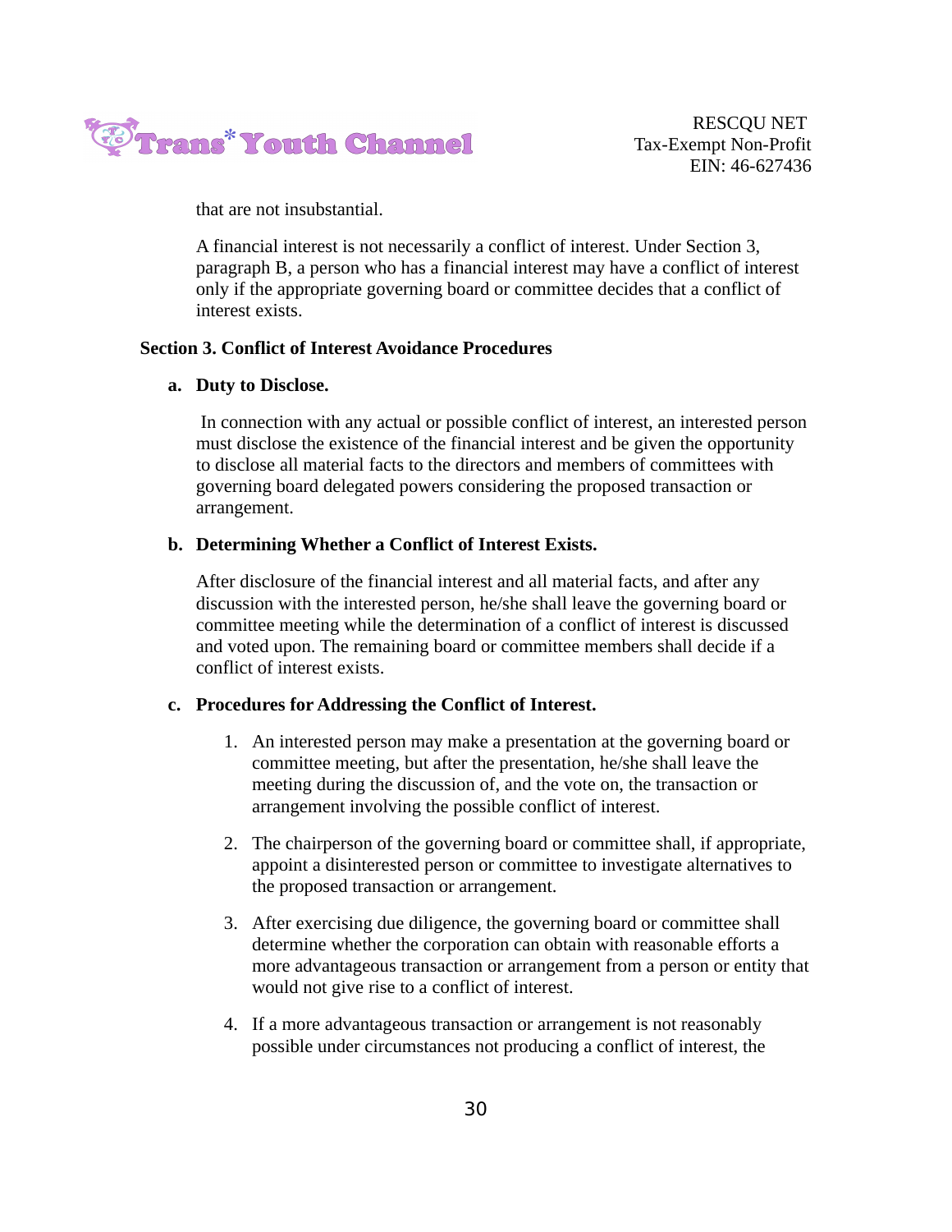that are not insubstantial.

A financial interest is not necessarily a conflict of interest. Under Section 3, paragraph B, a person who has a financial interest may have a conflict of interest only if the appropriate governing board or committee decides that a conflict of interest exists.

**Section 3. Conflict of Interest Avoidance Procedures**

**a. Duty to Disclose.**

In connection with any actual or possible conflict of interest, an interested person must disclose the existence of the financial interest and be given the opportunity to disclose all material facts to the directors and members of committees with governing board delegated powers considering the proposed transaction or arrangement.

**b. Determining Whether a Conflict of Interest Exists.**

After disclosure of the financial interest and all material facts, and after any discussion with the interested person, he/she shall leave the governing board or committee meeting while the determination of a conflict of interest is discussed and voted upon. The remaining board or committee members shall decide if a conflict of interest exists.

**c. Procedures for Addressing the Conflict of Interest.**

1. An interested person may make a presentation at the governing board or committee meeting, but after the presentation, he/she shall leave the meeting during the discussion of, and the vote on, the transaction or arrangement involving the possible conflict of interest.

2. The chairperson of the governing board or committee shall, if appropriate, appoint a disinterested person or committee to investigate alternatives to the proposed transaction or arrangement.

3. After exercising due diligence, the governing board or committee shall determine whether the corporation can obtain with reasonable efforts a more advantageous transaction or arrangement from a person or entity that would not give rise to a conflict of interest.

4. If a more advantageous transaction or arrangement is not reasonably possible under circumstances not producing a conflict of interest, the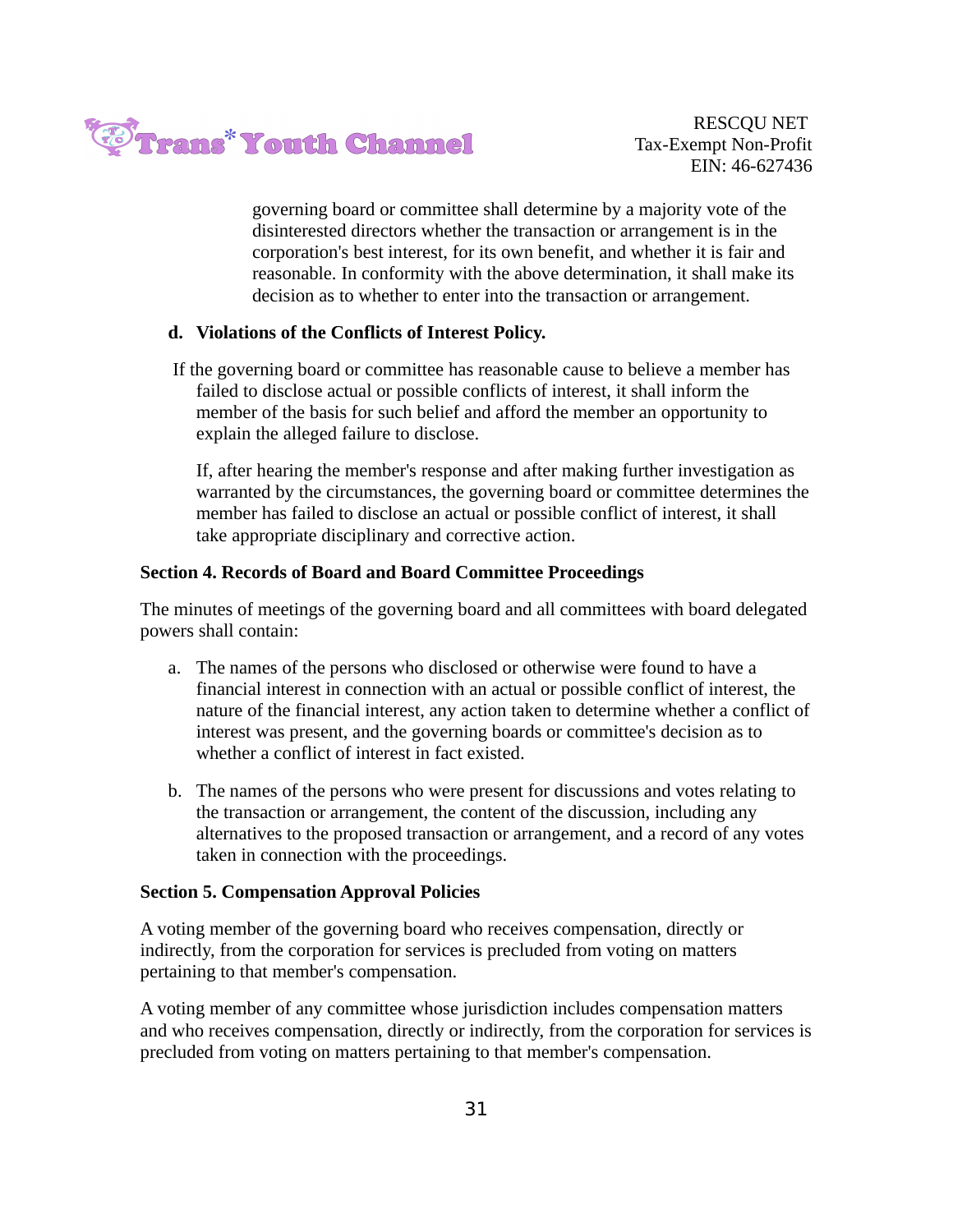governing board or committee shall determine by a majority vote of the disinterested directors whether the transaction or arrangement is in the corporation's best interest, for its own benefit, and whether it is fair and reasonable. In conformity with the above determination, it shall make its decision as to whether to enter into the transaction or arrangement.

**d. Violations of the Conflicts of Interest Policy.**

If the governing board or committee has reasonable cause to believe a member has failed to disclose actual or possible conflicts of interest, it shall inform the member of the basis for such belief and afford the member an opportunity to explain the alleged failure to disclose.

If, after hearing the member's response and after making further investigation as warranted by the circumstances, the governing board or committee determines the member has failed to disclose an actual or possible conflict of interest, it shall take appropriate disciplinary and corrective action.

**Section 4. Records of Board and Board Committee Proceedings**

The minutes of meetings of the governing board and all committees with board delegated powers shall contain:

a. The names of the persons who disclosed or otherwise were found to have a financial interest in connection with an actual or possible conflict of interest, the nature of the financial interest, any action taken to determine whether a conflict of interest was present, and the governing boards or committee's decision as to whether a conflict of interest in fact existed.

b. The names of the persons who were present for discussions and votes relating to the transaction or arrangement, the content of the discussion, including any alternatives to the proposed transaction or arrangement, and a record of any votes taken in connection with the proceedings.

**Section 5. Compensation Approval Policies**

A voting member of the governing board who receives compensation, directly or indirectly, from the corporation for services is precluded from voting on matters pertaining to that member's compensation.

A voting member of any committee whose jurisdiction includes compensation matters and who receives compensation, directly or indirectly, from the corporation for services is precluded from voting on matters pertaining to that member's compensation.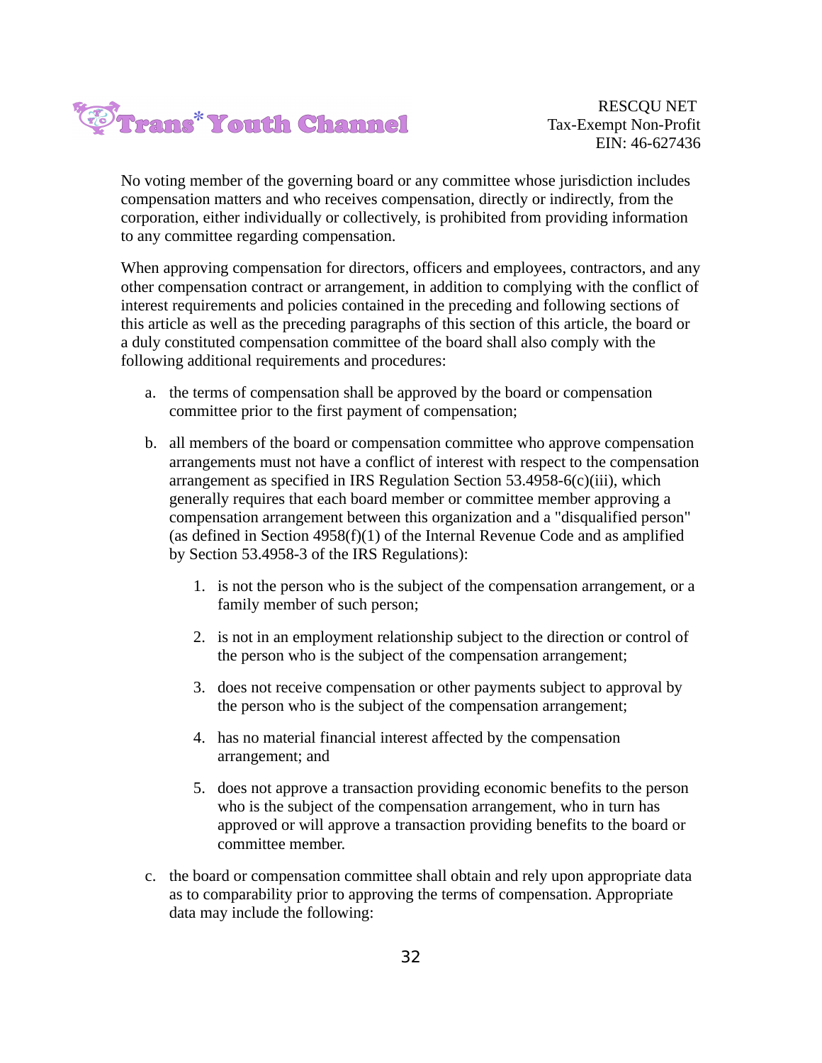No voting member of the governing board or any committee whose jurisdiction includes compensation matters and who receives compensation, directly or indirectly, from the corporation, either individually or collectively, is prohibited from providing information to any committee regarding compensation.

When approving compensation for directors, officers and employees, contractors, and any other compensation contract or arrangement, in addition to complying with the conflict of interest requirements and policies contained in the preceding and following sections of this article as well as the preceding paragraphs of this section of this article, the board or a duly constituted compensation committee of the board shall also comply with the following additional requirements and procedures:

a. the terms of compensation shall be approved by the board or compensation committee prior to the first payment of compensation;

b. all members of the board or compensation committee who approve compensation arrangements must not have a conflict of interest with respect to the compensation arrangement as specified in IRS Regulation Section 53.4958-6(c)(iii), which generally requires that each board member or committee member approving a compensation arrangement between this organization and a "disqualified person" (as defined in Section 4958(f)(1) of the Internal Revenue Code and as amplified by Section 53.4958-3 of the IRS Regulations):

   1. is not the person who is the subject of the compensation arrangement, or a family member of such person;

   2. is not in an employment relationship subject to the direction or control of the person who is the subject of the compensation arrangement;

   3. does not receive compensation or other payments subject to approval by the person who is the subject of the compensation arrangement;

   4. has no material financial interest affected by the compensation arrangement; and

   5. does not approve a transaction providing economic benefits to the person who is the subject of the compensation arrangement, who in turn has approved or will approve a transaction providing benefits to the board or committee member.

c. the board or compensation committee shall obtain and rely upon appropriate data as to comparability prior to approving the terms of compensation. Appropriate data may include the following: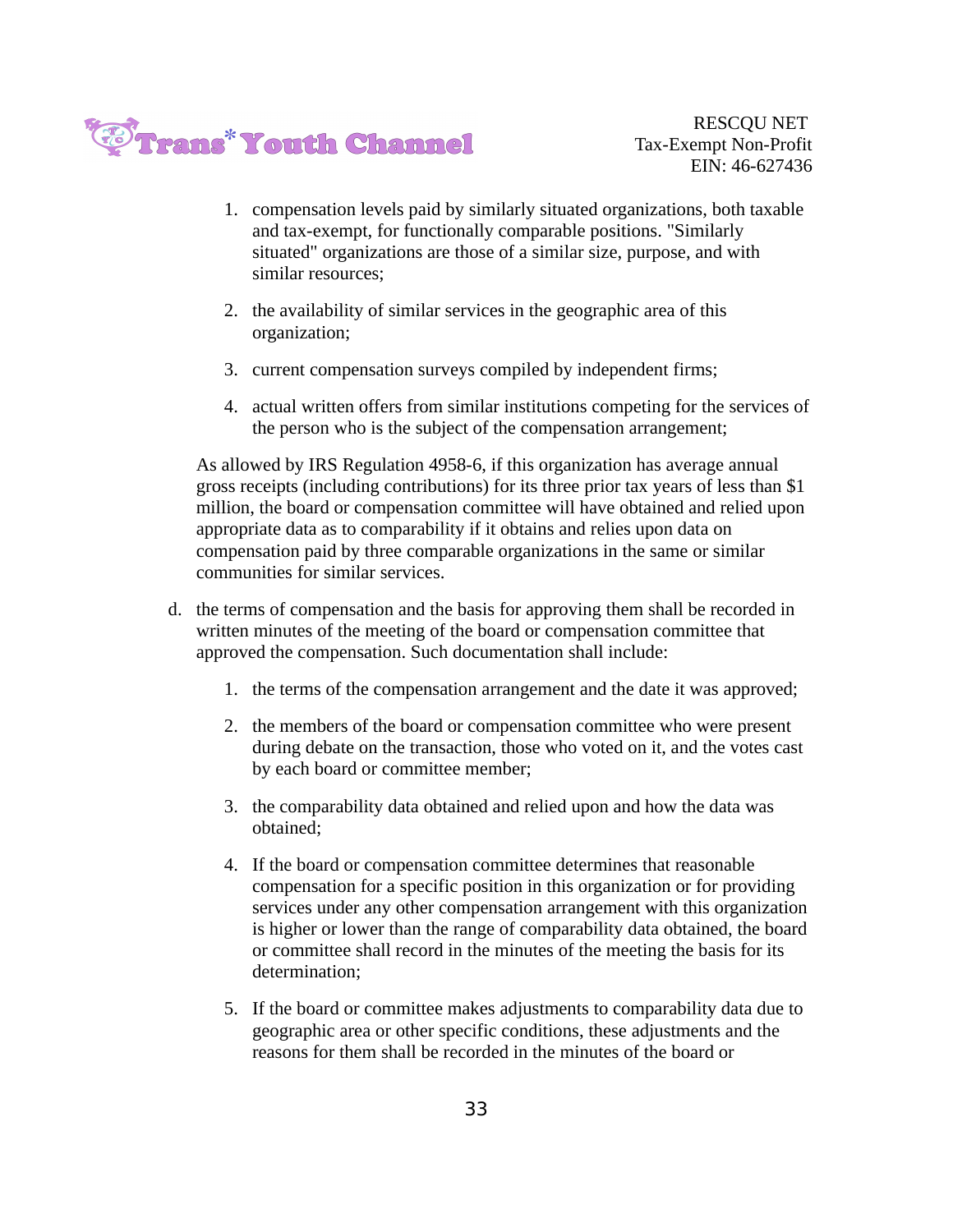1. compensation levels paid by similarly situated organizations, both taxable and tax-exempt, for functionally comparable positions. "Similarly situated" organizations are those of a similar size, purpose, and with similar resources;

2. the availability of similar services in the geographic area of this organization;

3. current compensation surveys compiled by independent firms;

4. actual written offers from similar institutions competing for the services of the person who is the subject of the compensation arrangement;

As allowed by IRS Regulation 4958-6, if this organization has average annual gross receipts (including contributions) for its three prior tax years of less than $1 million, the board or compensation committee will have obtained and relied upon appropriate data as to comparability if it obtains and relies upon data on compensation paid by three comparable organizations in the same or similar communities for similar services.

d. the terms of compensation and the basis for approving them shall be recorded in written minutes of the meeting of the board or compensation committee that approved the compensation. Such documentation shall include:

   1. the terms of the compensation arrangement and the date it was approved;

   2. the members of the board or compensation committee who were present during debate on the transaction, those who voted on it, and the votes cast by each board or committee member;

   3. the comparability data obtained and relied upon and how the data was obtained;

   4. If the board or compensation committee determines that reasonable compensation for a specific position in this organization or for providing services under any other compensation arrangement with this organization is higher or lower than the range of comparability data obtained, the board or committee shall record in the minutes of the meeting the basis for its determination;

   5. If the board or committee makes adjustments to comparability data due to geographic area or other specific conditions, these adjustments and the reasons for them shall be recorded in the minutes of the board or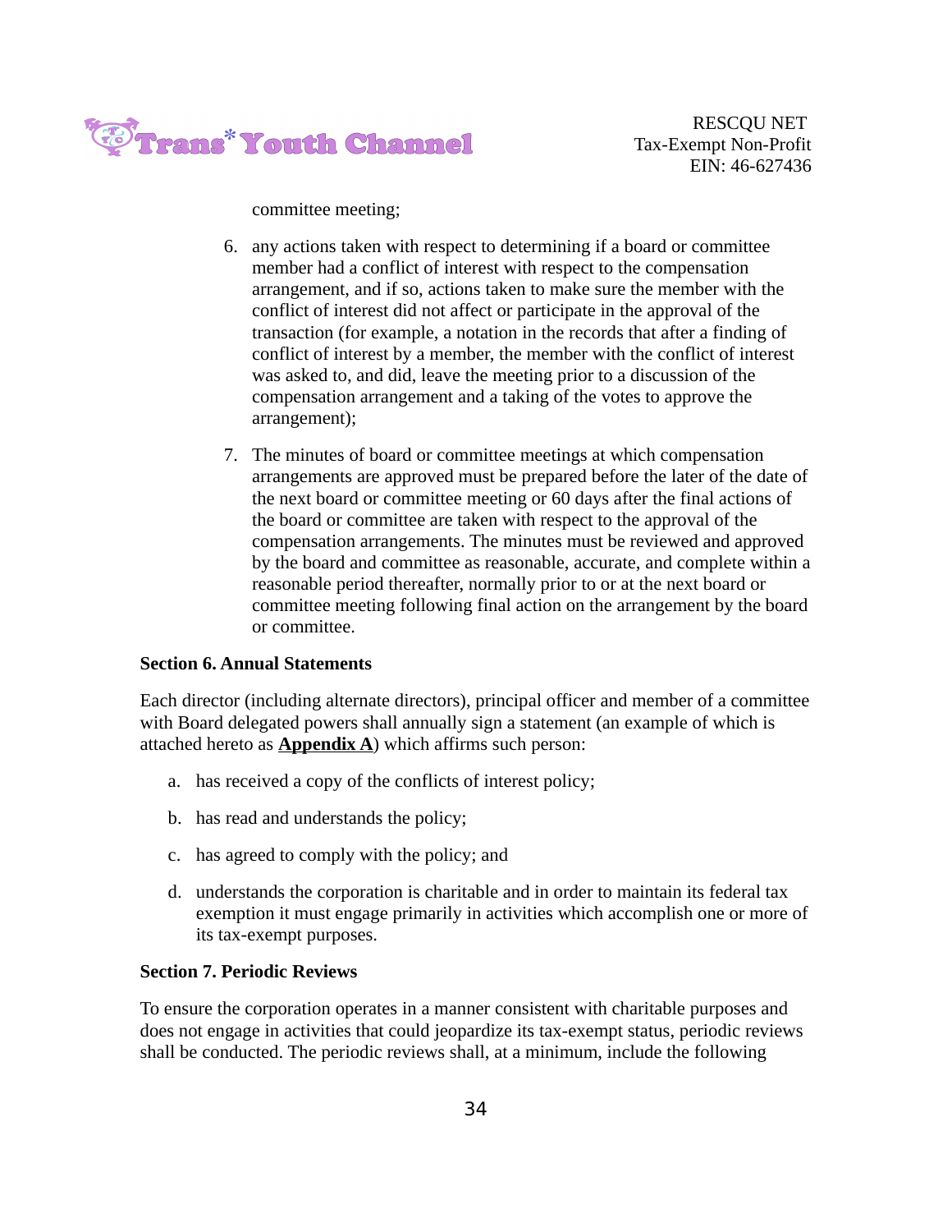committee meeting;

6. any actions taken with respect to determining if a board or committee member had a conflict of interest with respect to the compensation arrangement, and if so, actions taken to make sure the member with the conflict of interest did not affect or participate in the approval of the transaction (for example, a notation in the records that after a finding of conflict of interest by a member, the member with the conflict of interest was asked to, and did, leave the meeting prior to a discussion of the compensation arrangement and a taking of the votes to approve the arrangement);

7. The minutes of board or committee meetings at which compensation arrangements are approved must be prepared before the later of the date of the next board or committee meeting or 60 days after the final actions of the board or committee are taken with respect to the approval of the compensation arrangements. The minutes must be reviewed and approved by the board and committee as reasonable, accurate, and complete within a reasonable period thereafter, normally prior to or at the next board or committee meeting following final action on the arrangement by the board or committee.

**Section 6. Annual Statements**

Each director (including alternate directors), principal officer and member of a committee with Board delegated powers shall annually sign a statement (an example of which is attached hereto as **Appendix A**) which affirms such person:

a. has received a copy of the conflicts of interest policy;

b. has read and understands the policy;

c. has agreed to comply with the policy; and

d. understands the corporation is charitable and in order to maintain its federal tax exemption it must engage primarily in activities which accomplish one or more of its tax-exempt purposes.

**Section 7. Periodic Reviews**

To ensure the corporation operates in a manner consistent with charitable purposes and does not engage in activities that could jeopardize its tax-exempt status, periodic reviews shall be conducted. The periodic reviews shall, at a minimum, include the following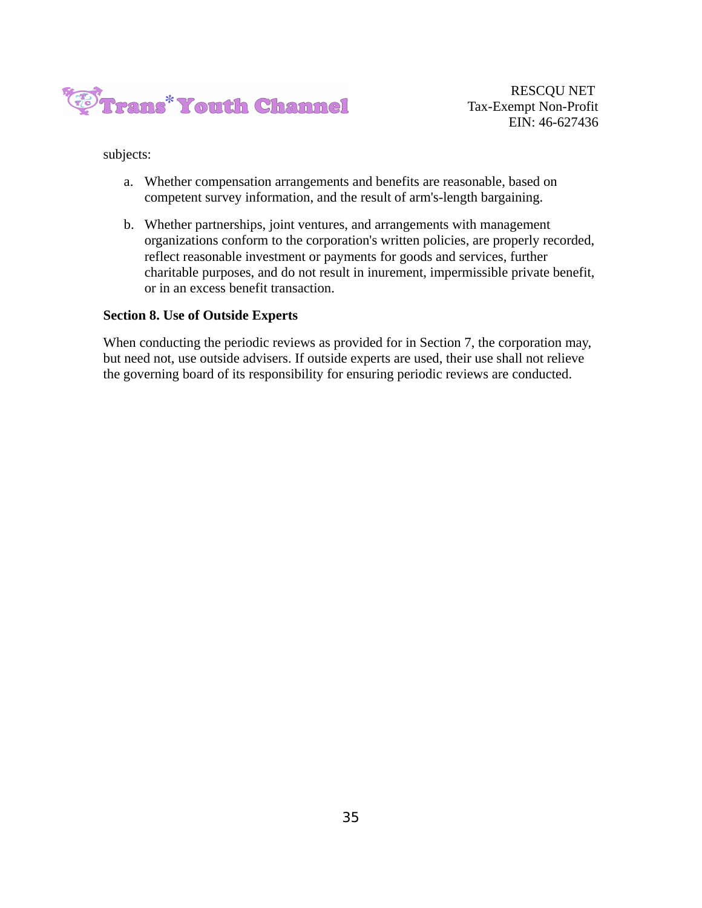subjects:

a. Whether compensation arrangements and benefits are reasonable, based on competent survey information, and the result of arm's-length bargaining.

b. Whether partnerships, joint ventures, and arrangements with management organizations conform to the corporation's written policies, are properly recorded, reflect reasonable investment or payments for goods and services, further charitable purposes, and do not result in inurement, impermissible private benefit, or in an excess benefit transaction.

**Section 8. Use of Outside Experts**

When conducting the periodic reviews as provided for in Section 7, the corporation may, but need not, use outside advisers. If outside experts are used, their use shall not relieve the governing board of its responsibility for ensuring periodic reviews are conducted.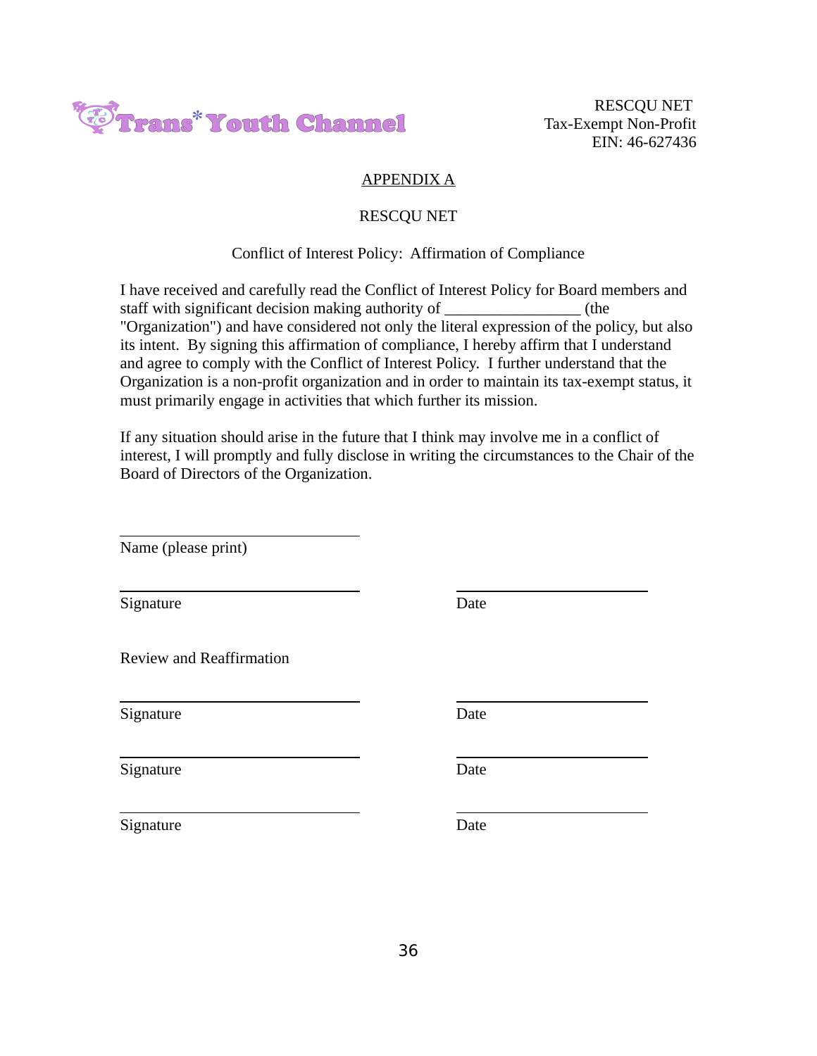Trans* Youth Channel

RESCQU NET
Tax-Exempt Non-Profit
EIN: 46-627436

## APPENDIX A

## RESCQU NET

### Conflict of Interest Policy: Affirmation of Compliance

I have received and carefully read the Conflict of Interest Policy for Board members and staff with significant decision making authority of _________________ (the "Organization") and have considered not only the literal expression of the policy, but also its intent. By signing this affirmation of compliance, I hereby affirm that I understand and agree to comply with the Conflict of Interest Policy. I further understand that the Organization is a non-profit organization and in order to maintain its tax-exempt status, it must primarily engage in activities that which further its mission.

If any situation should arise in the future that I think may involve me in a conflict of interest, I will promptly and fully disclose in writing the circumstances to the Chair of the Board of Directors of the Organization.

______________________________
Name (please print)

______________________________ ______________________________
Signature Date

Review and Reaffirmation

______________________________ ______________________________
Signature Date

______________________________ ______________________________
Signature Date

______________________________ ______________________________
Signature Date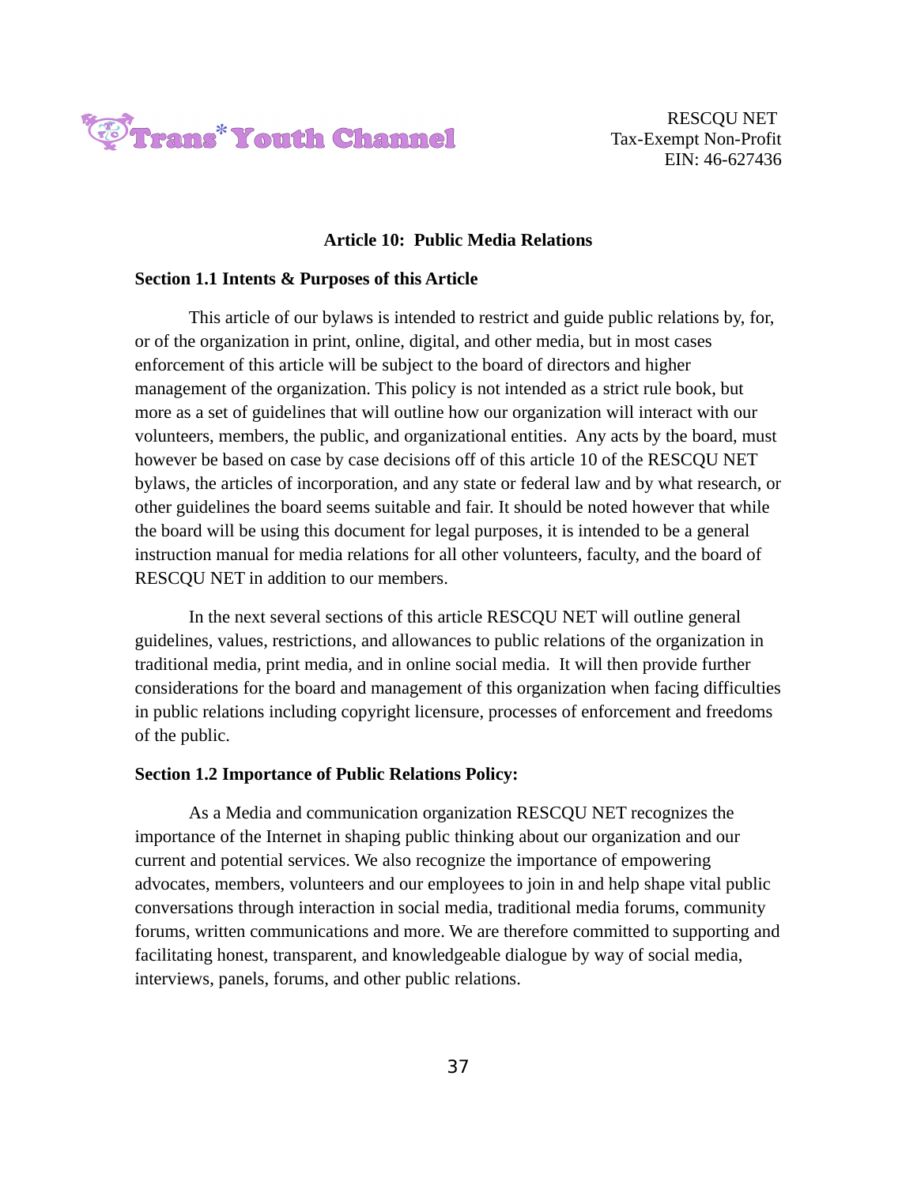## Article 10: Public Media Relations

**Section 1.1 Intents & Purposes of this Article**

This article of our bylaws is intended to restrict and guide public relations by, for, or of the organization in print, online, digital, and other media, but in most cases enforcement of this article will be subject to the board of directors and higher management of the organization. This policy is not intended as a strict rule book, but more as a set of guidelines that will outline how our organization will interact with our volunteers, members, the public, and organizational entities.  Any acts by the board, must however be based on case by case decisions off of this article 10 of the RESCQU NET bylaws, the articles of incorporation, and any state or federal law and by what research, or other guidelines the board seems suitable and fair. It should be noted however that while the board will be using this document for legal purposes, it is intended to be a general instruction manual for media relations for all other volunteers, faculty, and the board of RESCQU NET in addition to our members.

In the next several sections of this article RESCQU NET will outline general guidelines, values, restrictions, and allowances to public relations of the organization in traditional media, print media, and in online social media.  It will then provide further considerations for the board and management of this organization when facing difficulties in public relations including copyright licensure, processes of enforcement and freedoms of the public.

**Section 1.2 Importance of Public Relations Policy:**

As a Media and communication organization RESCQU NET recognizes the importance of the Internet in shaping public thinking about our organization and our current and potential services. We also recognize the importance of empowering advocates, members, volunteers and our employees to join in and help shape vital public conversations through interaction in social media, traditional media forums, community forums, written communications and more. We are therefore committed to supporting and facilitating honest, transparent, and knowledgeable dialogue by way of social media, interviews, panels, forums, and other public relations.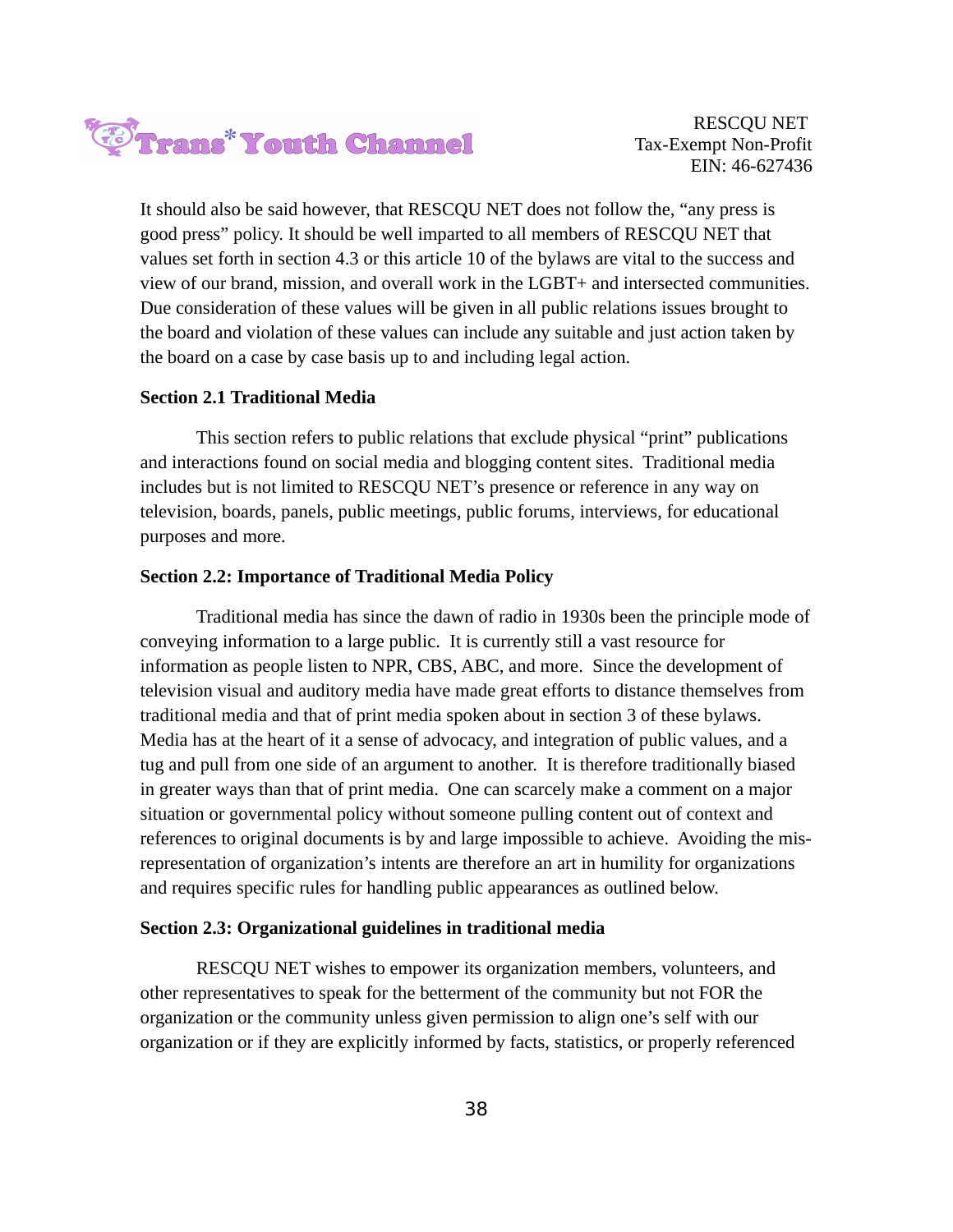It should also be said however, that RESCQU NET does not follow the, "any press is good press" policy. It should be well imparted to all members of RESCQU NET that values set forth in section 4.3 or this article 10 of the bylaws are vital to the success and view of our brand, mission, and overall work in the LGBT+ and intersected communities. Due consideration of these values will be given in all public relations issues brought to the board and violation of these values can include any suitable and just action taken by the board on a case by case basis up to and including legal action.

**Section 2.1 Traditional Media**

This section refers to public relations that exclude physical "print" publications and interactions found on social media and blogging content sites. Traditional media includes but is not limited to RESCQU NET's presence or reference in any way on television, boards, panels, public meetings, public forums, interviews, for educational purposes and more.

**Section 2.2: Importance of Traditional Media Policy**

Traditional media has since the dawn of radio in 1930s been the principle mode of conveying information to a large public. It is currently still a vast resource for information as people listen to NPR, CBS, ABC, and more. Since the development of television visual and auditory media have made great efforts to distance themselves from traditional media and that of print media spoken about in section 3 of these bylaws. Media has at the heart of it a sense of advocacy, and integration of public values, and a tug and pull from one side of an argument to another. It is therefore traditionally biased in greater ways than that of print media. One can scarcely make a comment on a major situation or governmental policy without someone pulling content out of context and references to original documents is by and large impossible to achieve. Avoiding the mis-representation of organization's intents are therefore an art in humility for organizations and requires specific rules for handling public appearances as outlined below.

**Section 2.3: Organizational guidelines in traditional media**

RESCQU NET wishes to empower its organization members, volunteers, and other representatives to speak for the betterment of the community but not FOR the organization or the community unless given permission to align one's self with our organization or if they are explicitly informed by facts, statistics, or properly referenced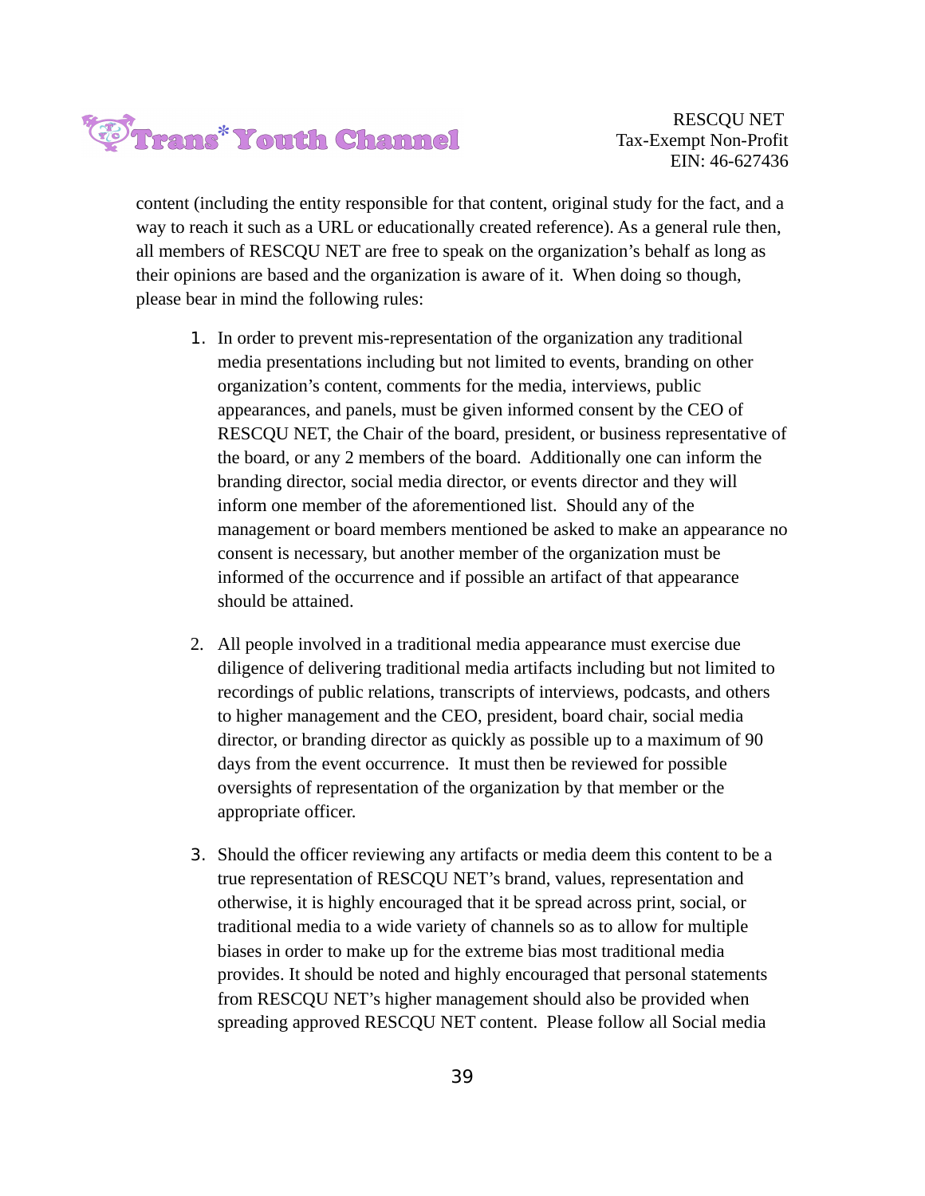content (including the entity responsible for that content, original study for the fact, and a way to reach it such as a URL or educationally created reference). As a general rule then, all members of RESCQU NET are free to speak on the organization's behalf as long as their opinions are based and the organization is aware of it. When doing so though, please bear in mind the following rules:

1. In order to prevent mis-representation of the organization any traditional media presentations including but not limited to events, branding on other organization's content, comments for the media, interviews, public appearances, and panels, must be given informed consent by the CEO of RESCQU NET, the Chair of the board, president, or business representative of the board, or any 2 members of the board. Additionally one can inform the branding director, social media director, or events director and they will inform one member of the aforementioned list. Should any of the management or board members mentioned be asked to make an appearance no consent is necessary, but another member of the organization must be informed of the occurrence and if possible an artifact of that appearance should be attained.

2. All people involved in a traditional media appearance must exercise due diligence of delivering traditional media artifacts including but not limited to recordings of public relations, transcripts of interviews, podcasts, and others to higher management and the CEO, president, board chair, social media director, or branding director as quickly as possible up to a maximum of 90 days from the event occurrence. It must then be reviewed for possible oversights of representation of the organization by that member or the appropriate officer.

3. Should the officer reviewing any artifacts or media deem this content to be a true representation of RESCQU NET's brand, values, representation and otherwise, it is highly encouraged that it be spread across print, social, or traditional media to a wide variety of channels so as to allow for multiple biases in order to make up for the extreme bias most traditional media provides. It should be noted and highly encouraged that personal statements from RESCQU NET's higher management should also be provided when spreading approved RESCQU NET content. Please follow all Social media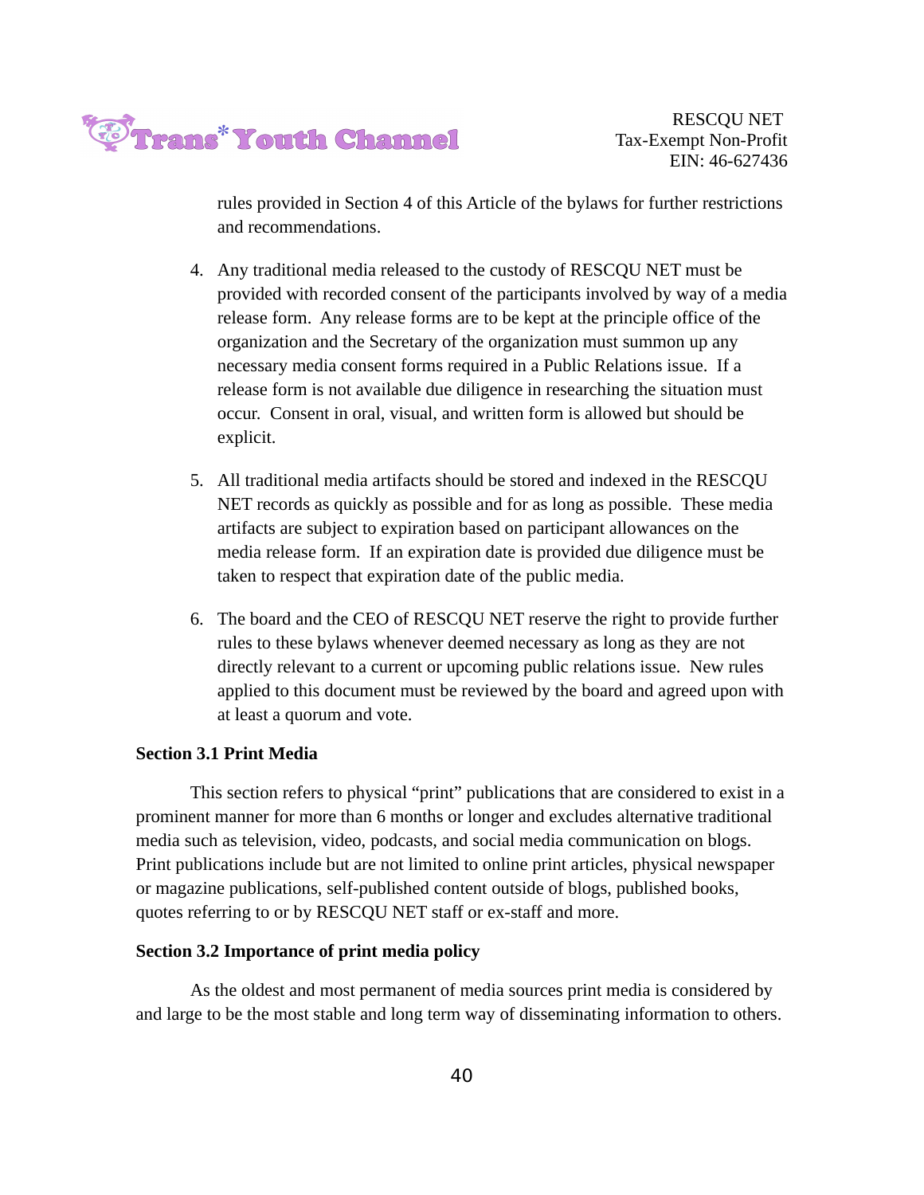rules provided in Section 4 of this Article of the bylaws for further restrictions and recommendations.

4. Any traditional media released to the custody of RESCQU NET must be provided with recorded consent of the participants involved by way of a media release form. Any release forms are to be kept at the principle office of the organization and the Secretary of the organization must summon up any necessary media consent forms required in a Public Relations issue. If a release form is not available due diligence in researching the situation must occur. Consent in oral, visual, and written form is allowed but should be explicit.

5. All traditional media artifacts should be stored and indexed in the RESCQU NET records as quickly as possible and for as long as possible. These media artifacts are subject to expiration based on participant allowances on the media release form. If an expiration date is provided due diligence must be taken to respect that expiration date of the public media.

6. The board and the CEO of RESCQU NET reserve the right to provide further rules to these bylaws whenever deemed necessary as long as they are not directly relevant to a current or upcoming public relations issue. New rules applied to this document must be reviewed by the board and agreed upon with at least a quorum and vote.

**Section 3.1 Print Media**

This section refers to physical "print" publications that are considered to exist in a prominent manner for more than 6 months or longer and excludes alternative traditional media such as television, video, podcasts, and social media communication on blogs. Print publications include but are not limited to online print articles, physical newspaper or magazine publications, self-published content outside of blogs, published books, quotes referring to or by RESCQU NET staff or ex-staff and more.

**Section 3.2 Importance of print media policy**

As the oldest and most permanent of media sources print media is considered by and large to be the most stable and long term way of disseminating information to others.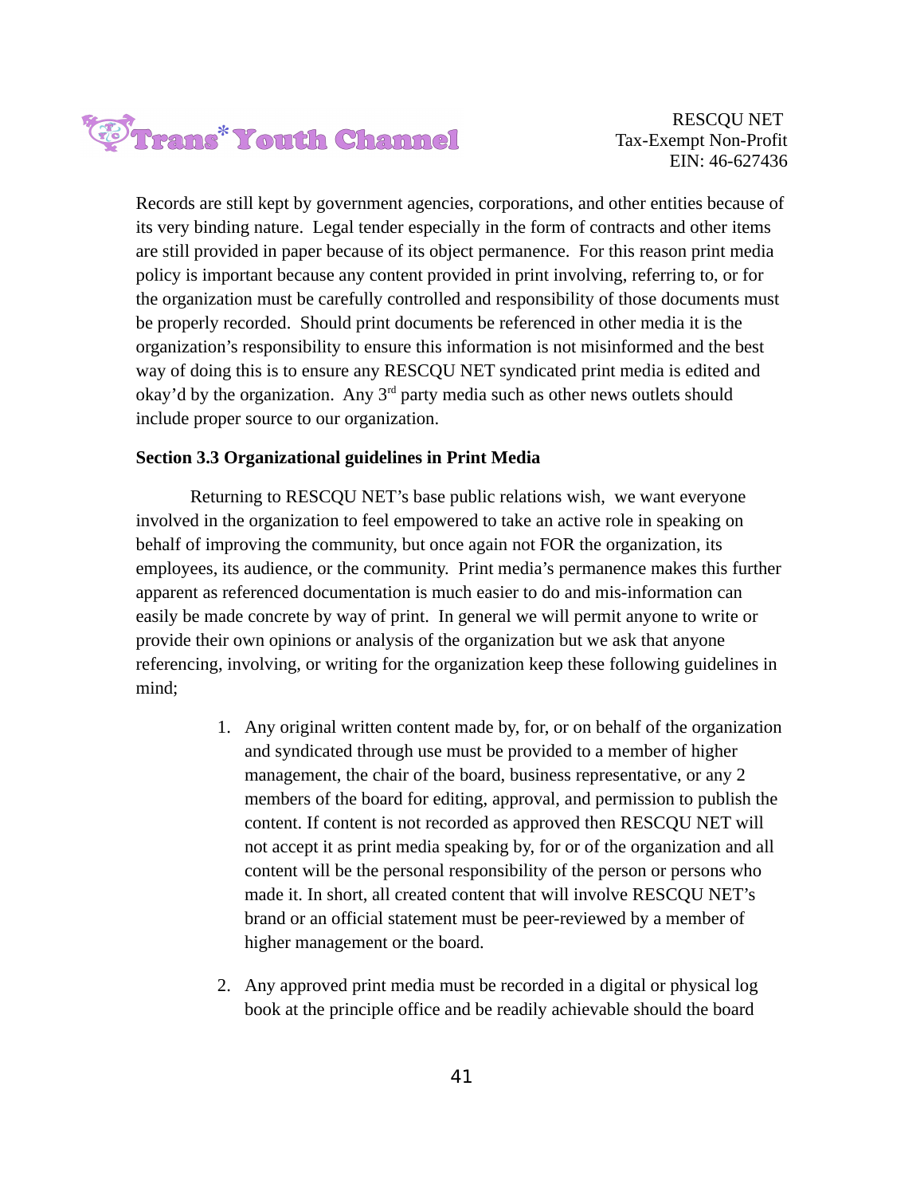Records are still kept by government agencies, corporations, and other entities because of its very binding nature. Legal tender especially in the form of contracts and other items are still provided in paper because of its object permanence. For this reason print media policy is important because any content provided in print involving, referring to, or for the organization must be carefully controlled and responsibility of those documents must be properly recorded. Should print documents be referenced in other media it is the organization's responsibility to ensure this information is not misinformed and the best way of doing this is to ensure any RESCQU NET syndicated print media is edited and okay'd by the organization. Any 3rd party media such as other news outlets should include proper source to our organization.

**Section 3.3 Organizational guidelines in Print Media**

Returning to RESCQU NET's base public relations wish, we want everyone involved in the organization to feel empowered to take an active role in speaking on behalf of improving the community, but once again not FOR the organization, its employees, its audience, or the community. Print media's permanence makes this further apparent as referenced documentation is much easier to do and mis-information can easily be made concrete by way of print. In general we will permit anyone to write or provide their own opinions or analysis of the organization but we ask that anyone referencing, involving, or writing for the organization keep these following guidelines in mind;

1. Any original written content made by, for, or on behalf of the organization and syndicated through use must be provided to a member of higher management, the chair of the board, business representative, or any 2 members of the board for editing, approval, and permission to publish the content. If content is not recorded as approved then RESCQU NET will not accept it as print media speaking by, for or of the organization and all content will be the personal responsibility of the person or persons who made it. In short, all created content that will involve RESCQU NET's brand or an official statement must be peer-reviewed by a member of higher management or the board.

2. Any approved print media must be recorded in a digital or physical log book at the principle office and be readily achievable should the board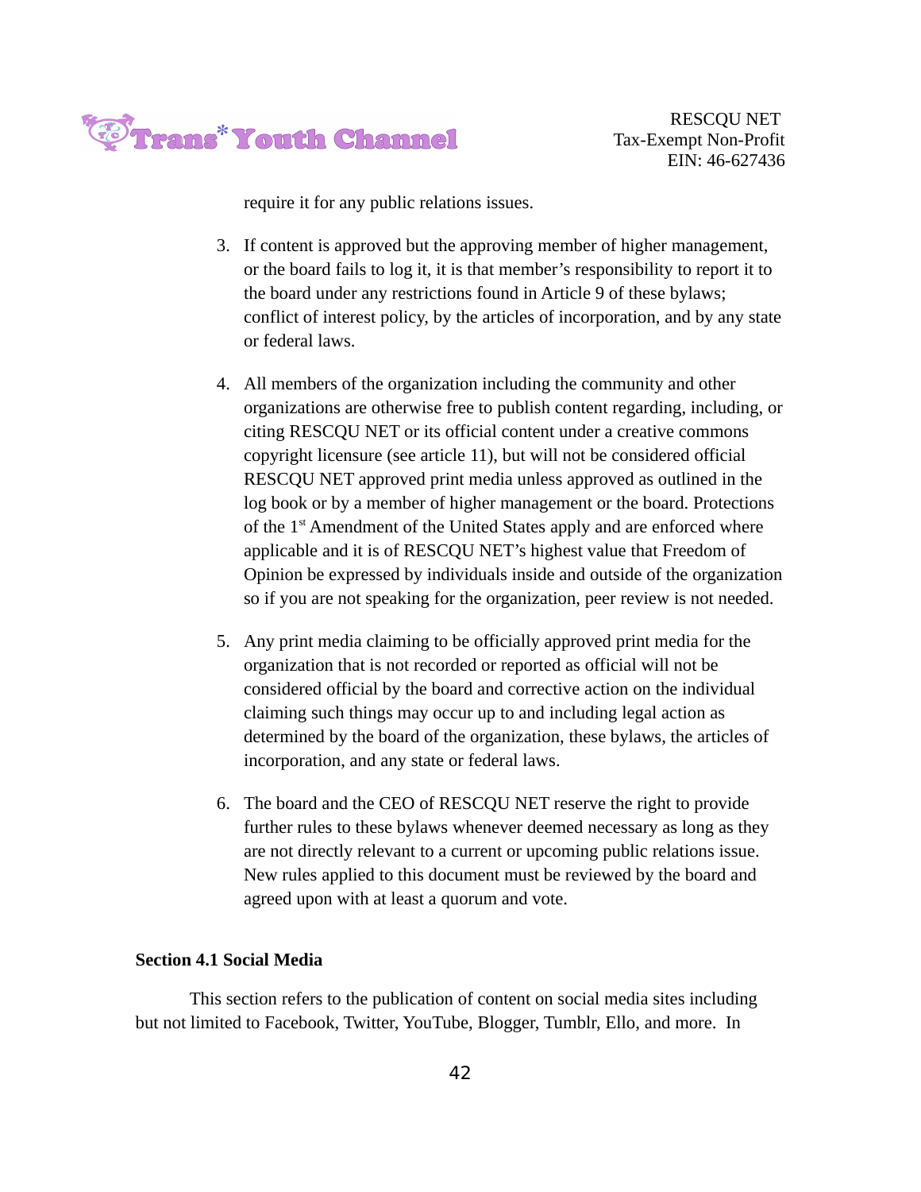require it for any public relations issues.

3. If content is approved but the approving member of higher management, or the board fails to log it, it is that member's responsibility to report it to the board under any restrictions found in Article 9 of these bylaws; conflict of interest policy, by the articles of incorporation, and by any state or federal laws.

4. All members of the organization including the community and other organizations are otherwise free to publish content regarding, including, or citing RESCQU NET or its official content under a creative commons copyright licensure (see article 11), but will not be considered official RESCQU NET approved print media unless approved as outlined in the log book or by a member of higher management or the board. Protections of the 1st Amendment of the United States apply and are enforced where applicable and it is of RESCQU NET's highest value that Freedom of Opinion be expressed by individuals inside and outside of the organization so if you are not speaking for the organization, peer review is not needed.

5. Any print media claiming to be officially approved print media for the organization that is not recorded or reported as official will not be considered official by the board and corrective action on the individual claiming such things may occur up to and including legal action as determined by the board of the organization, these bylaws, the articles of incorporation, and any state or federal laws.

6. The board and the CEO of RESCQU NET reserve the right to provide further rules to these bylaws whenever deemed necessary as long as they are not directly relevant to a current or upcoming public relations issue. New rules applied to this document must be reviewed by the board and agreed upon with at least a quorum and vote.

**Section 4.1 Social Media**

This section refers to the publication of content on social media sites including but not limited to Facebook, Twitter, YouTube, Blogger, Tumblr, Ello, and more. In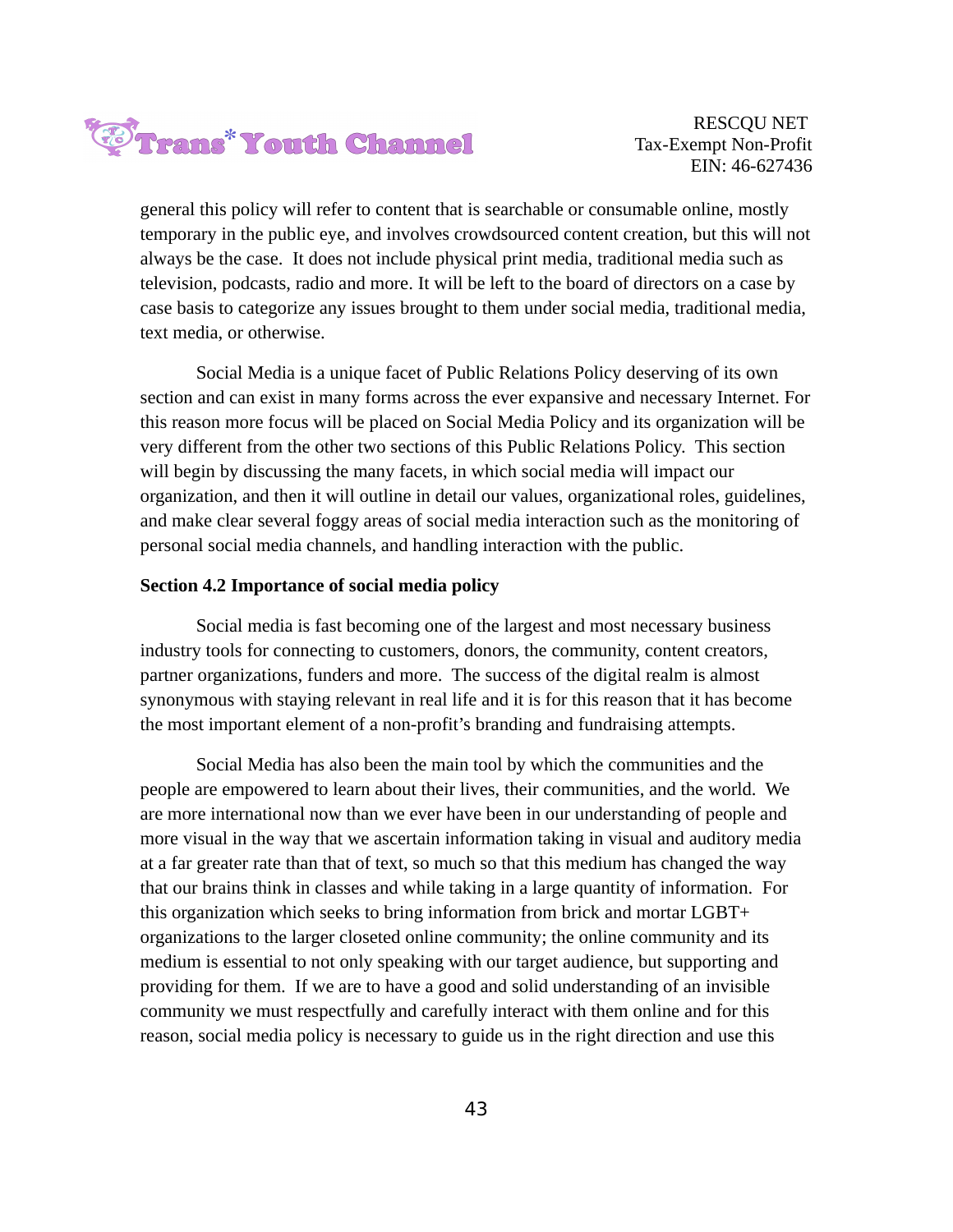general this policy will refer to content that is searchable or consumable online, mostly temporary in the public eye, and involves crowdsourced content creation, but this will not always be the case. It does not include physical print media, traditional media such as television, podcasts, radio and more. It will be left to the board of directors on a case by case basis to categorize any issues brought to them under social media, traditional media, text media, or otherwise.

Social Media is a unique facet of Public Relations Policy deserving of its own section and can exist in many forms across the ever expansive and necessary Internet. For this reason more focus will be placed on Social Media Policy and its organization will be very different from the other two sections of this Public Relations Policy. This section will begin by discussing the many facets, in which social media will impact our organization, and then it will outline in detail our values, organizational roles, guidelines, and make clear several foggy areas of social media interaction such as the monitoring of personal social media channels, and handling interaction with the public.

**Section 4.2 Importance of social media policy**

Social media is fast becoming one of the largest and most necessary business industry tools for connecting to customers, donors, the community, content creators, partner organizations, funders and more. The success of the digital realm is almost synonymous with staying relevant in real life and it is for this reason that it has become the most important element of a non-profit's branding and fundraising attempts.

Social Media has also been the main tool by which the communities and the people are empowered to learn about their lives, their communities, and the world. We are more international now than we ever have been in our understanding of people and more visual in the way that we ascertain information taking in visual and auditory media at a far greater rate than that of text, so much so that this medium has changed the way that our brains think in classes and while taking in a large quantity of information. For this organization which seeks to bring information from brick and mortar LGBT+ organizations to the larger closeted online community; the online community and its medium is essential to not only speaking with our target audience, but supporting and providing for them. If we are to have a good and solid understanding of an invisible community we must respectfully and carefully interact with them online and for this reason, social media policy is necessary to guide us in the right direction and use this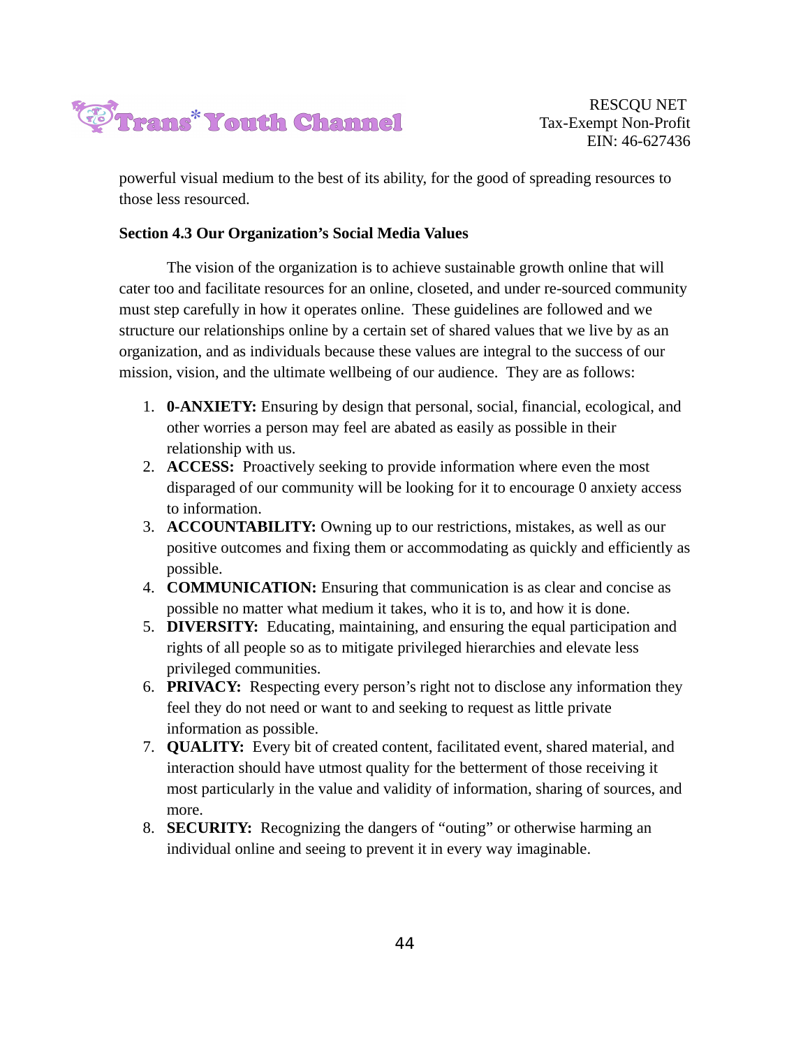powerful visual medium to the best of its ability, for the good of spreading resources to those less resourced.

**Section 4.3 Our Organization's Social Media Values**

The vision of the organization is to achieve sustainable growth online that will cater too and facilitate resources for an online, closeted, and under re-sourced community must step carefully in how it operates online. These guidelines are followed and we structure our relationships online by a certain set of shared values that we live by as an organization, and as individuals because these values are integral to the success of our mission, vision, and the ultimate wellbeing of our audience. They are as follows:

1. **0-ANXIETY:** Ensuring by design that personal, social, financial, ecological, and other worries a person may feel are abated as easily as possible in their relationship with us.
2. **ACCESS:** Proactively seeking to provide information where even the most disparaged of our community will be looking for it to encourage 0 anxiety access to information.
3. **ACCOUNTABILITY:** Owning up to our restrictions, mistakes, as well as our positive outcomes and fixing them or accommodating as quickly and efficiently as possible.
4. **COMMUNICATION:** Ensuring that communication is as clear and concise as possible no matter what medium it takes, who it is to, and how it is done.
5. **DIVERSITY:** Educating, maintaining, and ensuring the equal participation and rights of all people so as to mitigate privileged hierarchies and elevate less privileged communities.
6. **PRIVACY:** Respecting every person's right not to disclose any information they feel they do not need or want to and seeking to request as little private information as possible.
7. **QUALITY:** Every bit of created content, facilitated event, shared material, and interaction should have utmost quality for the betterment of those receiving it most particularly in the value and validity of information, sharing of sources, and more.
8. **SECURITY:** Recognizing the dangers of "outing" or otherwise harming an individual online and seeing to prevent it in every way imaginable.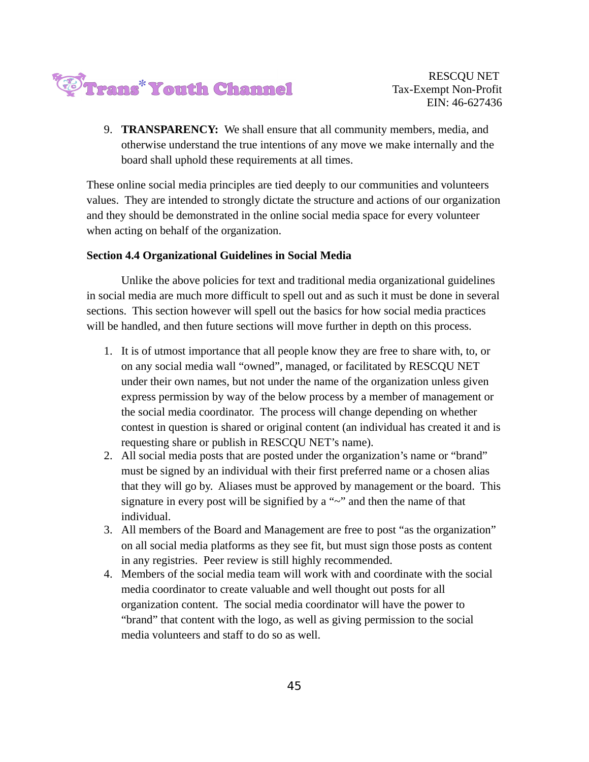9. **TRANSPARENCY:** We shall ensure that all community members, media, and otherwise understand the true intentions of any move we make internally and the board shall uphold these requirements at all times.

These online social media principles are tied deeply to our communities and volunteers values. They are intended to strongly dictate the structure and actions of our organization and they should be demonstrated in the online social media space for every volunteer when acting on behalf of the organization.

**Section 4.4 Organizational Guidelines in Social Media**

Unlike the above policies for text and traditional media organizational guidelines in social media are much more difficult to spell out and as such it must be done in several sections. This section however will spell out the basics for how social media practices will be handled, and then future sections will move further in depth on this process.

1. It is of utmost importance that all people know they are free to share with, to, or on any social media wall "owned", managed, or facilitated by RESCQU NET under their own names, but not under the name of the organization unless given express permission by way of the below process by a member of management or the social media coordinator. The process will change depending on whether contest in question is shared or original content (an individual has created it and is requesting share or publish in RESCQU NET's name).
2. All social media posts that are posted under the organization's name or "brand" must be signed by an individual with their first preferred name or a chosen alias that they will go by. Aliases must be approved by management or the board. This signature in every post will be signified by a "~" and then the name of that individual.
3. All members of the Board and Management are free to post "as the organization" on all social media platforms as they see fit, but must sign those posts as content in any registries. Peer review is still highly recommended.
4. Members of the social media team will work with and coordinate with the social media coordinator to create valuable and well thought out posts for all organization content. The social media coordinator will have the power to "brand" that content with the logo, as well as giving permission to the social media volunteers and staff to do so as well.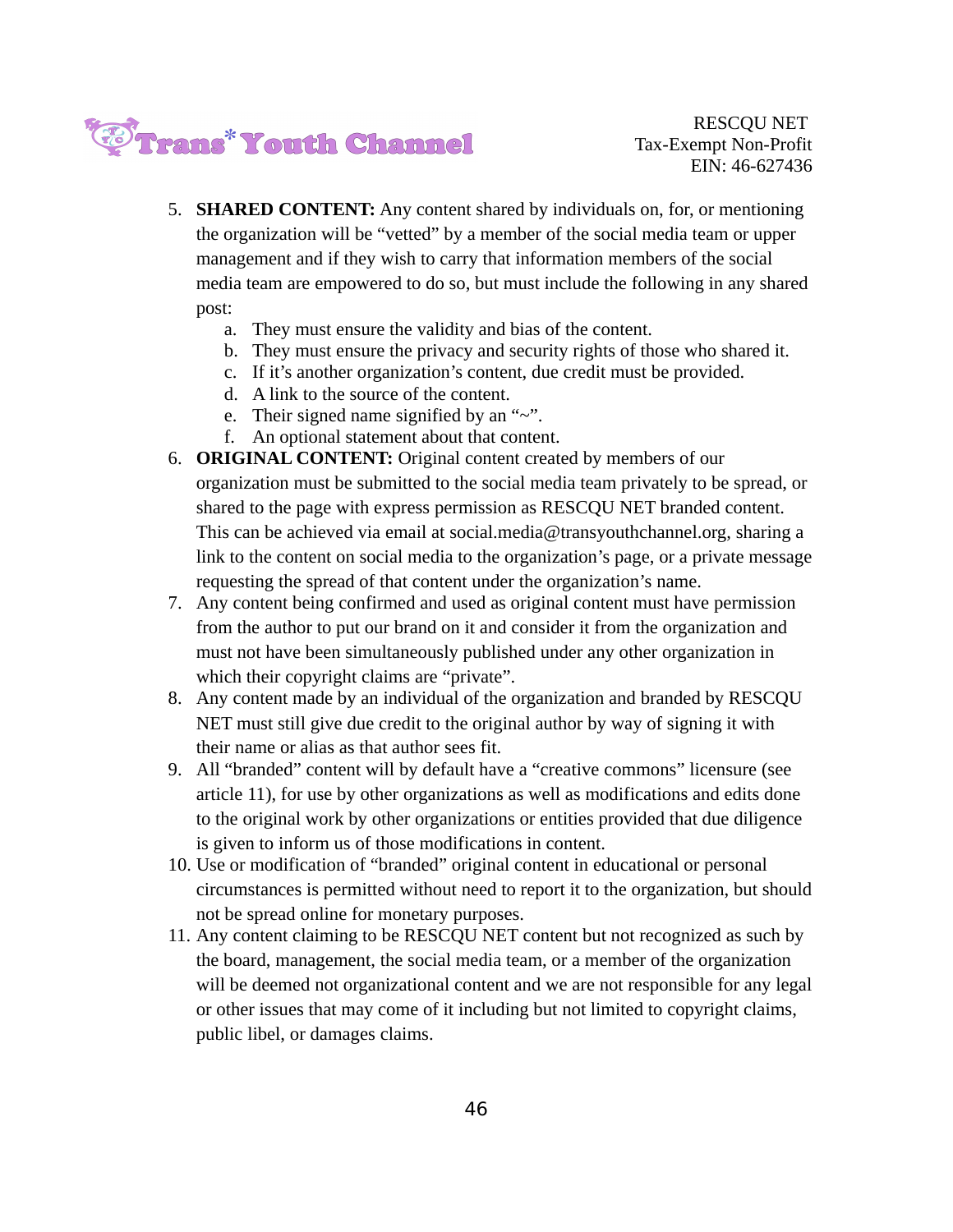5. **SHARED CONTENT:** Any content shared by individuals on, for, or mentioning the organization will be "vetted" by a member of the social media team or upper management and if they wish to carry that information members of the social media team are empowered to do so, but must include the following in any shared post:
    a. They must ensure the validity and bias of the content.
    b. They must ensure the privacy and security rights of those who shared it.
    c. If it's another organization's content, due credit must be provided.
    d. A link to the source of the content.
    e. Their signed name signified by an "~".
    f. An optional statement about that content.
6. **ORIGINAL CONTENT:** Original content created by members of our organization must be submitted to the social media team privately to be spread, or shared to the page with express permission as RESCQU NET branded content. This can be achieved via email at social.media@transyouthchannel.org, sharing a link to the content on social media to the organization's page, or a private message requesting the spread of that content under the organization's name.
7. Any content being confirmed and used as original content must have permission from the author to put our brand on it and consider it from the organization and must not have been simultaneously published under any other organization in which their copyright claims are "private".
8. Any content made by an individual of the organization and branded by RESCQU NET must still give due credit to the original author by way of signing it with their name or alias as that author sees fit.
9. All "branded" content will by default have a "creative commons" licensure (see article 11), for use by other organizations as well as modifications and edits done to the original work by other organizations or entities provided that due diligence is given to inform us of those modifications in content.
10. Use or modification of "branded" original content in educational or personal circumstances is permitted without need to report it to the organization, but should not be spread online for monetary purposes.
11. Any content claiming to be RESCQU NET content but not recognized as such by the board, management, the social media team, or a member of the organization will be deemed not organizational content and we are not responsible for any legal or other issues that may come of it including but not limited to copyright claims, public libel, or damages claims.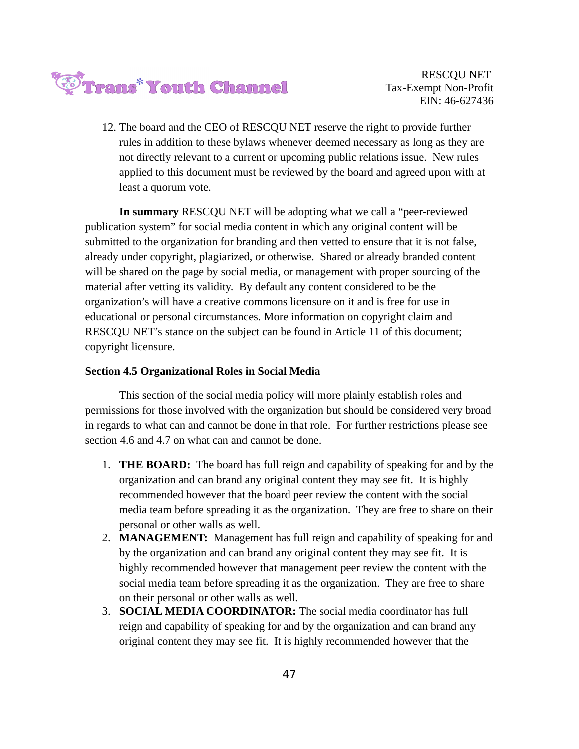12. The board and the CEO of RESCQU NET reserve the right to provide further rules in addition to these bylaws whenever deemed necessary as long as they are not directly relevant to a current or upcoming public relations issue. New rules applied to this document must be reviewed by the board and agreed upon with at least a quorum vote.

**In summary** RESCQU NET will be adopting what we call a "peer-reviewed publication system" for social media content in which any original content will be submitted to the organization for branding and then vetted to ensure that it is not false, already under copyright, plagiarized, or otherwise. Shared or already branded content will be shared on the page by social media, or management with proper sourcing of the material after vetting its validity. By default any content considered to be the organization's will have a creative commons licensure on it and is free for use in educational or personal circumstances. More information on copyright claim and RESCQU NET's stance on the subject can be found in Article 11 of this document; copyright licensure.

**Section 4.5 Organizational Roles in Social Media**

This section of the social media policy will more plainly establish roles and permissions for those involved with the organization but should be considered very broad in regards to what can and cannot be done in that role. For further restrictions please see section 4.6 and 4.7 on what can and cannot be done.

1. **THE BOARD:** The board has full reign and capability of speaking for and by the organization and can brand any original content they may see fit. It is highly recommended however that the board peer review the content with the social media team before spreading it as the organization. They are free to share on their personal or other walls as well.
2. **MANAGEMENT:** Management has full reign and capability of speaking for and by the organization and can brand any original content they may see fit. It is highly recommended however that management peer review the content with the social media team before spreading it as the organization. They are free to share on their personal or other walls as well.
3. **SOCIAL MEDIA COORDINATOR:** The social media coordinator has full reign and capability of speaking for and by the organization and can brand any original content they may see fit. It is highly recommended however that the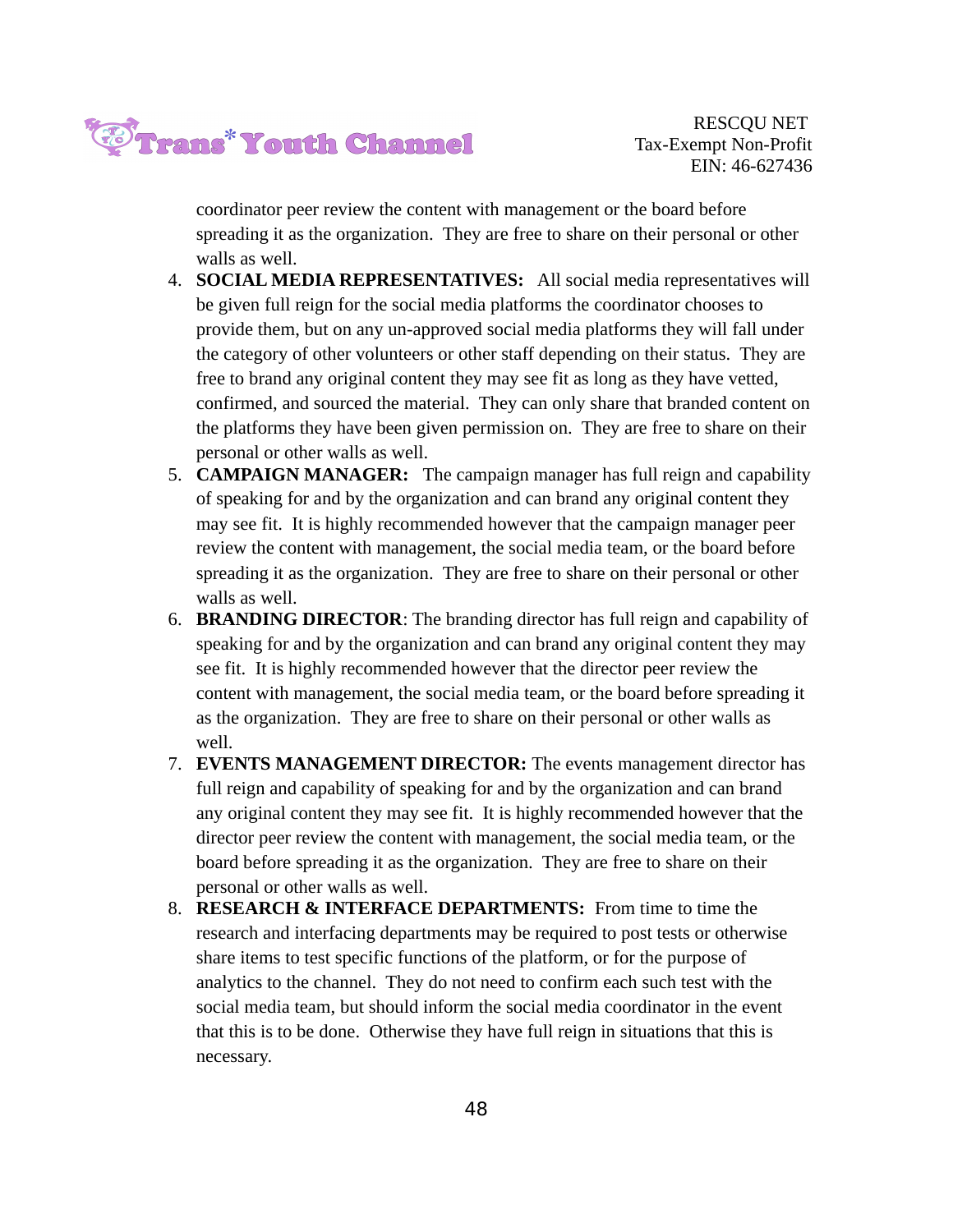coordinator peer review the content with management or the board before spreading it as the organization. They are free to share on their personal or other walls as well.

4. **SOCIAL MEDIA REPRESENTATIVES:** All social media representatives will be given full reign for the social media platforms the coordinator chooses to provide them, but on any un-approved social media platforms they will fall under the category of other volunteers or other staff depending on their status. They are free to brand any original content they may see fit as long as they have vetted, confirmed, and sourced the material. They can only share that branded content on the platforms they have been given permission on. They are free to share on their personal or other walls as well.
5. **CAMPAIGN MANAGER:** The campaign manager has full reign and capability of speaking for and by the organization and can brand any original content they may see fit. It is highly recommended however that the campaign manager peer review the content with management, the social media team, or the board before spreading it as the organization. They are free to share on their personal or other walls as well.
6. **BRANDING DIRECTOR**: The branding director has full reign and capability of speaking for and by the organization and can brand any original content they may see fit. It is highly recommended however that the director peer review the content with management, the social media team, or the board before spreading it as the organization. They are free to share on their personal or other walls as well.
7. **EVENTS MANAGEMENT DIRECTOR:** The events management director has full reign and capability of speaking for and by the organization and can brand any original content they may see fit. It is highly recommended however that the director peer review the content with management, the social media team, or the board before spreading it as the organization. They are free to share on their personal or other walls as well.
8. **RESEARCH & INTERFACE DEPARTMENTS:** From time to time the research and interfacing departments may be required to post tests or otherwise share items to test specific functions of the platform, or for the purpose of analytics to the channel. They do not need to confirm each such test with the social media team, but should inform the social media coordinator in the event that this is to be done. Otherwise they have full reign in situations that this is necessary.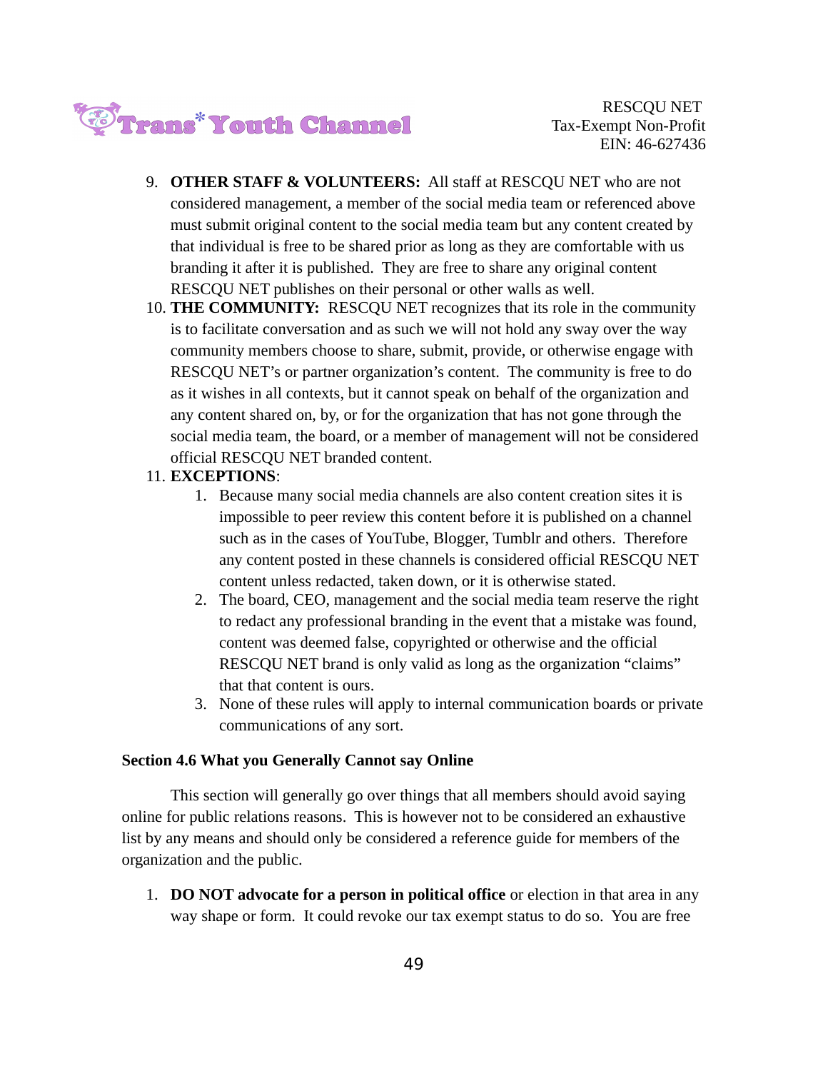9. **OTHER STAFF & VOLUNTEERS:** All staff at RESCQU NET who are not considered management, a member of the social media team or referenced above must submit original content to the social media team but any content created by that individual is free to be shared prior as long as they are comfortable with us branding it after it is published. They are free to share any original content RESCQU NET publishes on their personal or other walls as well.
10. **THE COMMUNITY:** RESCQU NET recognizes that its role in the community is to facilitate conversation and as such we will not hold any sway over the way community members choose to share, submit, provide, or otherwise engage with RESCQU NET's or partner organization's content. The community is free to do as it wishes in all contexts, but it cannot speak on behalf of the organization and any content shared on, by, or for the organization that has not gone through the social media team, the board, or a member of management will not be considered official RESCQU NET branded content.
11. **EXCEPTIONS**:
    1. Because many social media channels are also content creation sites it is impossible to peer review this content before it is published on a channel such as in the cases of YouTube, Blogger, Tumblr and others. Therefore any content posted in these channels is considered official RESCQU NET content unless redacted, taken down, or it is otherwise stated.
    2. The board, CEO, management and the social media team reserve the right to redact any professional branding in the event that a mistake was found, content was deemed false, copyrighted or otherwise and the official RESCQU NET brand is only valid as long as the organization "claims" that that content is ours.
    3. None of these rules will apply to internal communication boards or private communications of any sort.

### Section 4.6 What you Generally Cannot say Online

This section will generally go over things that all members should avoid saying online for public relations reasons. This is however not to be considered an exhaustive list by any means and should only be considered a reference guide for members of the organization and the public.

1. **DO NOT advocate for a person in political office** or election in that area in any way shape or form. It could revoke our tax exempt status to do so. You are free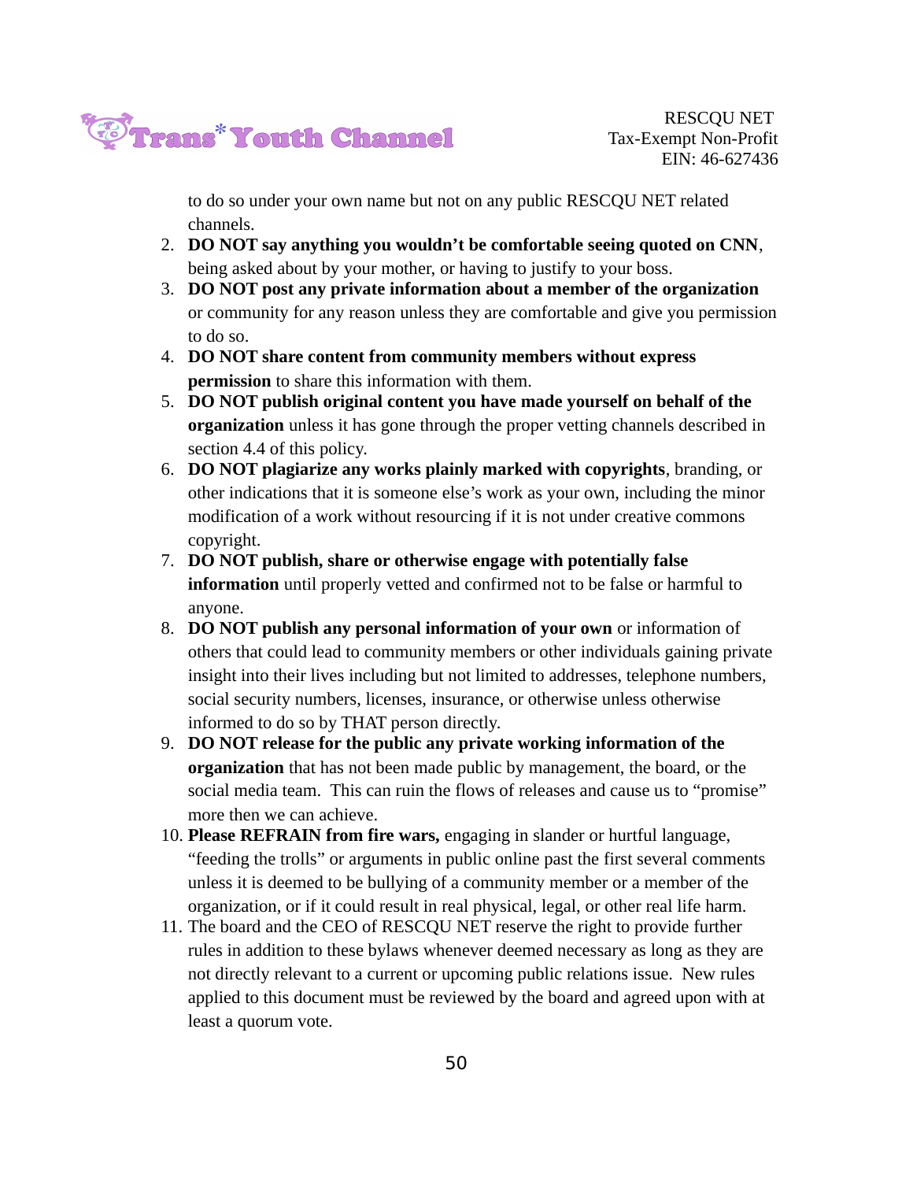to do so under your own name but not on any public RESCQU NET related channels.

2. **DO NOT say anything you wouldn't be comfortable seeing quoted on CNN**, being asked about by your mother, or having to justify to your boss.
3. **DO NOT post any private information about a member of the organization** or community for any reason unless they are comfortable and give you permission to do so.
4. **DO NOT share content from community members without express permission** to share this information with them.
5. **DO NOT publish original content you have made yourself on behalf of the organization** unless it has gone through the proper vetting channels described in section 4.4 of this policy.
6. **DO NOT plagiarize any works plainly marked with copyrights**, branding, or other indications that it is someone else's work as your own, including the minor modification of a work without resourcing if it is not under creative commons copyright.
7. **DO NOT publish, share or otherwise engage with potentially false information** until properly vetted and confirmed not to be false or harmful to anyone.
8. **DO NOT publish any personal information of your own** or information of others that could lead to community members or other individuals gaining private insight into their lives including but not limited to addresses, telephone numbers, social security numbers, licenses, insurance, or otherwise unless otherwise informed to do so by THAT person directly.
9. **DO NOT release for the public any private working information of the organization** that has not been made public by management, the board, or the social media team. This can ruin the flows of releases and cause us to "promise" more then we can achieve.
10. **Please REFRAIN from fire wars,** engaging in slander or hurtful language, "feeding the trolls" or arguments in public online past the first several comments unless it is deemed to be bullying of a community member or a member of the organization, or if it could result in real physical, legal, or other real life harm.
11. The board and the CEO of RESCQU NET reserve the right to provide further rules in addition to these bylaws whenever deemed necessary as long as they are not directly relevant to a current or upcoming public relations issue. New rules applied to this document must be reviewed by the board and agreed upon with at least a quorum vote.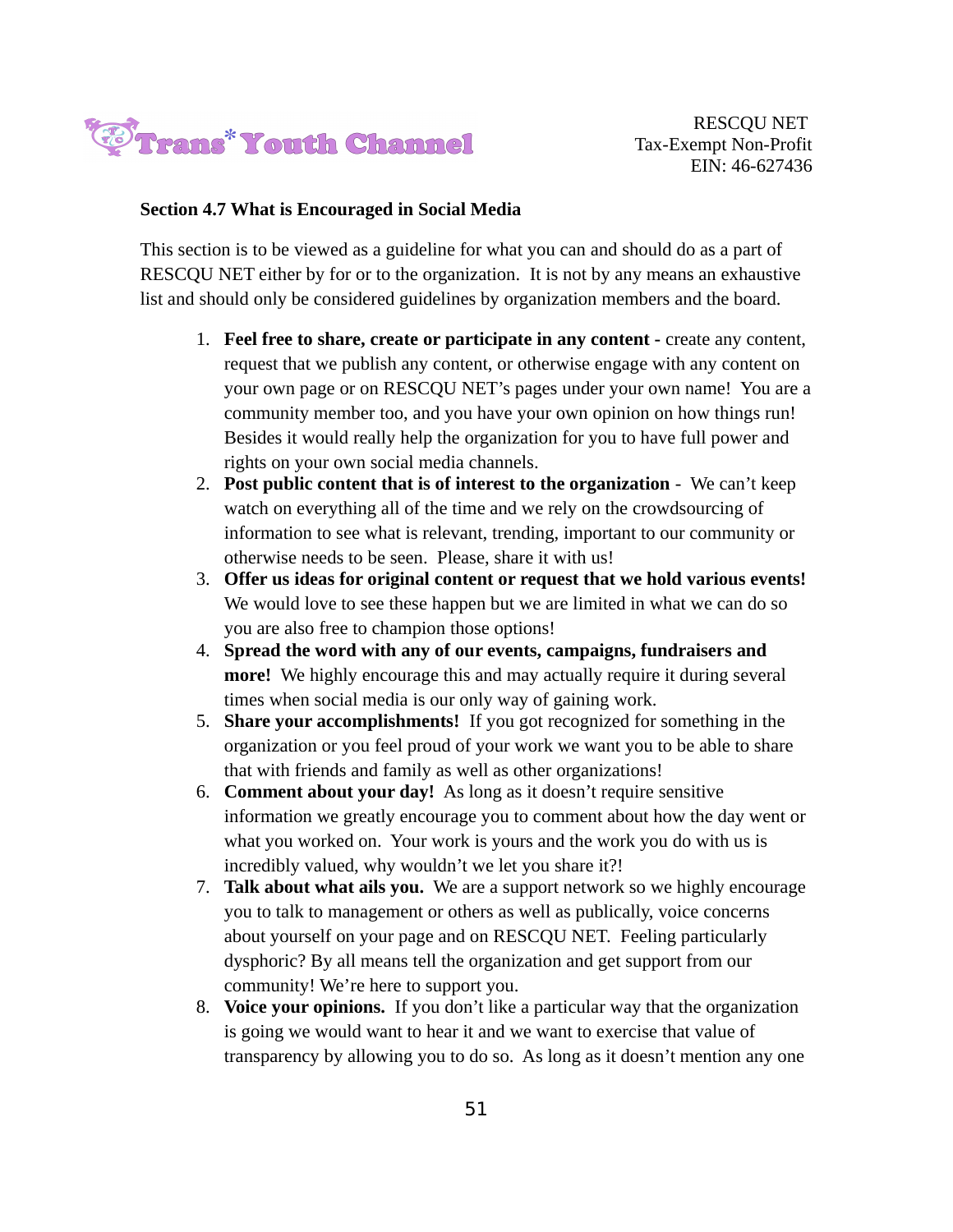**Section 4.7 What is Encouraged in Social Media**

This section is to be viewed as a guideline for what you can and should do as a part of RESCQU NET either by for or to the organization. It is not by any means an exhaustive list and should only be considered guidelines by organization members and the board.

1. **Feel free to share, create or participate in any content -** create any content, request that we publish any content, or otherwise engage with any content on your own page or on RESCQU NET's pages under your own name! You are a community member too, and you have your own opinion on how things run! Besides it would really help the organization for you to have full power and rights on your own social media channels.
2. **Post public content that is of interest to the organization** - We can't keep watch on everything all of the time and we rely on the crowdsourcing of information to see what is relevant, trending, important to our community or otherwise needs to be seen. Please, share it with us!
3. **Offer us ideas for original content or request that we hold various events!** We would love to see these happen but we are limited in what we can do so you are also free to champion those options!
4. **Spread the word with any of our events, campaigns, fundraisers and more!** We highly encourage this and may actually require it during several times when social media is our only way of gaining work.
5. **Share your accomplishments!** If you got recognized for something in the organization or you feel proud of your work we want you to be able to share that with friends and family as well as other organizations!
6. **Comment about your day!** As long as it doesn't require sensitive information we greatly encourage you to comment about how the day went or what you worked on. Your work is yours and the work you do with us is incredibly valued, why wouldn't we let you share it?!
7. **Talk about what ails you.** We are a support network so we highly encourage you to talk to management or others as well as publically, voice concerns about yourself on your page and on RESCQU NET. Feeling particularly dysphoric? By all means tell the organization and get support from our community! We're here to support you.
8. **Voice your opinions.** If you don't like a particular way that the organization is going we would want to hear it and we want to exercise that value of transparency by allowing you to do so. As long as it doesn't mention any one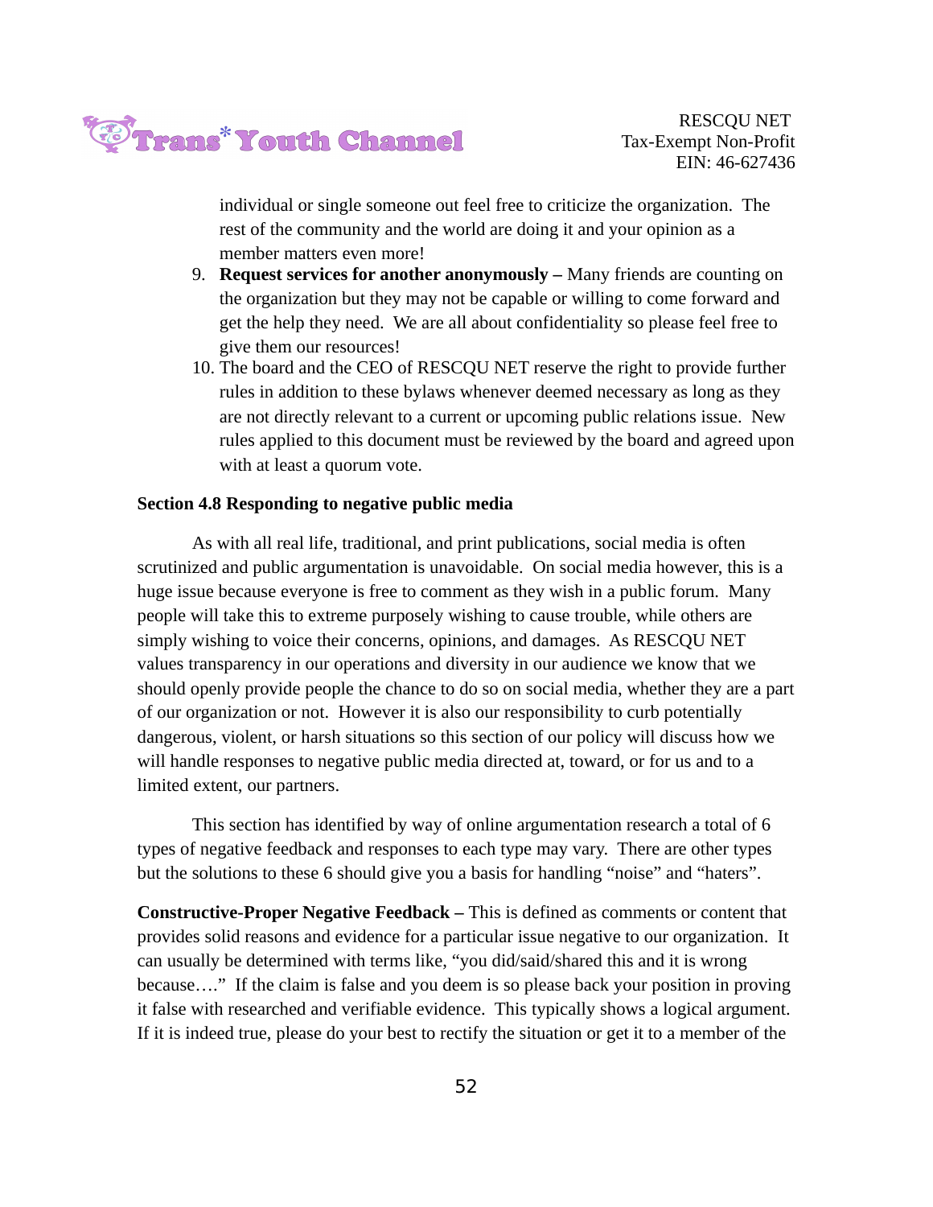individual or single someone out feel free to criticize the organization. The rest of the community and the world are doing it and your opinion as a member matters even more!

9. **Request services for another anonymously –** Many friends are counting on the organization but they may not be capable or willing to come forward and get the help they need. We are all about confidentiality so please feel free to give them our resources!
10. The board and the CEO of RESCQU NET reserve the right to provide further rules in addition to these bylaws whenever deemed necessary as long as they are not directly relevant to a current or upcoming public relations issue. New rules applied to this document must be reviewed by the board and agreed upon with at least a quorum vote.

**Section 4.8 Responding to negative public media**

As with all real life, traditional, and print publications, social media is often scrutinized and public argumentation is unavoidable. On social media however, this is a huge issue because everyone is free to comment as they wish in a public forum. Many people will take this to extreme purposely wishing to cause trouble, while others are simply wishing to voice their concerns, opinions, and damages. As RESCQU NET values transparency in our operations and diversity in our audience we know that we should openly provide people the chance to do so on social media, whether they are a part of our organization or not. However it is also our responsibility to curb potentially dangerous, violent, or harsh situations so this section of our policy will discuss how we will handle responses to negative public media directed at, toward, or for us and to a limited extent, our partners.

This section has identified by way of online argumentation research a total of 6 types of negative feedback and responses to each type may vary. There are other types but the solutions to these 6 should give you a basis for handling "noise" and "haters".

**Constructive-Proper Negative Feedback –** This is defined as comments or content that provides solid reasons and evidence for a particular issue negative to our organization. It can usually be determined with terms like, "you did/said/shared this and it is wrong because…." If the claim is false and you deem is so please back your position in proving it false with researched and verifiable evidence. This typically shows a logical argument. If it is indeed true, please do your best to rectify the situation or get it to a member of the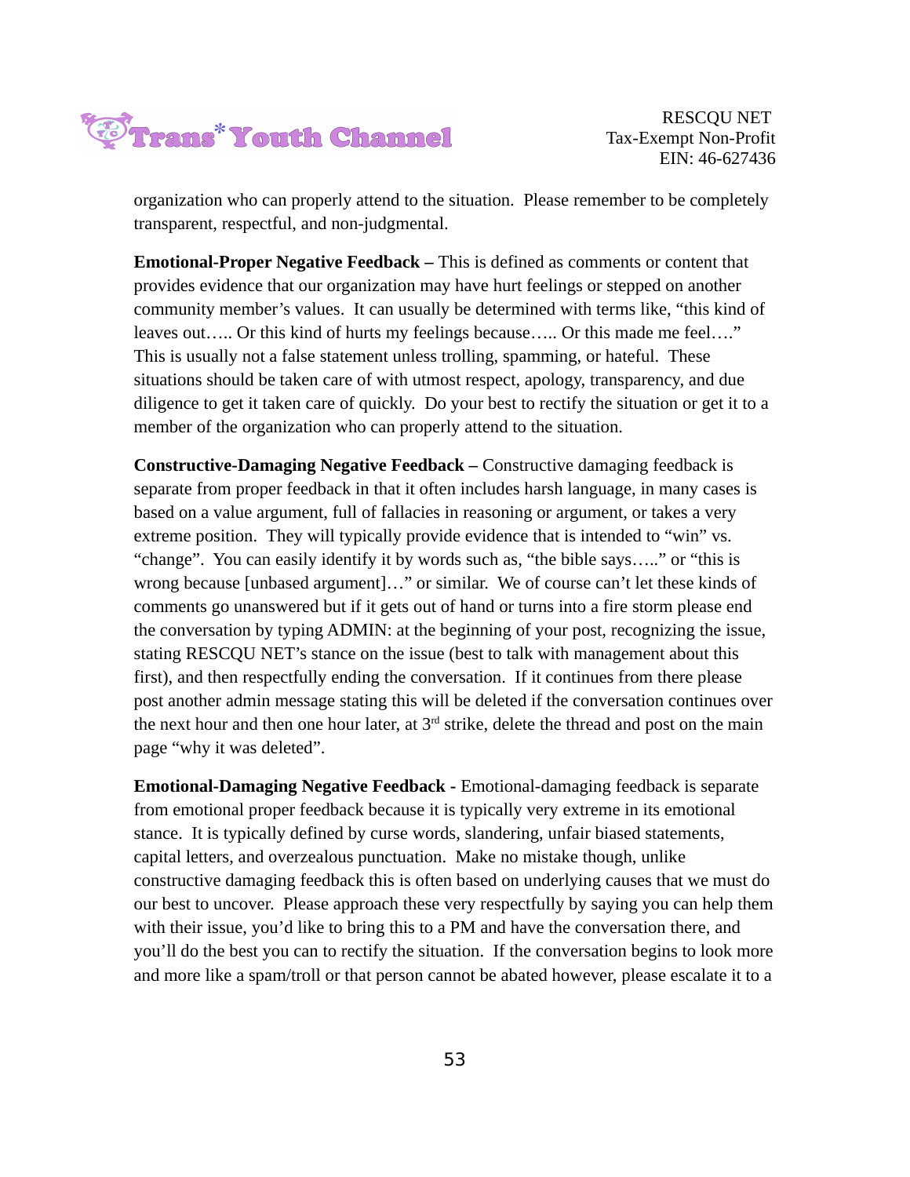organization who can properly attend to the situation. Please remember to be completely transparent, respectful, and non-judgmental.

**Emotional-Proper Negative Feedback –** This is defined as comments or content that provides evidence that our organization may have hurt feelings or stepped on another community member's values. It can usually be determined with terms like, "this kind of leaves out….. Or this kind of hurts my feelings because….. Or this made me feel…." This is usually not a false statement unless trolling, spamming, or hateful. These situations should be taken care of with utmost respect, apology, transparency, and due diligence to get it taken care of quickly. Do your best to rectify the situation or get it to a member of the organization who can properly attend to the situation.

**Constructive-Damaging Negative Feedback –** Constructive damaging feedback is separate from proper feedback in that it often includes harsh language, in many cases is based on a value argument, full of fallacies in reasoning or argument, or takes a very extreme position. They will typically provide evidence that is intended to "win" vs. "change". You can easily identify it by words such as, "the bible says….." or "this is wrong because [unbased argument]…" or similar. We of course can't let these kinds of comments go unanswered but if it gets out of hand or turns into a fire storm please end the conversation by typing ADMIN: at the beginning of your post, recognizing the issue, stating RESCQU NET's stance on the issue (best to talk with management about this first), and then respectfully ending the conversation. If it continues from there please post another admin message stating this will be deleted if the conversation continues over the next hour and then one hour later, at 3rd strike, delete the thread and post on the main page "why it was deleted".

**Emotional-Damaging Negative Feedback -** Emotional-damaging feedback is separate from emotional proper feedback because it is typically very extreme in its emotional stance. It is typically defined by curse words, slandering, unfair biased statements, capital letters, and overzealous punctuation. Make no mistake though, unlike constructive damaging feedback this is often based on underlying causes that we must do our best to uncover. Please approach these very respectfully by saying you can help them with their issue, you'd like to bring this to a PM and have the conversation there, and you'll do the best you can to rectify the situation. If the conversation begins to look more and more like a spam/troll or that person cannot be abated however, please escalate it to a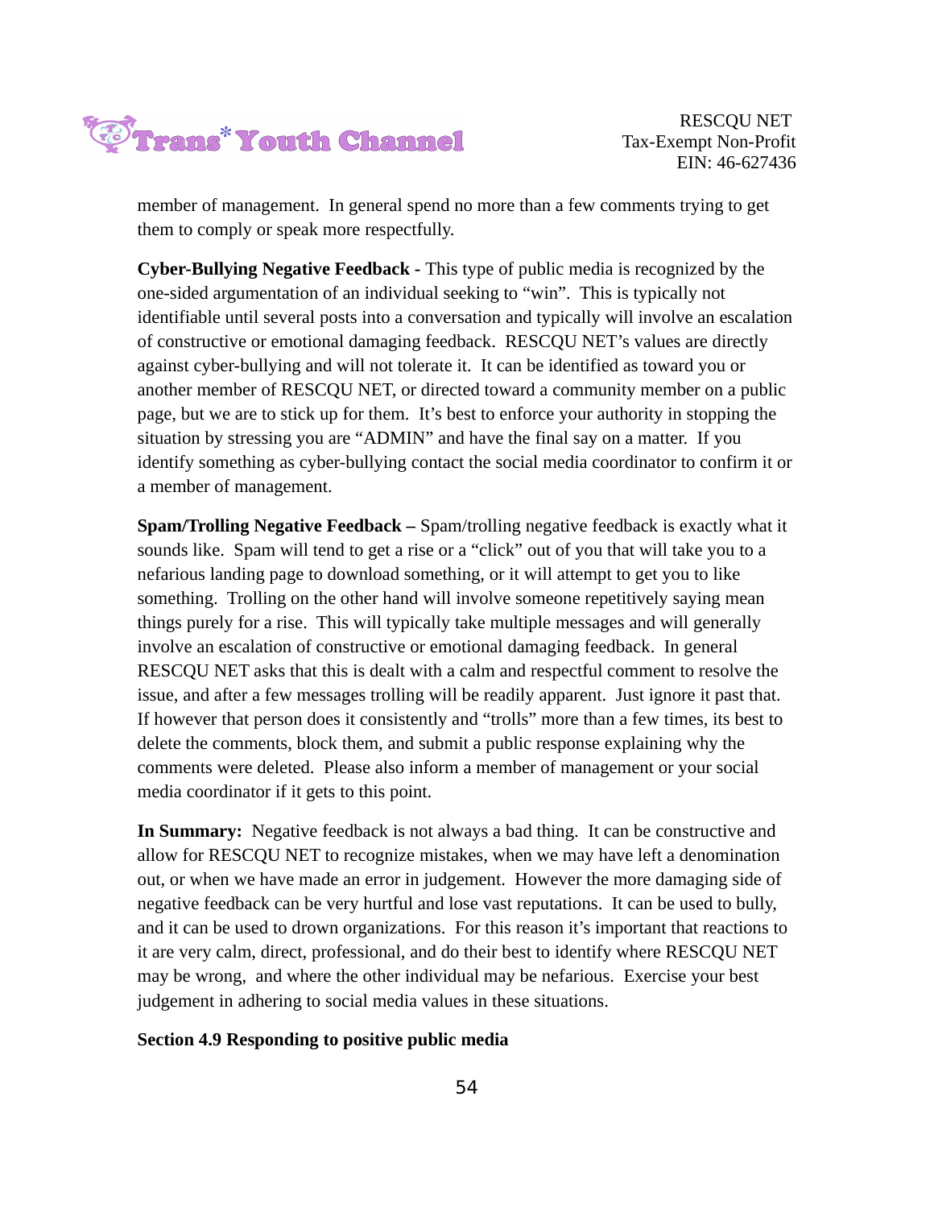member of management. In general spend no more than a few comments trying to get them to comply or speak more respectfully.

**Cyber-Bullying Negative Feedback** - This type of public media is recognized by the one-sided argumentation of an individual seeking to "win". This is typically not identifiable until several posts into a conversation and typically will involve an escalation of constructive or emotional damaging feedback. RESCQU NET's values are directly against cyber-bullying and will not tolerate it. It can be identified as toward you or another member of RESCQU NET, or directed toward a community member on a public page, but we are to stick up for them. It's best to enforce your authority in stopping the situation by stressing you are "ADMIN" and have the final say on a matter. If you identify something as cyber-bullying contact the social media coordinator to confirm it or a member of management.

**Spam/Trolling Negative Feedback –** Spam/trolling negative feedback is exactly what it sounds like. Spam will tend to get a rise or a "click" out of you that will take you to a nefarious landing page to download something, or it will attempt to get you to like something. Trolling on the other hand will involve someone repetitively saying mean things purely for a rise. This will typically take multiple messages and will generally involve an escalation of constructive or emotional damaging feedback. In general RESCQU NET asks that this is dealt with a calm and respectful comment to resolve the issue, and after a few messages trolling will be readily apparent. Just ignore it past that. If however that person does it consistently and "trolls" more than a few times, its best to delete the comments, block them, and submit a public response explaining why the comments were deleted. Please also inform a member of management or your social media coordinator if it gets to this point.

**In Summary:** Negative feedback is not always a bad thing. It can be constructive and allow for RESCQU NET to recognize mistakes, when we may have left a denomination out, or when we have made an error in judgement. However the more damaging side of negative feedback can be very hurtful and lose vast reputations. It can be used to bully, and it can be used to drown organizations. For this reason it's important that reactions to it are very calm, direct, professional, and do their best to identify where RESCQU NET may be wrong, and where the other individual may be nefarious. Exercise your best judgement in adhering to social media values in these situations.

**Section 4.9 Responding to positive public media**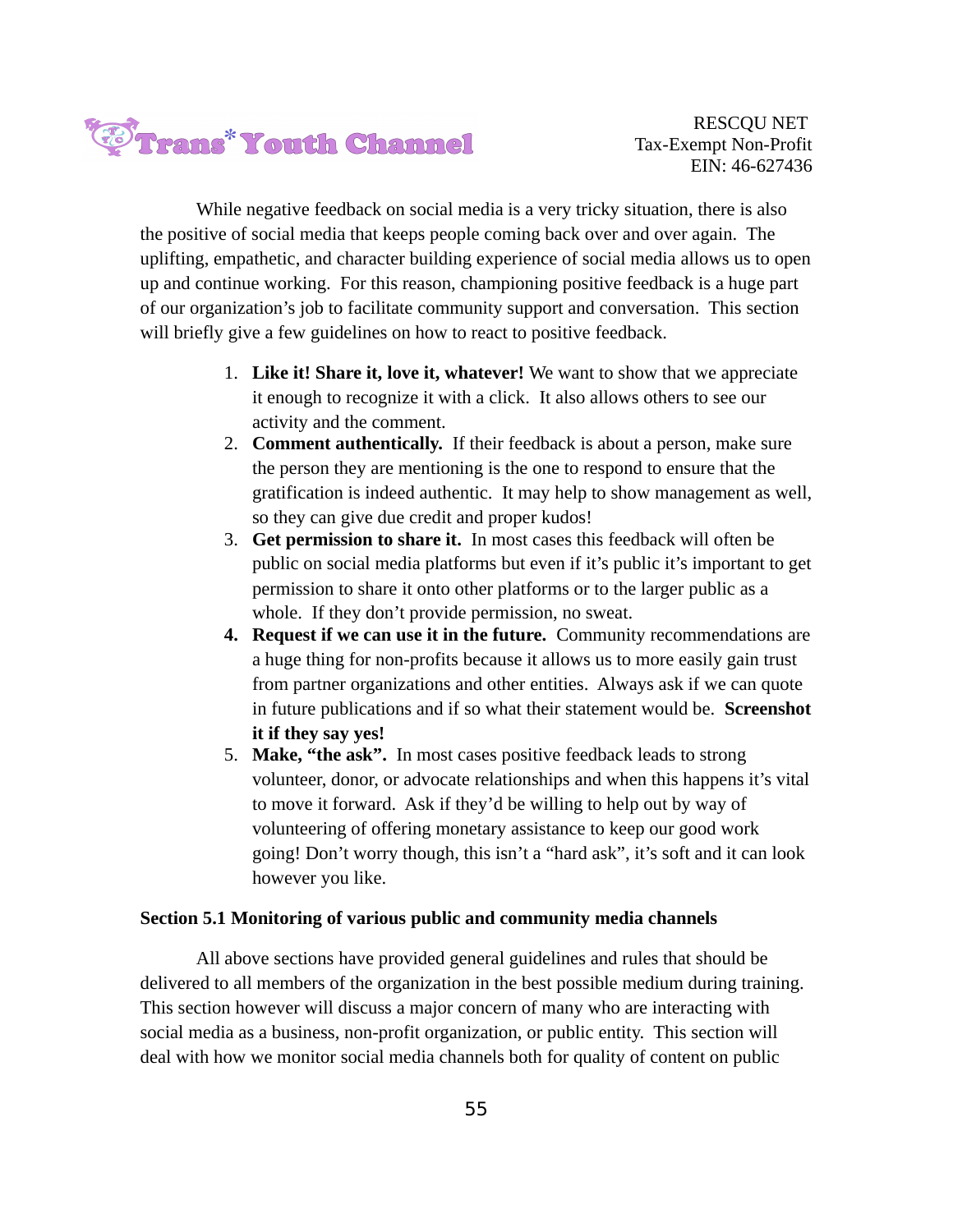While negative feedback on social media is a very tricky situation, there is also the positive of social media that keeps people coming back over and over again. The uplifting, empathetic, and character building experience of social media allows us to open up and continue working. For this reason, championing positive feedback is a huge part of our organization's job to facilitate community support and conversation. This section will briefly give a few guidelines on how to react to positive feedback.

1. **Like it! Share it, love it, whatever!** We want to show that we appreciate it enough to recognize it with a click. It also allows others to see our activity and the comment.
2. **Comment authentically.** If their feedback is about a person, make sure the person they are mentioning is the one to respond to ensure that the gratification is indeed authentic. It may help to show management as well, so they can give due credit and proper kudos!
3. **Get permission to share it.** In most cases this feedback will often be public on social media platforms but even if it's public it's important to get permission to share it onto other platforms or to the larger public as a whole. If they don't provide permission, no sweat.
4. **Request if we can use it in the future.** Community recommendations are a huge thing for non-profits because it allows us to more easily gain trust from partner organizations and other entities. Always ask if we can quote in future publications and if so what their statement would be. **Screenshot it if they say yes!**
5. **Make, "the ask".** In most cases positive feedback leads to strong volunteer, donor, or advocate relationships and when this happens it's vital to move it forward. Ask if they'd be willing to help out by way of volunteering of offering monetary assistance to keep our good work going! Don't worry though, this isn't a "hard ask", it's soft and it can look however you like.

**Section 5.1 Monitoring of various public and community media channels**

All above sections have provided general guidelines and rules that should be delivered to all members of the organization in the best possible medium during training. This section however will discuss a major concern of many who are interacting with social media as a business, non-profit organization, or public entity. This section will deal with how we monitor social media channels both for quality of content on public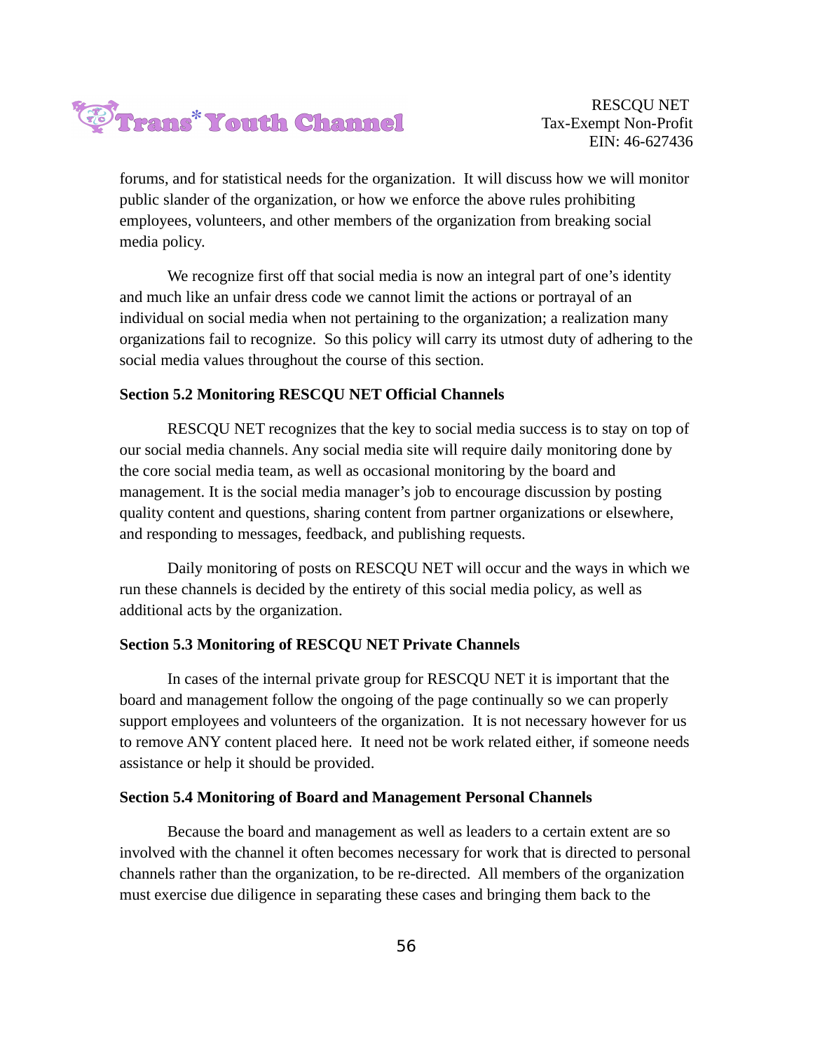forums, and for statistical needs for the organization. It will discuss how we will monitor public slander of the organization, or how we enforce the above rules prohibiting employees, volunteers, and other members of the organization from breaking social media policy.

We recognize first off that social media is now an integral part of one's identity and much like an unfair dress code we cannot limit the actions or portrayal of an individual on social media when not pertaining to the organization; a realization many organizations fail to recognize. So this policy will carry its utmost duty of adhering to the social media values throughout the course of this section.

**Section 5.2 Monitoring RESCQU NET Official Channels**

RESCQU NET recognizes that the key to social media success is to stay on top of our social media channels. Any social media site will require daily monitoring done by the core social media team, as well as occasional monitoring by the board and management. It is the social media manager's job to encourage discussion by posting quality content and questions, sharing content from partner organizations or elsewhere, and responding to messages, feedback, and publishing requests.

Daily monitoring of posts on RESCQU NET will occur and the ways in which we run these channels is decided by the entirety of this social media policy, as well as additional acts by the organization.

**Section 5.3 Monitoring of RESCQU NET Private Channels**

In cases of the internal private group for RESCQU NET it is important that the board and management follow the ongoing of the page continually so we can properly support employees and volunteers of the organization. It is not necessary however for us to remove ANY content placed here. It need not be work related either, if someone needs assistance or help it should be provided.

**Section 5.4 Monitoring of Board and Management Personal Channels**

Because the board and management as well as leaders to a certain extent are so involved with the channel it often becomes necessary for work that is directed to personal channels rather than the organization, to be re-directed. All members of the organization must exercise due diligence in separating these cases and bringing them back to the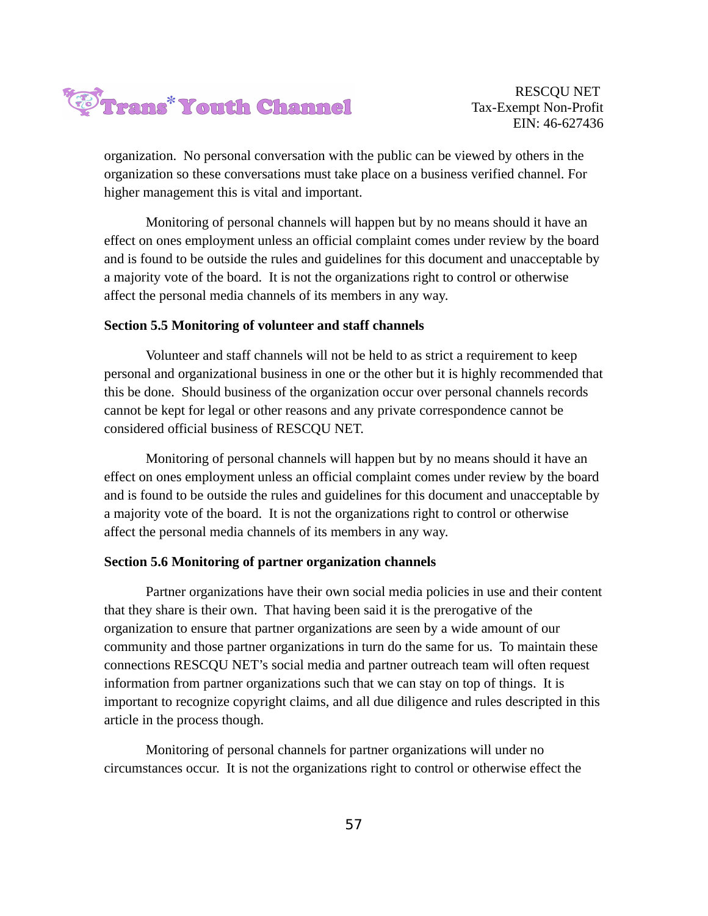organization. No personal conversation with the public can be viewed by others in the organization so these conversations must take place on a business verified channel. For higher management this is vital and important.

Monitoring of personal channels will happen but by no means should it have an effect on ones employment unless an official complaint comes under review by the board and is found to be outside the rules and guidelines for this document and unacceptable by a majority vote of the board. It is not the organizations right to control or otherwise affect the personal media channels of its members in any way.

**Section 5.5 Monitoring of volunteer and staff channels**

Volunteer and staff channels will not be held to as strict a requirement to keep personal and organizational business in one or the other but it is highly recommended that this be done. Should business of the organization occur over personal channels records cannot be kept for legal or other reasons and any private correspondence cannot be considered official business of RESCQU NET.

Monitoring of personal channels will happen but by no means should it have an effect on ones employment unless an official complaint comes under review by the board and is found to be outside the rules and guidelines for this document and unacceptable by a majority vote of the board. It is not the organizations right to control or otherwise affect the personal media channels of its members in any way.

**Section 5.6 Monitoring of partner organization channels**

Partner organizations have their own social media policies in use and their content that they share is their own. That having been said it is the prerogative of the organization to ensure that partner organizations are seen by a wide amount of our community and those partner organizations in turn do the same for us. To maintain these connections RESCQU NET's social media and partner outreach team will often request information from partner organizations such that we can stay on top of things. It is important to recognize copyright claims, and all due diligence and rules descripted in this article in the process though.

Monitoring of personal channels for partner organizations will under no circumstances occur. It is not the organizations right to control or otherwise effect the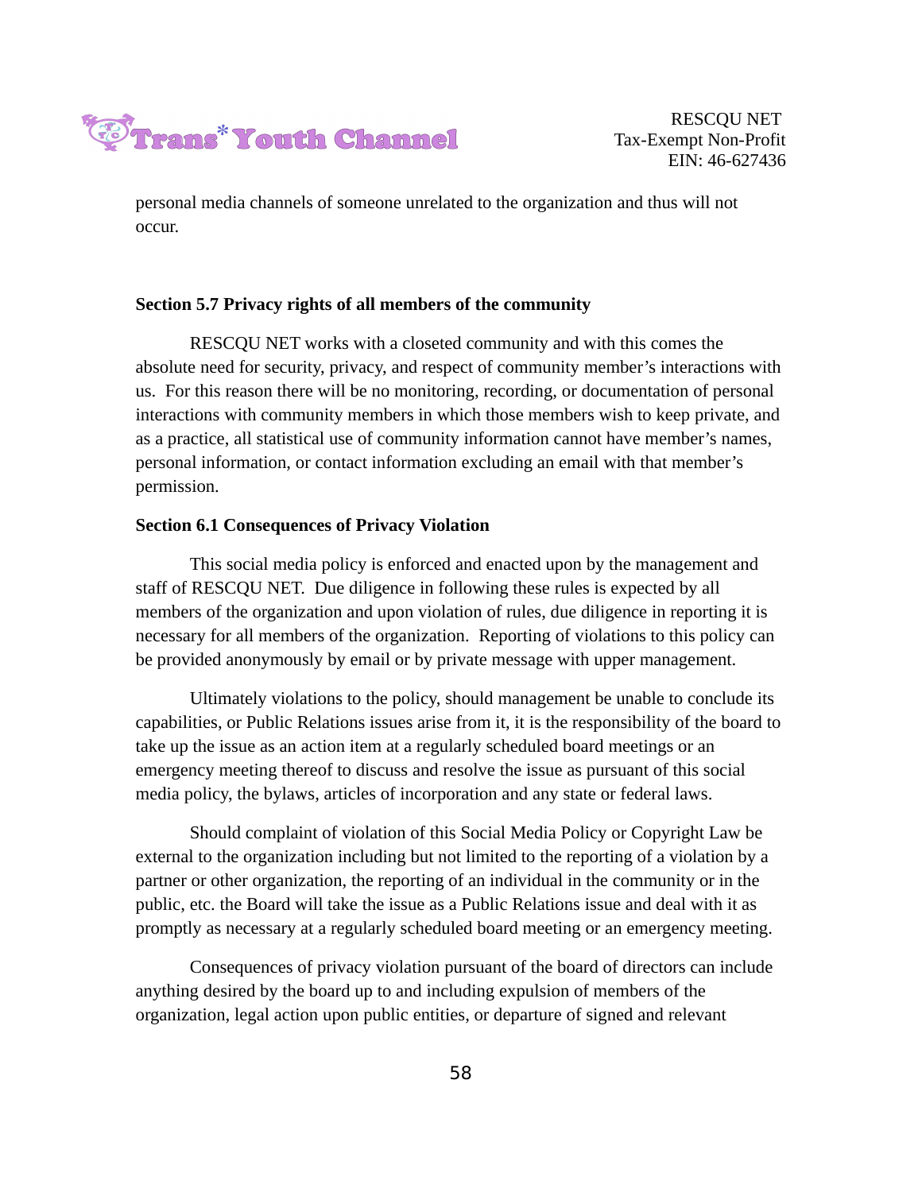personal media channels of someone unrelated to the organization and thus will not occur.

**Section 5.7 Privacy rights of all members of the community**

RESCQU NET works with a closeted community and with this comes the absolute need for security, privacy, and respect of community member's interactions with us. For this reason there will be no monitoring, recording, or documentation of personal interactions with community members in which those members wish to keep private, and as a practice, all statistical use of community information cannot have member's names, personal information, or contact information excluding an email with that member's permission.

**Section 6.1 Consequences of Privacy Violation**

This social media policy is enforced and enacted upon by the management and staff of RESCQU NET. Due diligence in following these rules is expected by all members of the organization and upon violation of rules, due diligence in reporting it is necessary for all members of the organization. Reporting of violations to this policy can be provided anonymously by email or by private message with upper management.

Ultimately violations to the policy, should management be unable to conclude its capabilities, or Public Relations issues arise from it, it is the responsibility of the board to take up the issue as an action item at a regularly scheduled board meetings or an emergency meeting thereof to discuss and resolve the issue as pursuant of this social media policy, the bylaws, articles of incorporation and any state or federal laws.

Should complaint of violation of this Social Media Policy or Copyright Law be external to the organization including but not limited to the reporting of a violation by a partner or other organization, the reporting of an individual in the community or in the public, etc. the Board will take the issue as a Public Relations issue and deal with it as promptly as necessary at a regularly scheduled board meeting or an emergency meeting.

Consequences of privacy violation pursuant of the board of directors can include anything desired by the board up to and including expulsion of members of the organization, legal action upon public entities, or departure of signed and relevant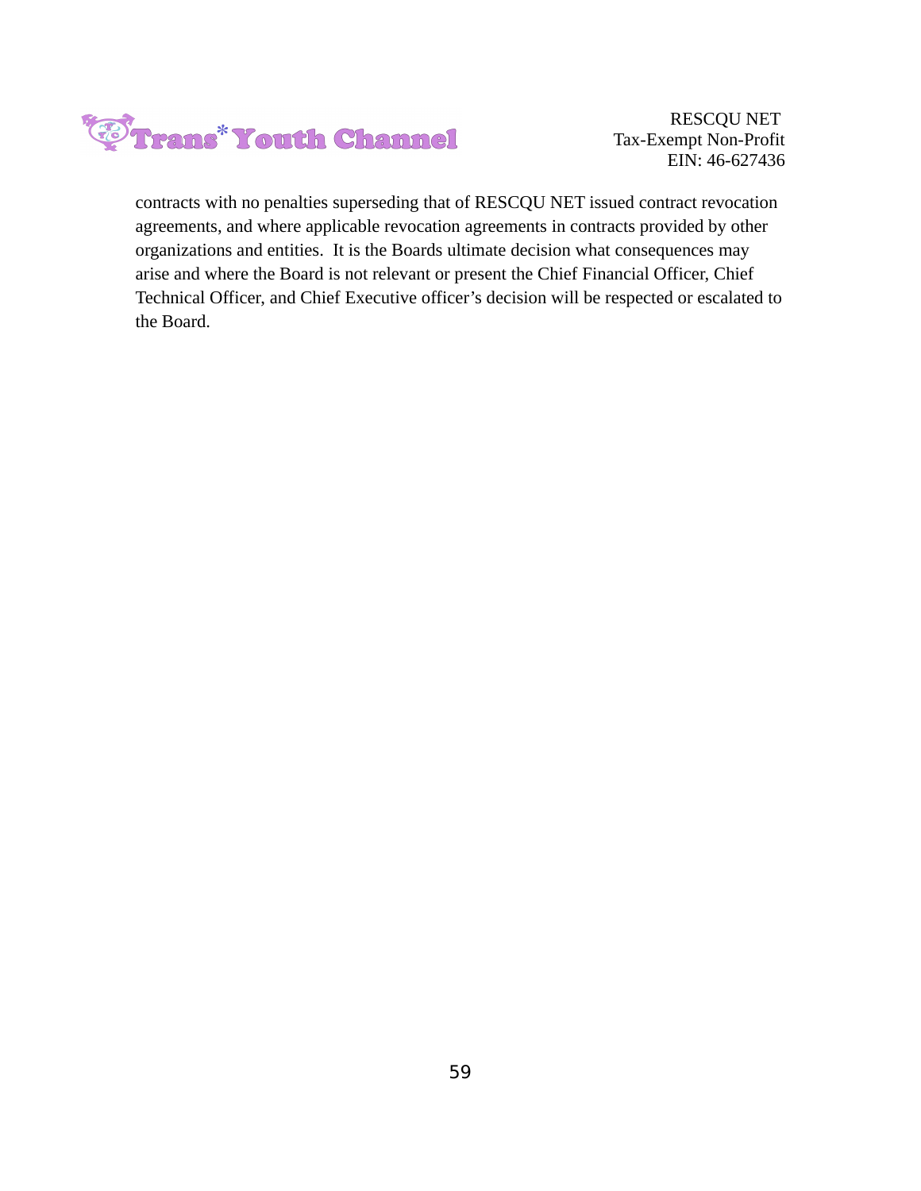contracts with no penalties superseding that of RESCQU NET issued contract revocation agreements, and where applicable revocation agreements in contracts provided by other organizations and entities. It is the Boards ultimate decision what consequences may arise and where the Board is not relevant or present the Chief Financial Officer, Chief Technical Officer, and Chief Executive officer's decision will be respected or escalated to the Board.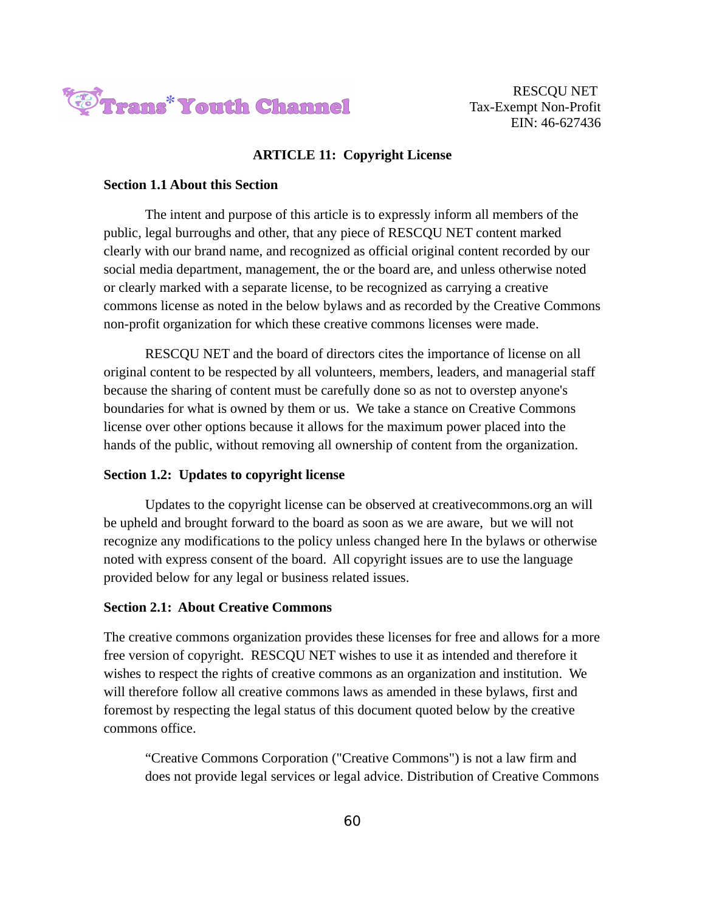## ARTICLE 11: Copyright License

### Section 1.1 About this Section

The intent and purpose of this article is to expressly inform all members of the public, legal burroughs and other, that any piece of RESCQU NET content marked clearly with our brand name, and recognized as official original content recorded by our social media department, management, the or the board are, and unless otherwise noted or clearly marked with a separate license, to be recognized as carrying a creative commons license as noted in the below bylaws and as recorded by the Creative Commons non-profit organization for which these creative commons licenses were made.

RESCQU NET and the board of directors cites the importance of license on all original content to be respected by all volunteers, members, leaders, and managerial staff because the sharing of content must be carefully done so as not to overstep anyone's boundaries for what is owned by them or us. We take a stance on Creative Commons license over other options because it allows for the maximum power placed into the hands of the public, without removing all ownership of content from the organization.

### Section 1.2: Updates to copyright license

Updates to the copyright license can be observed at creativecommons.org an will be upheld and brought forward to the board as soon as we are aware, but we will not recognize any modifications to the policy unless changed here In the bylaws or otherwise noted with express consent of the board. All copyright issues are to use the language provided below for any legal or business related issues.

### Section 2.1: About Creative Commons

The creative commons organization provides these licenses for free and allows for a more free version of copyright. RESCQU NET wishes to use it as intended and therefore it wishes to respect the rights of creative commons as an organization and institution. We will therefore follow all creative commons laws as amended in these bylaws, first and foremost by respecting the legal status of this document quoted below by the creative commons office.

> “Creative Commons Corporation ("Creative Commons") is not a law firm and does not provide legal services or legal advice. Distribution of Creative Commons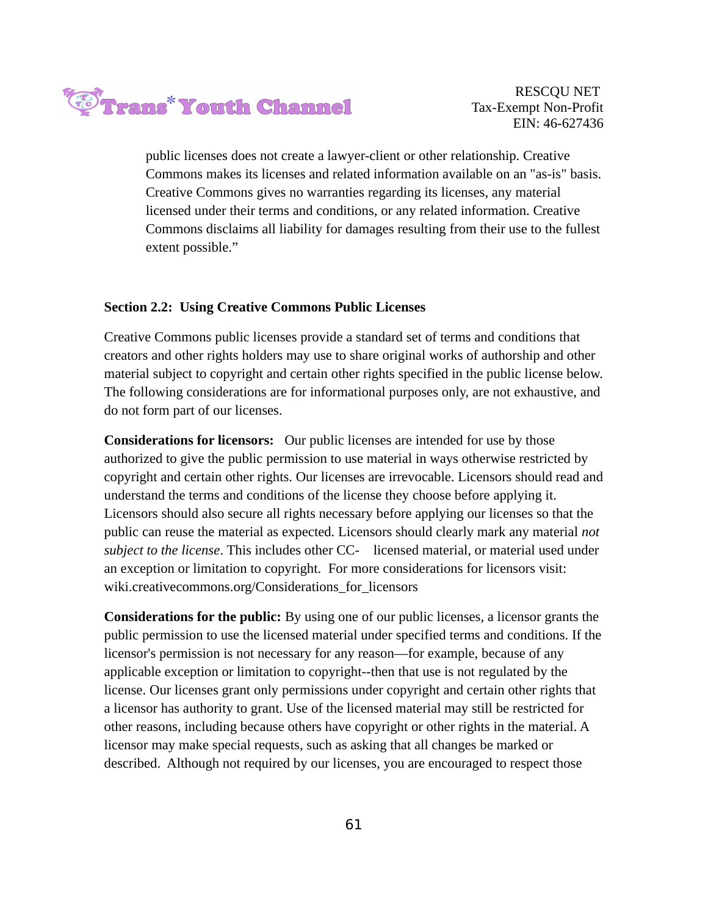public licenses does not create a lawyer-client or other relationship. Creative Commons makes its licenses and related information available on an "as-is" basis. Creative Commons gives no warranties regarding its licenses, any material licensed under their terms and conditions, or any related information. Creative Commons disclaims all liability for damages resulting from their use to the fullest extent possible."

**Section 2.2: Using Creative Commons Public Licenses**

Creative Commons public licenses provide a standard set of terms and conditions that creators and other rights holders may use to share original works of authorship and other material subject to copyright and certain other rights specified in the public license below. The following considerations are for informational purposes only, are not exhaustive, and do not form part of our licenses.

**Considerations for licensors:** Our public licenses are intended for use by those authorized to give the public permission to use material in ways otherwise restricted by copyright and certain other rights. Our licenses are irrevocable. Licensors should read and understand the terms and conditions of the license they choose before applying it. Licensors should also secure all rights necessary before applying our licenses so that the public can reuse the material as expected. Licensors should clearly mark any material *not subject to the license*. This includes other CC- licensed material, or material used under an exception or limitation to copyright. For more considerations for licensors visit: wiki.creativecommons.org/Considerations_for_licensors

**Considerations for the public:** By using one of our public licenses, a licensor grants the public permission to use the licensed material under specified terms and conditions. If the licensor's permission is not necessary for any reason—for example, because of any applicable exception or limitation to copyright--then that use is not regulated by the license. Our licenses grant only permissions under copyright and certain other rights that a licensor has authority to grant. Use of the licensed material may still be restricted for other reasons, including because others have copyright or other rights in the material. A licensor may make special requests, such as asking that all changes be marked or described. Although not required by our licenses, you are encouraged to respect those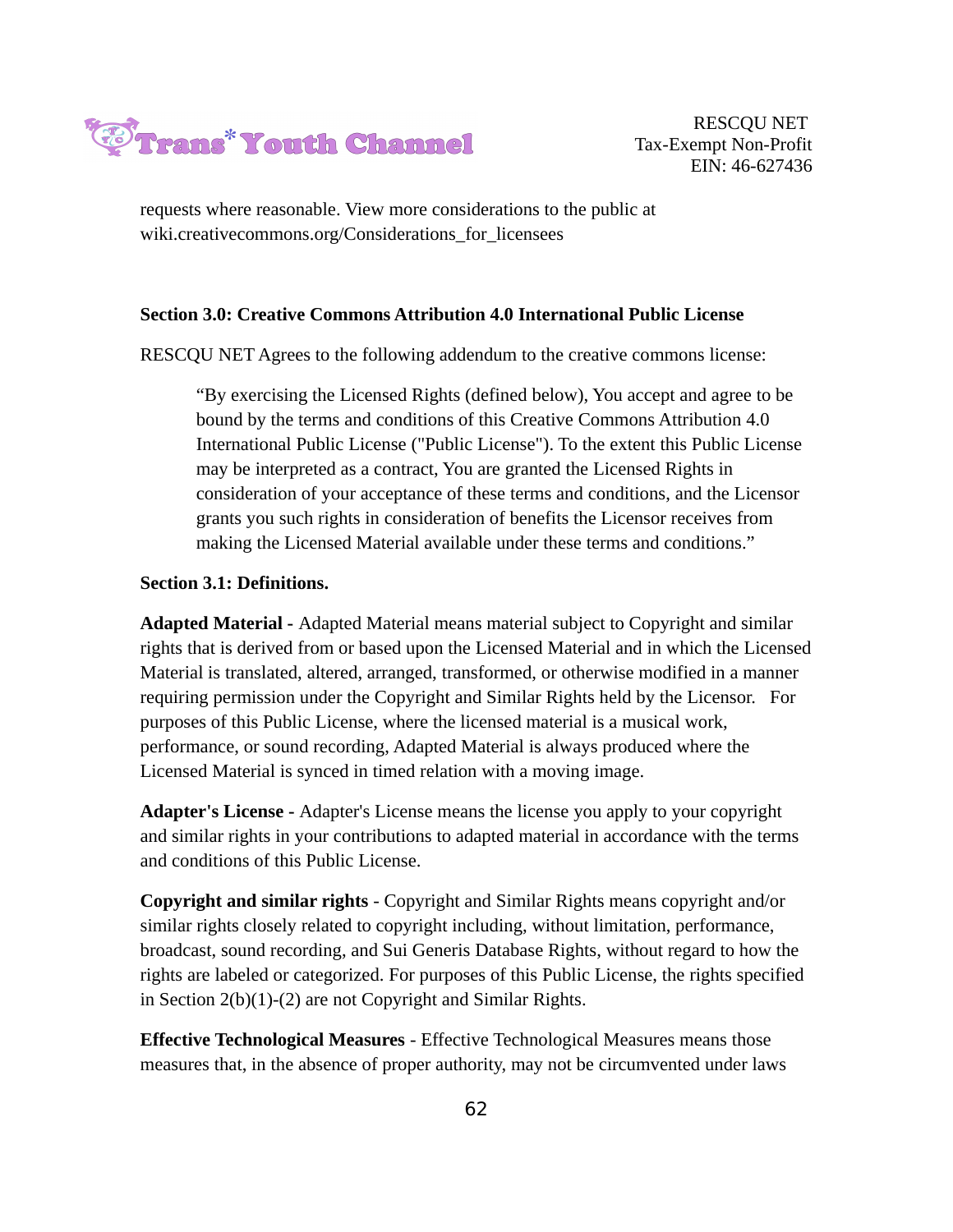requests where reasonable. View more considerations to the public at wiki.creativecommons.org/Considerations_for_licensees

**Section 3.0: Creative Commons Attribution 4.0 International Public License**

RESCQU NET Agrees to the following addendum to the creative commons license:

> "By exercising the Licensed Rights (defined below), You accept and agree to be bound by the terms and conditions of this Creative Commons Attribution 4.0 International Public License ("Public License"). To the extent this Public License may be interpreted as a contract, You are granted the Licensed Rights in consideration of your acceptance of these terms and conditions, and the Licensor grants you such rights in consideration of benefits the Licensor receives from making the Licensed Material available under these terms and conditions."

**Section 3.1: Definitions.**

**Adapted Material -** Adapted Material means material subject to Copyright and similar rights that is derived from or based upon the Licensed Material and in which the Licensed Material is translated, altered, arranged, transformed, or otherwise modified in a manner requiring permission under the Copyright and Similar Rights held by the Licensor. For purposes of this Public License, where the licensed material is a musical work, performance, or sound recording, Adapted Material is always produced where the Licensed Material is synced in timed relation with a moving image.

**Adapter's License -** Adapter's License means the license you apply to your copyright and similar rights in your contributions to adapted material in accordance with the terms and conditions of this Public License.

**Copyright and similar rights** - Copyright and Similar Rights means copyright and/or similar rights closely related to copyright including, without limitation, performance, broadcast, sound recording, and Sui Generis Database Rights, without regard to how the rights are labeled or categorized. For purposes of this Public License, the rights specified in Section 2(b)(1)-(2) are not Copyright and Similar Rights.

**Effective Technological Measures** - Effective Technological Measures means those measures that, in the absence of proper authority, may not be circumvented under laws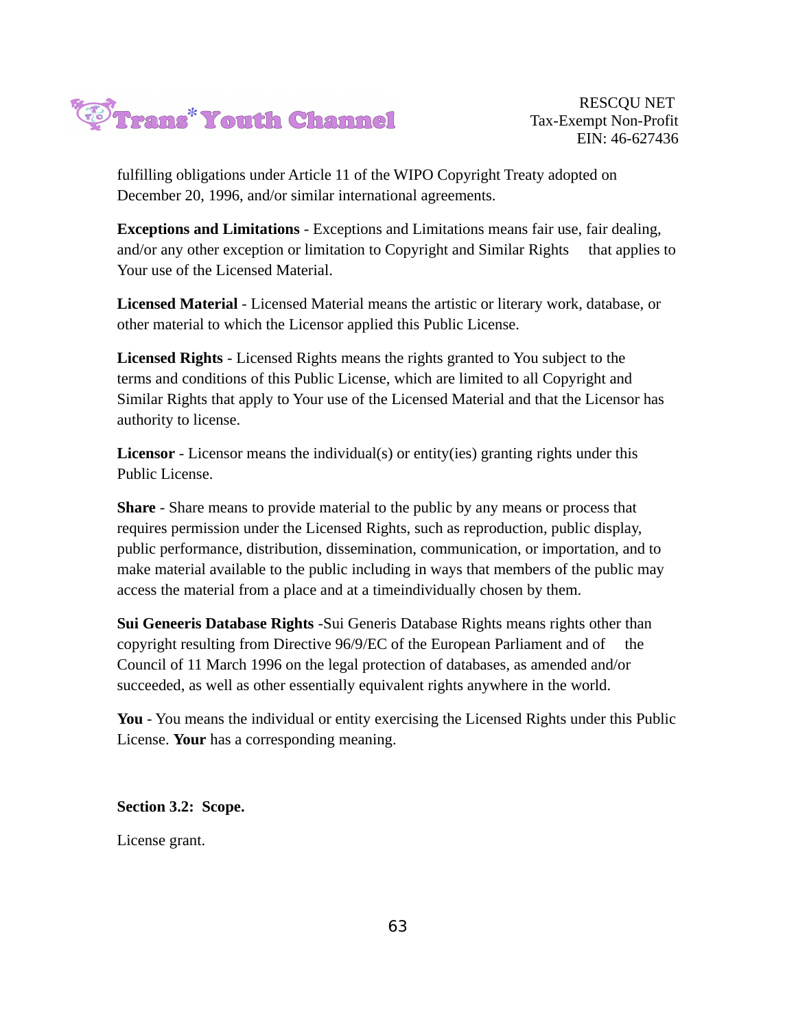fulfilling obligations under Article 11 of the WIPO Copyright Treaty adopted on December 20, 1996, and/or similar international agreements.

**Exceptions and Limitations** - Exceptions and Limitations means fair use, fair dealing, and/or any other exception or limitation to Copyright and Similar Rights that applies to Your use of the Licensed Material.

**Licensed Material** - Licensed Material means the artistic or literary work, database, or other material to which the Licensor applied this Public License.

**Licensed Rights** - Licensed Rights means the rights granted to You subject to the terms and conditions of this Public License, which are limited to all Copyright and Similar Rights that apply to Your use of the Licensed Material and that the Licensor has authority to license.

**Licensor** - Licensor means the individual(s) or entity(ies) granting rights under this Public License.

**Share** - Share means to provide material to the public by any means or process that requires permission under the Licensed Rights, such as reproduction, public display, public performance, distribution, dissemination, communication, or importation, and to make material available to the public including in ways that members of the public may access the material from a place and at a timeindividually chosen by them.

**Sui Geneeris Database Rights** -Sui Generis Database Rights means rights other than copyright resulting from Directive 96/9/EC of the European Parliament and of the Council of 11 March 1996 on the legal protection of databases, as amended and/or succeeded, as well as other essentially equivalent rights anywhere in the world.

**You** - You means the individual or entity exercising the Licensed Rights under this Public License. **Your** has a corresponding meaning.

**Section 3.2: Scope.**

License grant.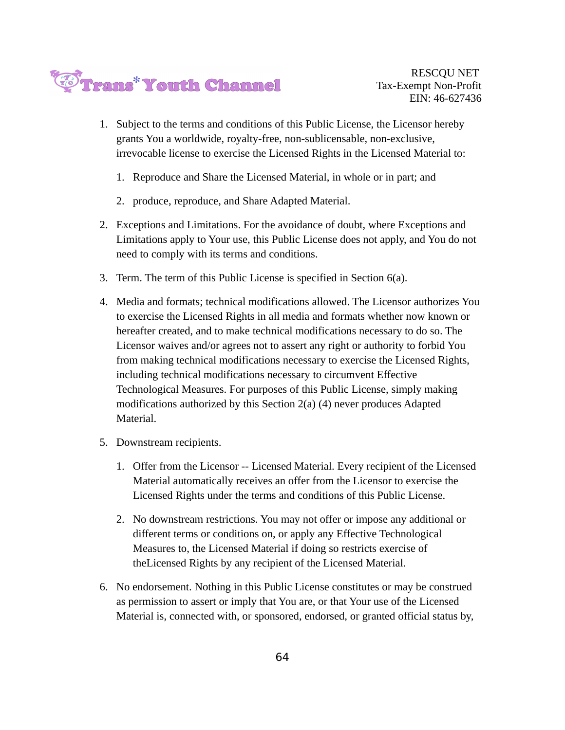1. Subject to the terms and conditions of this Public License, the Licensor hereby grants You a worldwide, royalty-free, non-sublicensable, non-exclusive, irrevocable license to exercise the Licensed Rights in the Licensed Material to:

   1. Reproduce and Share the Licensed Material, in whole or in part; and

   2. produce, reproduce, and Share Adapted Material.

2. Exceptions and Limitations. For the avoidance of doubt, where Exceptions and Limitations apply to Your use, this Public License does not apply, and You do not need to comply with its terms and conditions.

3. Term. The term of this Public License is specified in Section 6(a).

4. Media and formats; technical modifications allowed. The Licensor authorizes You to exercise the Licensed Rights in all media and formats whether now known or hereafter created, and to make technical modifications necessary to do so. The Licensor waives and/or agrees not to assert any right or authority to forbid You from making technical modifications necessary to exercise the Licensed Rights, including technical modifications necessary to circumvent Effective Technological Measures. For purposes of this Public License, simply making modifications authorized by this Section 2(a) (4) never produces Adapted Material.

5. Downstream recipients.

   1. Offer from the Licensor -- Licensed Material. Every recipient of the Licensed Material automatically receives an offer from the Licensor to exercise the Licensed Rights under the terms and conditions of this Public License.

   2. No downstream restrictions. You may not offer or impose any additional or different terms or conditions on, or apply any Effective Technological Measures to, the Licensed Material if doing so restricts exercise of theLicensed Rights by any recipient of the Licensed Material.

6. No endorsement. Nothing in this Public License constitutes or may be construed as permission to assert or imply that You are, or that Your use of the Licensed Material is, connected with, or sponsored, endorsed, or granted official status by,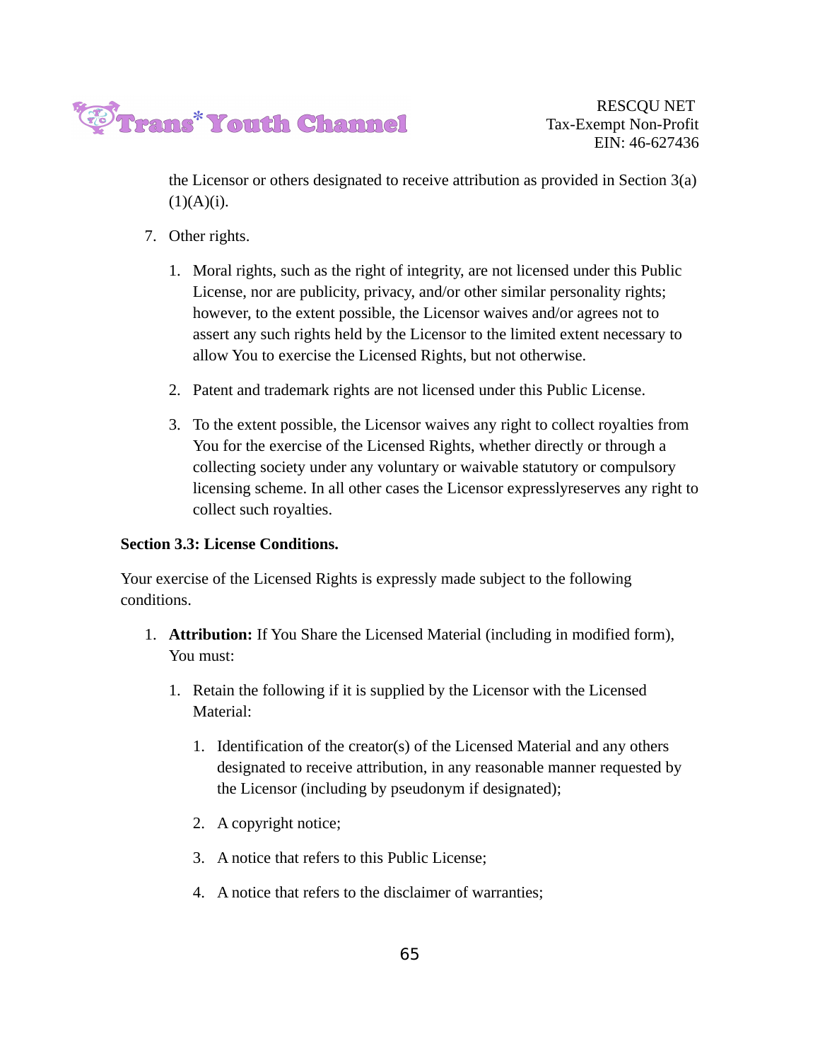the Licensor or others designated to receive attribution as provided in Section 3(a)(1)(A)(i).

7. Other rights.

    1. Moral rights, such as the right of integrity, are not licensed under this Public License, nor are publicity, privacy, and/or other similar personality rights; however, to the extent possible, the Licensor waives and/or agrees not to assert any such rights held by the Licensor to the limited extent necessary to allow You to exercise the Licensed Rights, but not otherwise.

    2. Patent and trademark rights are not licensed under this Public License.

    3. To the extent possible, the Licensor waives any right to collect royalties from You for the exercise of the Licensed Rights, whether directly or through a collecting society under any voluntary or waivable statutory or compulsory licensing scheme. In all other cases the Licensor expresslyreserves any right to collect such royalties.

**Section 3.3: License Conditions.**

Your exercise of the Licensed Rights is expressly made subject to the following conditions.

1. **Attribution:** If You Share the Licensed Material (including in modified form), You must:

    1. Retain the following if it is supplied by the Licensor with the Licensed Material:

        1. Identification of the creator(s) of the Licensed Material and any others designated to receive attribution, in any reasonable manner requested by the Licensor (including by pseudonym if designated);

        2. A copyright notice;

        3. A notice that refers to this Public License;

        4. A notice that refers to the disclaimer of warranties;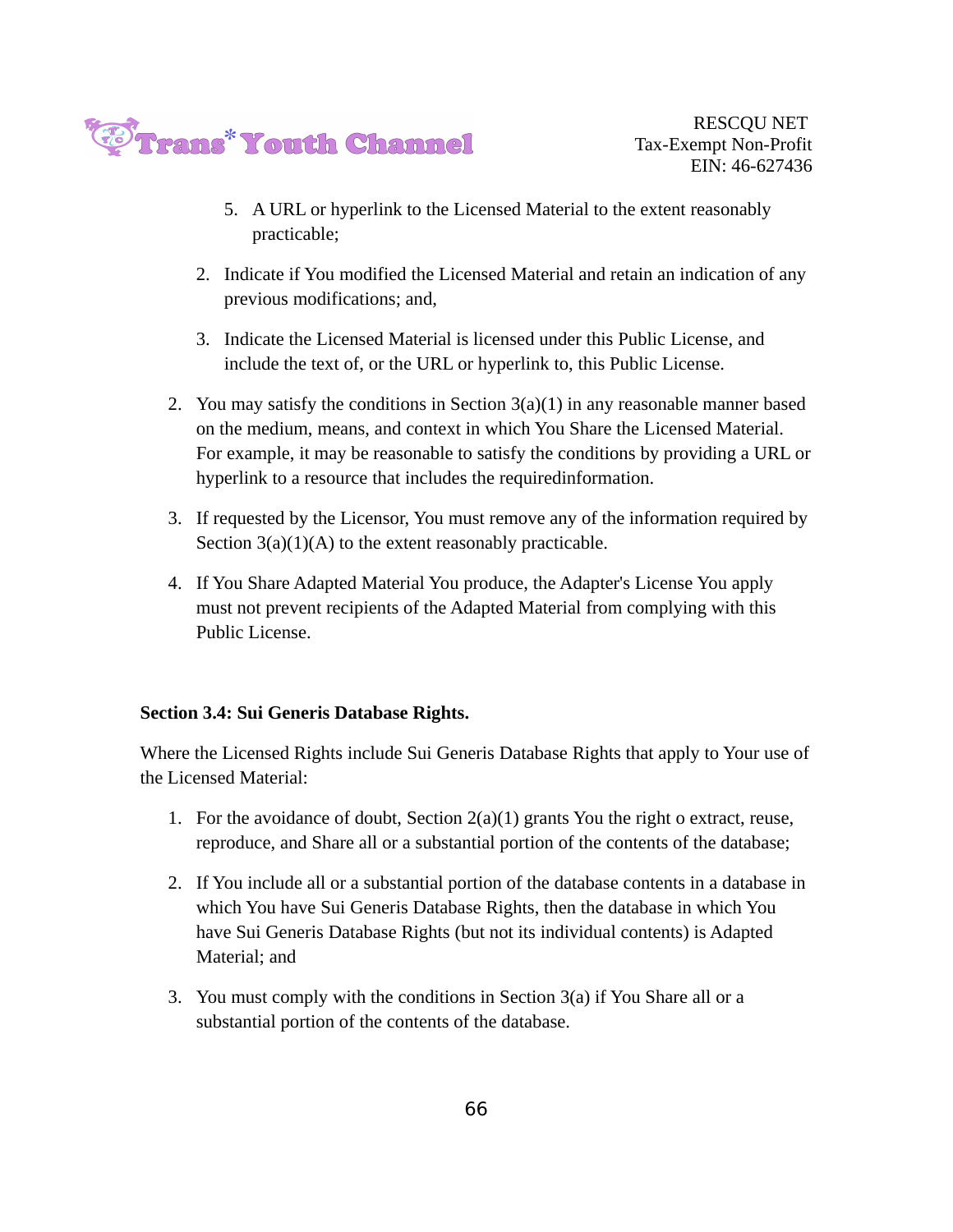5. A URL or hyperlink to the Licensed Material to the extent reasonably practicable;

2. Indicate if You modified the Licensed Material and retain an indication of any previous modifications; and,

3. Indicate the Licensed Material is licensed under this Public License, and include the text of, or the URL or hyperlink to, this Public License.

2. You may satisfy the conditions in Section 3(a)(1) in any reasonable manner based on the medium, means, and context in which You Share the Licensed Material. For example, it may be reasonable to satisfy the conditions by providing a URL or hyperlink to a resource that includes the requiredinformation.

3. If requested by the Licensor, You must remove any of the information required by Section 3(a)(1)(A) to the extent reasonably practicable.

4. If You Share Adapted Material You produce, the Adapter's License You apply must not prevent recipients of the Adapted Material from complying with this Public License.

**Section 3.4: Sui Generis Database Rights.**

Where the Licensed Rights include Sui Generis Database Rights that apply to Your use of the Licensed Material:

1. For the avoidance of doubt, Section 2(a)(1) grants You the right o extract, reuse, reproduce, and Share all or a substantial portion of the contents of the database;

2. If You include all or a substantial portion of the database contents in a database in which You have Sui Generis Database Rights, then the database in which You have Sui Generis Database Rights (but not its individual contents) is Adapted Material; and

3. You must comply with the conditions in Section 3(a) if You Share all or a substantial portion of the contents of the database.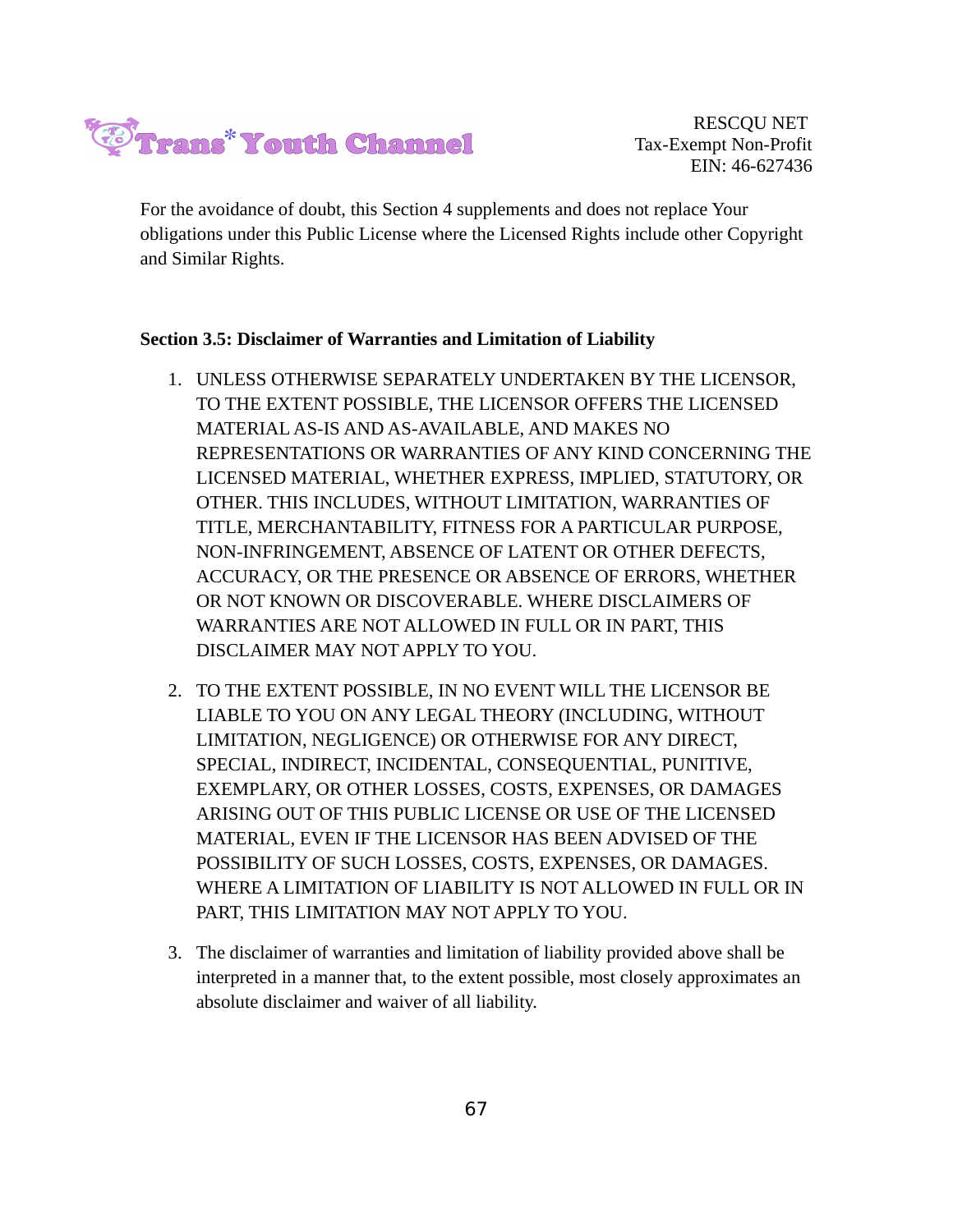For the avoidance of doubt, this Section 4 supplements and does not replace Your obligations under this Public License where the Licensed Rights include other Copyright and Similar Rights.

**Section 3.5: Disclaimer of Warranties and Limitation of Liability**

1. UNLESS OTHERWISE SEPARATELY UNDERTAKEN BY THE LICENSOR, TO THE EXTENT POSSIBLE, THE LICENSOR OFFERS THE LICENSED MATERIAL AS-IS AND AS-AVAILABLE, AND MAKES NO REPRESENTATIONS OR WARRANTIES OF ANY KIND CONCERNING THE LICENSED MATERIAL, WHETHER EXPRESS, IMPLIED, STATUTORY, OR OTHER. THIS INCLUDES, WITHOUT LIMITATION, WARRANTIES OF TITLE, MERCHANTABILITY, FITNESS FOR A PARTICULAR PURPOSE, NON-INFRINGEMENT, ABSENCE OF LATENT OR OTHER DEFECTS, ACCURACY, OR THE PRESENCE OR ABSENCE OF ERRORS, WHETHER OR NOT KNOWN OR DISCOVERABLE. WHERE DISCLAIMERS OF WARRANTIES ARE NOT ALLOWED IN FULL OR IN PART, THIS DISCLAIMER MAY NOT APPLY TO YOU.
2. TO THE EXTENT POSSIBLE, IN NO EVENT WILL THE LICENSOR BE LIABLE TO YOU ON ANY LEGAL THEORY (INCLUDING, WITHOUT LIMITATION, NEGLIGENCE) OR OTHERWISE FOR ANY DIRECT, SPECIAL, INDIRECT, INCIDENTAL, CONSEQUENTIAL, PUNITIVE, EXEMPLARY, OR OTHER LOSSES, COSTS, EXPENSES, OR DAMAGES ARISING OUT OF THIS PUBLIC LICENSE OR USE OF THE LICENSED MATERIAL, EVEN IF THE LICENSOR HAS BEEN ADVISED OF THE POSSIBILITY OF SUCH LOSSES, COSTS, EXPENSES, OR DAMAGES. WHERE A LIMITATION OF LIABILITY IS NOT ALLOWED IN FULL OR IN PART, THIS LIMITATION MAY NOT APPLY TO YOU.
3. The disclaimer of warranties and limitation of liability provided above shall be interpreted in a manner that, to the extent possible, most closely approximates an absolute disclaimer and waiver of all liability.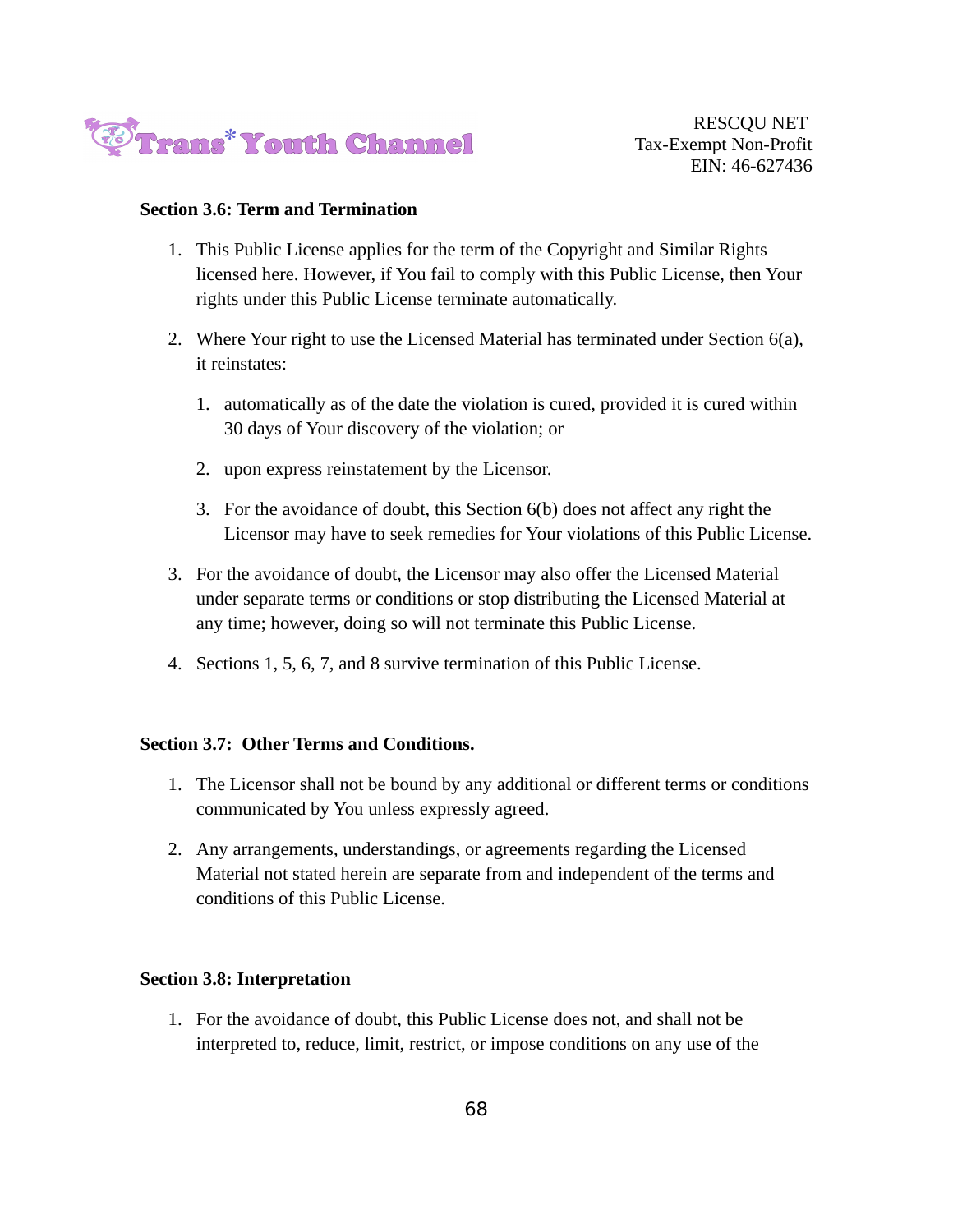**Section 3.6: Term and Termination**

1. This Public License applies for the term of the Copyright and Similar Rights licensed here. However, if You fail to comply with this Public License, then Your rights under this Public License terminate automatically.

2. Where Your right to use the Licensed Material has terminated under Section 6(a), it reinstates:

    1. automatically as of the date the violation is cured, provided it is cured within 30 days of Your discovery of the violation; or

    2. upon express reinstatement by the Licensor.

    3. For the avoidance of doubt, this Section 6(b) does not affect any right the Licensor may have to seek remedies for Your violations of this Public License.

3. For the avoidance of doubt, the Licensor may also offer the Licensed Material under separate terms or conditions or stop distributing the Licensed Material at any time; however, doing so will not terminate this Public License.

4. Sections 1, 5, 6, 7, and 8 survive termination of this Public License.

**Section 3.7: Other Terms and Conditions.**

1. The Licensor shall not be bound by any additional or different terms or conditions communicated by You unless expressly agreed.

2. Any arrangements, understandings, or agreements regarding the Licensed Material not stated herein are separate from and independent of the terms and conditions of this Public License.

**Section 3.8: Interpretation**

1. For the avoidance of doubt, this Public License does not, and shall not be interpreted to, reduce, limit, restrict, or impose conditions on any use of the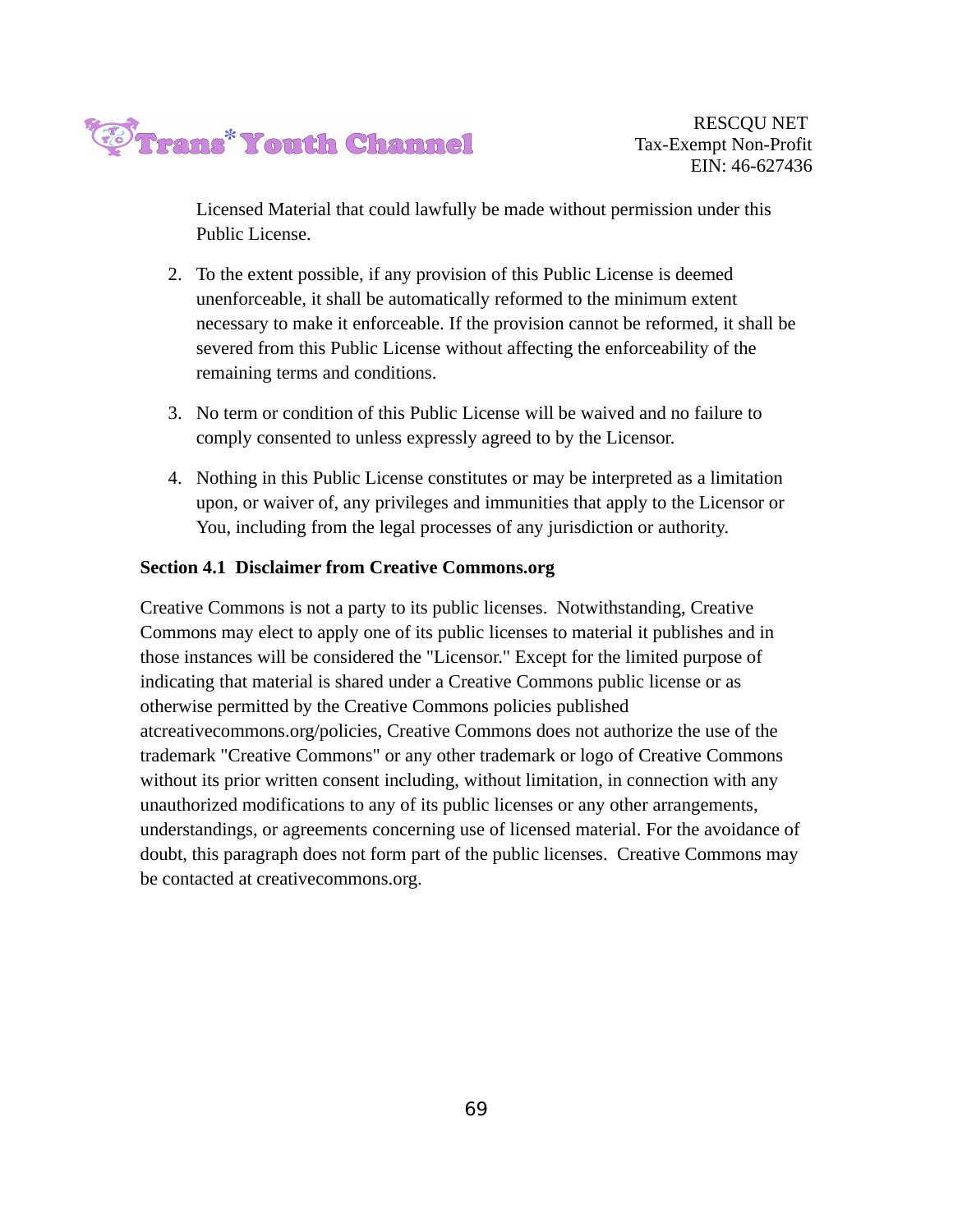Licensed Material that could lawfully be made without permission under this Public License.

2. To the extent possible, if any provision of this Public License is deemed unenforceable, it shall be automatically reformed to the minimum extent necessary to make it enforceable. If the provision cannot be reformed, it shall be severed from this Public License without affecting the enforceability of the remaining terms and conditions.

3. No term or condition of this Public License will be waived and no failure to comply consented to unless expressly agreed to by the Licensor.

4. Nothing in this Public License constitutes or may be interpreted as a limitation upon, or waiver of, any privileges and immunities that apply to the Licensor or You, including from the legal processes of any jurisdiction or authority.

**Section 4.1 Disclaimer from Creative Commons.org**

Creative Commons is not a party to its public licenses. Notwithstanding, Creative Commons may elect to apply one of its public licenses to material it publishes and in those instances will be considered the "Licensor." Except for the limited purpose of indicating that material is shared under a Creative Commons public license or as otherwise permitted by the Creative Commons policies published atcreativecommons.org/policies, Creative Commons does not authorize the use of the trademark "Creative Commons" or any other trademark or logo of Creative Commons without its prior written consent including, without limitation, in connection with any unauthorized modifications to any of its public licenses or any other arrangements, understandings, or agreements concerning use of licensed material. For the avoidance of doubt, this paragraph does not form part of the public licenses. Creative Commons may be contacted at creativecommons.org.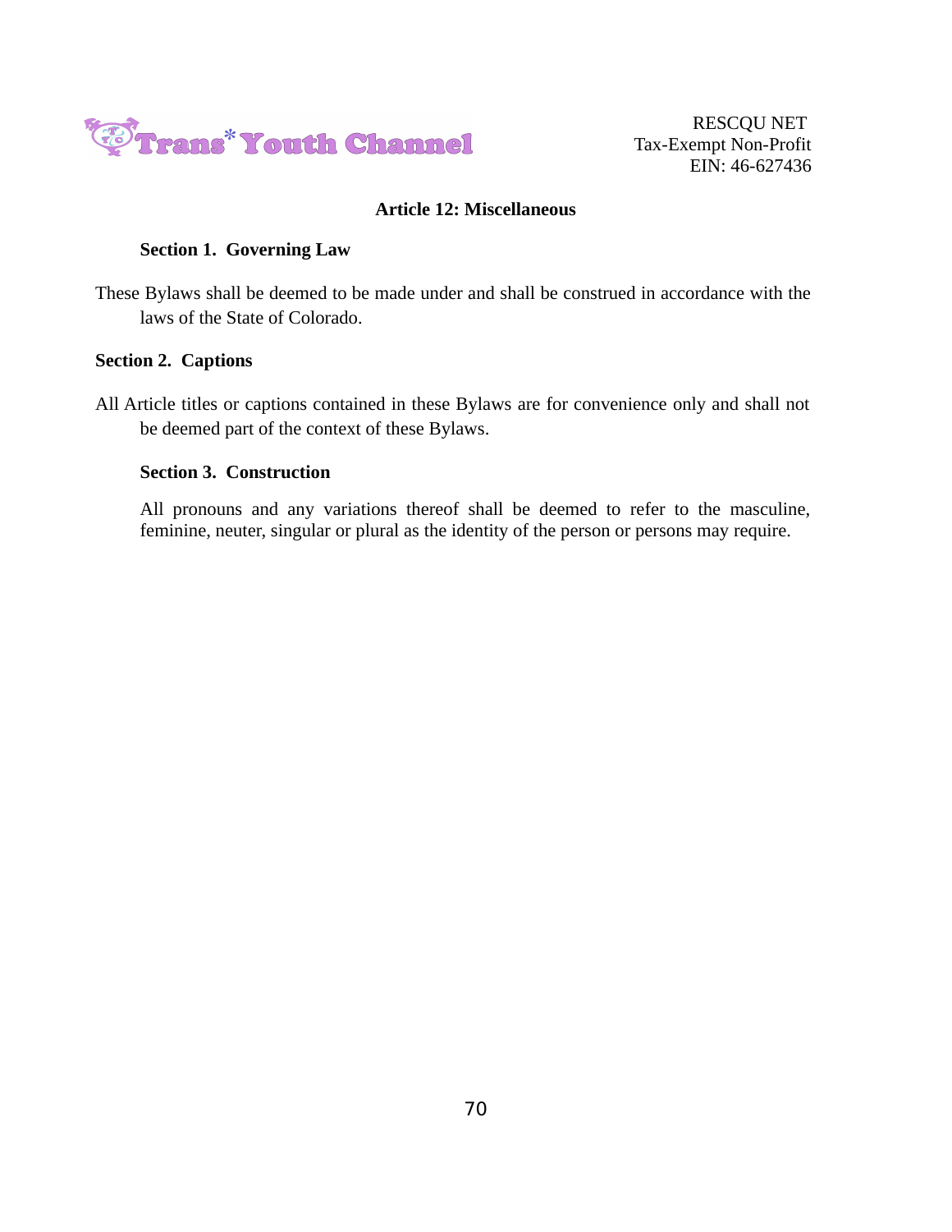## Article 12: Miscellaneous

### Section 1. Governing Law

These Bylaws shall be deemed to be made under and shall be construed in accordance with the laws of the State of Colorado.

### Section 2. Captions

All Article titles or captions contained in these Bylaws are for convenience only and shall not be deemed part of the context of these Bylaws.

### Section 3. Construction

All pronouns and any variations thereof shall be deemed to refer to the masculine, feminine, neuter, singular or plural as the identity of the person or persons may require.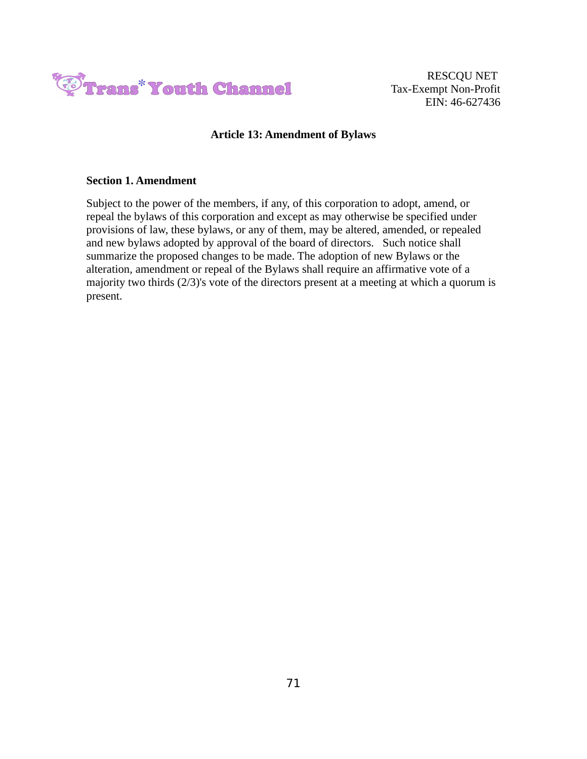## Article 13: Amendment of Bylaws

### Section 1. Amendment

Subject to the power of the members, if any, of this corporation to adopt, amend, or repeal the bylaws of this corporation and except as may otherwise be specified under provisions of law, these bylaws, or any of them, may be altered, amended, or repealed and new bylaws adopted by approval of the board of directors. Such notice shall summarize the proposed changes to be made. The adoption of new Bylaws or the alteration, amendment or repeal of the Bylaws shall require an affirmative vote of a majority two thirds (2/3)'s vote of the directors present at a meeting at which a quorum is present.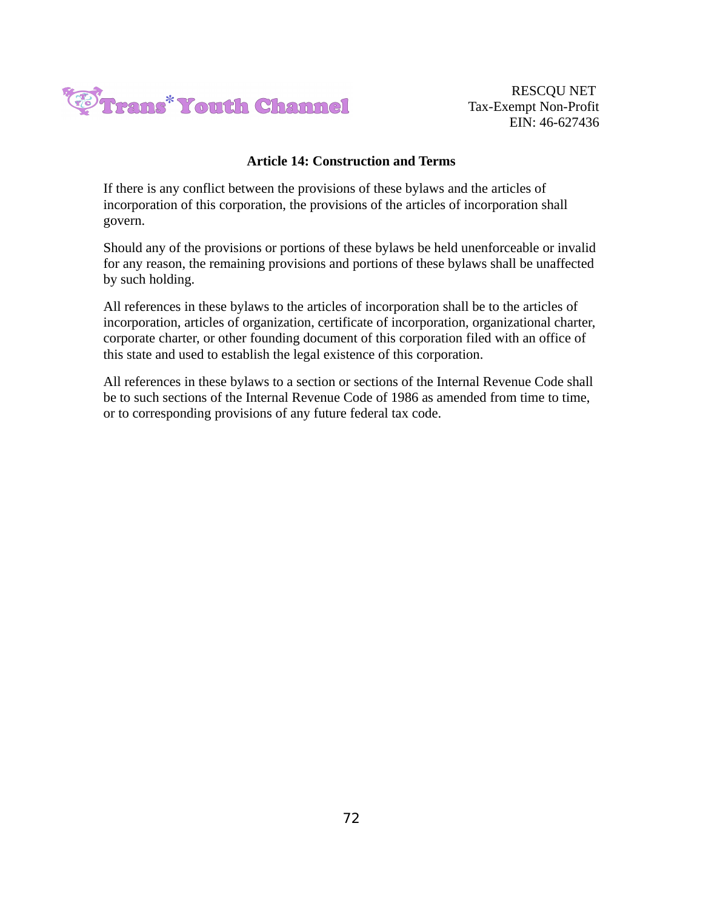## Article 14: Construction and Terms

If there is any conflict between the provisions of these bylaws and the articles of incorporation of this corporation, the provisions of the articles of incorporation shall govern.

Should any of the provisions or portions of these bylaws be held unenforceable or invalid for any reason, the remaining provisions and portions of these bylaws shall be unaffected by such holding.

All references in these bylaws to the articles of incorporation shall be to the articles of incorporation, articles of organization, certificate of incorporation, organizational charter, corporate charter, or other founding document of this corporation filed with an office of this state and used to establish the legal existence of this corporation.

All references in these bylaws to a section or sections of the Internal Revenue Code shall be to such sections of the Internal Revenue Code of 1986 as amended from time to time, or to corresponding provisions of any future federal tax code.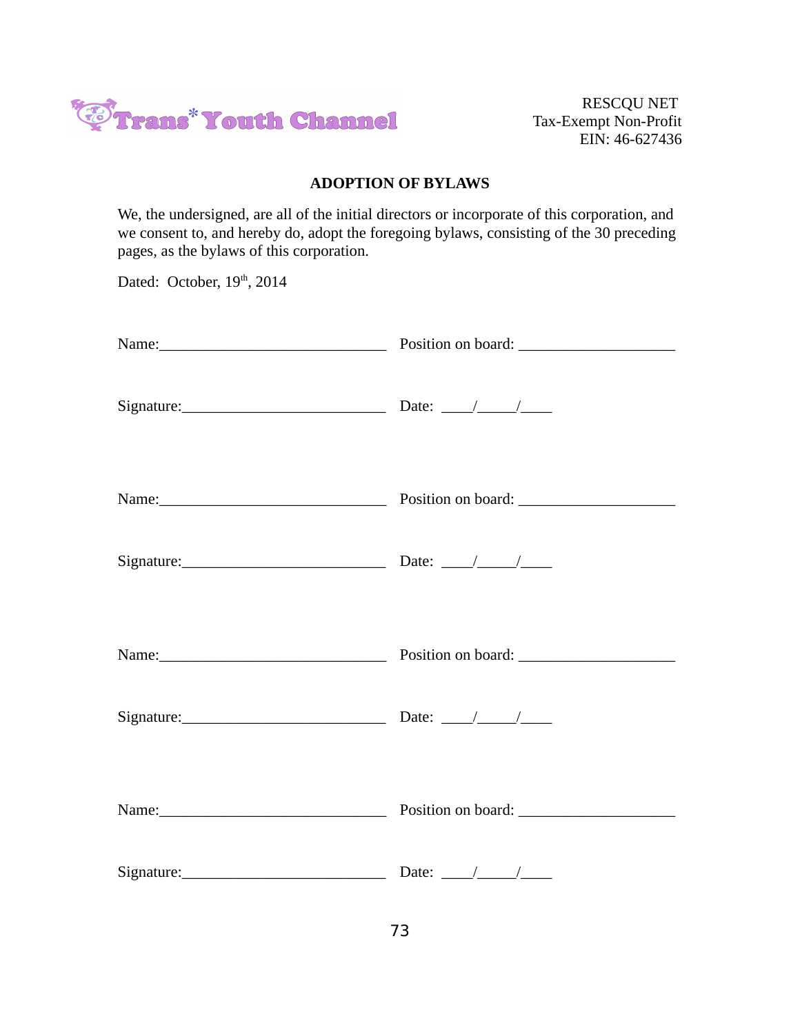Trans* Youth Channel

RESCQU NET
Tax-Exempt Non-Profit
EIN: 46-627436

**ADOPTION OF BYLAWS**

We, the undersigned, are all of the initial directors or incorporate of this corporation, and we consent to, and hereby do, adopt the foregoing bylaws, consisting of the 30 preceding pages, as the bylaws of this corporation.

Dated: October, 19th, 2014

Name:______________________________ Position on board: ____________________

Signature:___________________________ Date: ____/_____/____

Name:______________________________ Position on board: ____________________

Signature:___________________________ Date: ____/_____/____

Name:______________________________ Position on board: ____________________

Signature:___________________________ Date: ____/_____/____

Name:______________________________ Position on board: ____________________

Signature:___________________________ Date: ____/_____/____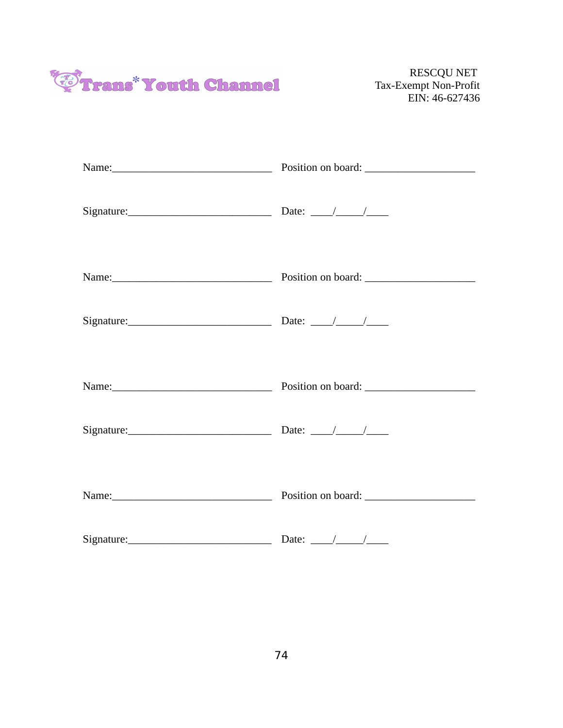Trans* Youth Channel

RESCQU NET
Tax-Exempt Non-Profit
EIN: 46-627436

Name:______________________________ Position on board: _____________________

Signature:___________________________ Date: ____/_____/____

Name:______________________________ Position on board: _____________________

Signature:___________________________ Date: ____/_____/____

Name:______________________________ Position on board: _____________________

Signature:___________________________ Date: ____/_____/____

Name:______________________________ Position on board: _____________________

Signature:___________________________ Date: ____/_____/____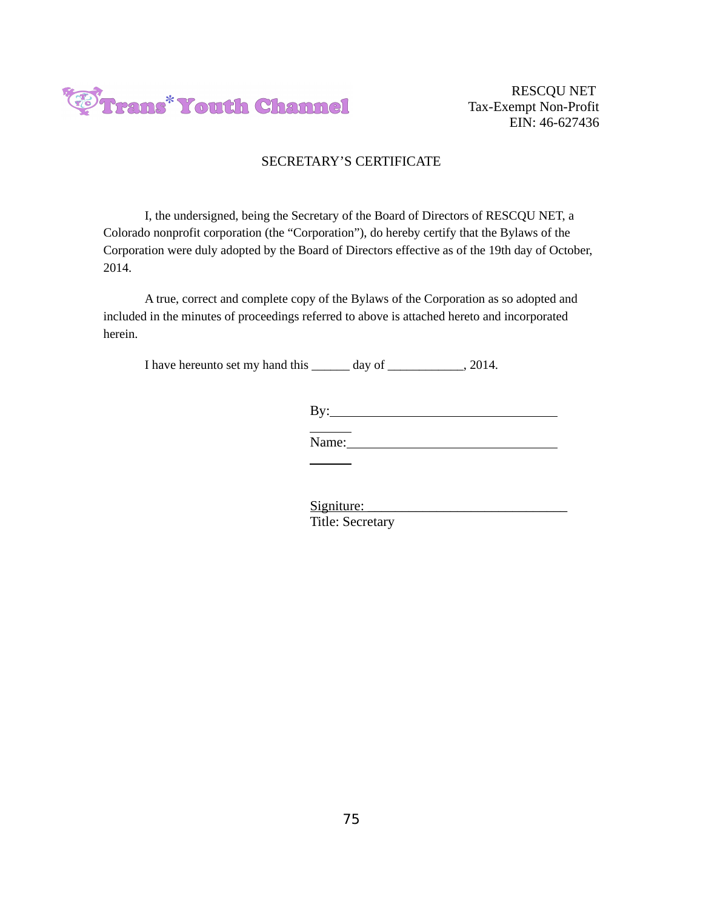Trans* Youth Channel

RESCQU NET  
Tax-Exempt Non-Profit  
EIN: 46-627436

## SECRETARY'S CERTIFICATE

I, the undersigned, being the Secretary of the Board of Directors of RESCQU NET, a Colorado nonprofit corporation (the "Corporation"), do hereby certify that the Bylaws of the Corporation were duly adopted by the Board of Directors effective as of the 19th day of October, 2014.

A true, correct and complete copy of the Bylaws of the Corporation as so adopted and included in the minutes of proceedings referred to above is attached hereto and incorporated herein.

I have hereunto set my hand this ______ day of ____________, 2014.

By:___________________________________

Name:________________________________

Signiture: _______________________________  
Title: Secretary